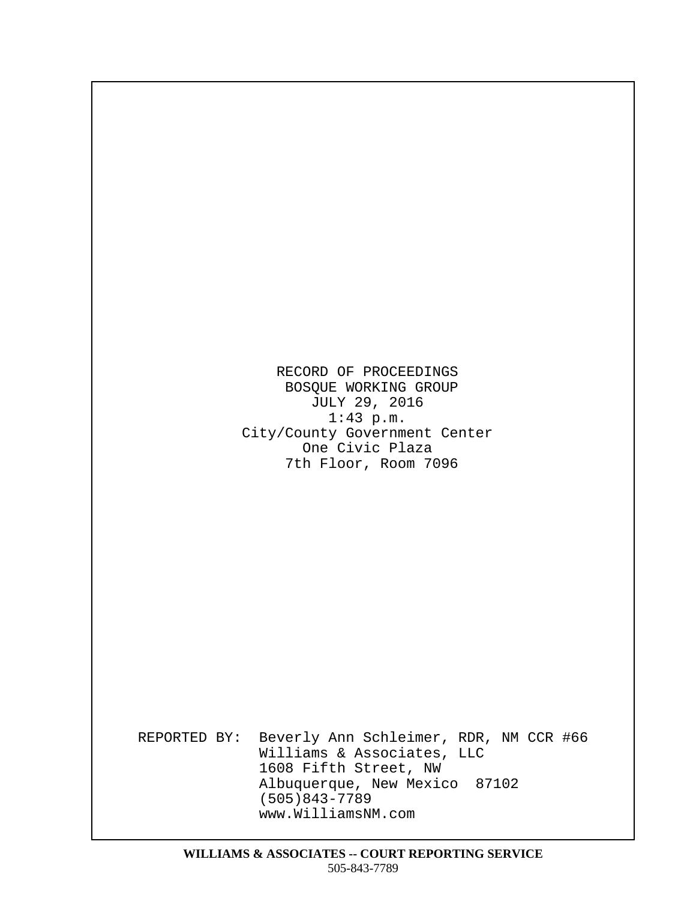RECORD OF PROCEEDINGS
BOSQUE WORKING GROUP
JULY 29, 2016
1:43 p.m.
City/County Government Center
One Civic Plaza
7th Floor, Room 7096

REPORTED BY: Beverly Ann Schleimer, RDR, NM CCR #66
Williams & Associates, LLC
1608 Fifth Street, NW
Albuquerque, New Mexico 87102
(505)843-7789
www.WilliamsNM.com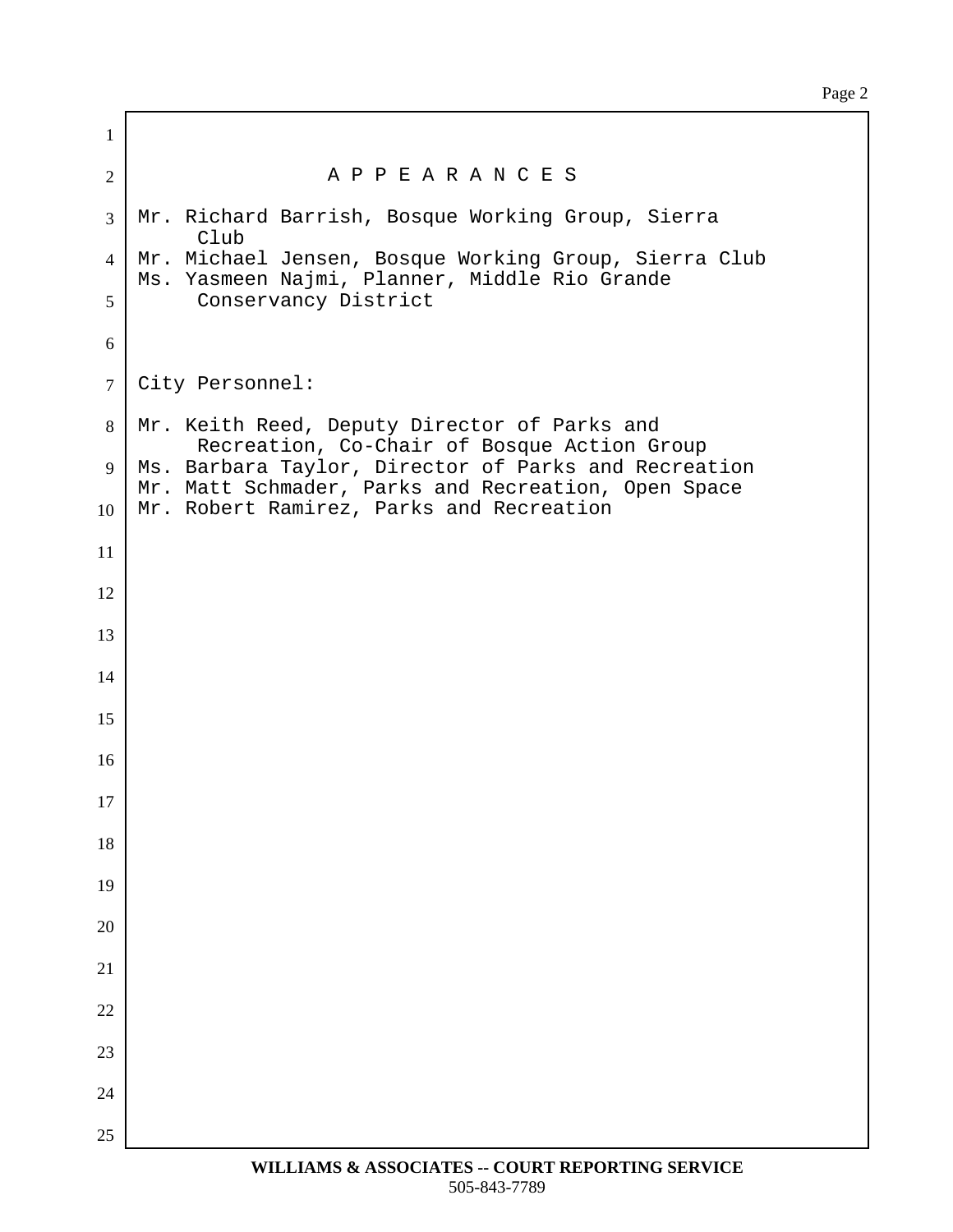## A P P E A R A N C E S

Mr. Richard Barrish, Bosque Working Group, Sierra Club
Mr. Michael Jensen, Bosque Working Group, Sierra Club
Ms. Yasmeen Najmi, Planner, Middle Rio Grande Conservancy District

City Personnel:

Mr. Keith Reed, Deputy Director of Parks and Recreation, Co-Chair of Bosque Action Group
Ms. Barbara Taylor, Director of Parks and Recreation
Mr. Matt Schmader, Parks and Recreation, Open Space
Mr. Robert Ramirez, Parks and Recreation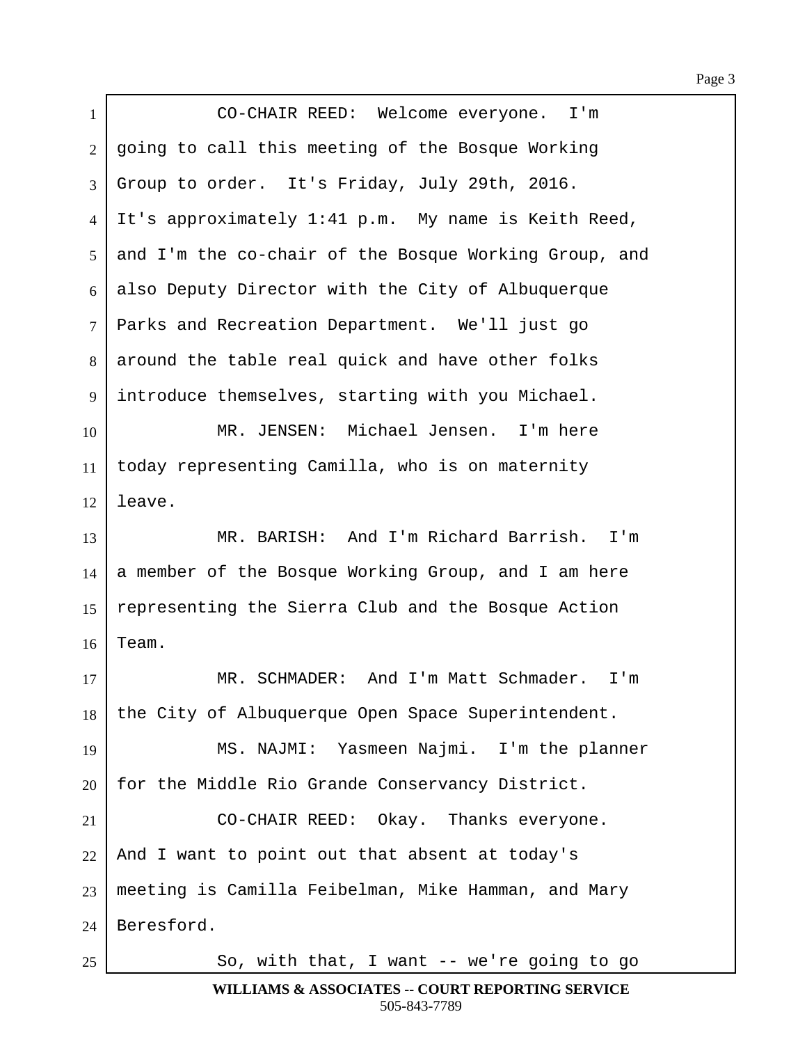CO-CHAIR REED: Welcome everyone. I'm going to call this meeting of the Bosque Working Group to order. It's Friday, July 29th, 2016. It's approximately 1:41 p.m. My name is Keith Reed, and I'm the co-chair of the Bosque Working Group, and also Deputy Director with the City of Albuquerque Parks and Recreation Department. We'll just go around the table real quick and have other folks introduce themselves, starting with you Michael.

MR. JENSEN: Michael Jensen. I'm here today representing Camilla, who is on maternity leave.

MR. BARISH: And I'm Richard Barrish. I'm a member of the Bosque Working Group, and I am here representing the Sierra Club and the Bosque Action Team.

MR. SCHMADER: And I'm Matt Schmader. I'm the City of Albuquerque Open Space Superintendent.

MS. NAJMI: Yasmeen Najmi. I'm the planner for the Middle Rio Grande Conservancy District.

CO-CHAIR REED: Okay. Thanks everyone. And I want to point out that absent at today's meeting is Camilla Feibelman, Mike Hamman, and Mary Beresford.

So, with that, I want -- we're going to go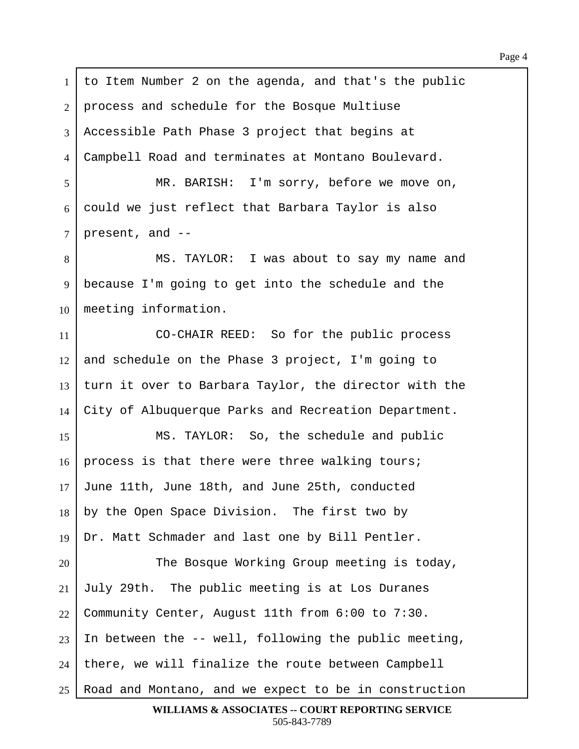to Item Number 2 on the agenda, and that's the public process and schedule for the Bosque Multiuse Accessible Path Phase 3 project that begins at Campbell Road and terminates at Montano Boulevard.

MR. BARISH: I'm sorry, before we move on, could we just reflect that Barbara Taylor is also present, and --

MS. TAYLOR: I was about to say my name and because I'm going to get into the schedule and the meeting information.

CO-CHAIR REED: So for the public process and schedule on the Phase 3 project, I'm going to turn it over to Barbara Taylor, the director with the City of Albuquerque Parks and Recreation Department.

MS. TAYLOR: So, the schedule and public process is that there were three walking tours; June 11th, June 18th, and June 25th, conducted by the Open Space Division. The first two by Dr. Matt Schmader and last one by Bill Pentler.

The Bosque Working Group meeting is today, July 29th. The public meeting is at Los Duranes Community Center, August 11th from 6:00 to 7:30. In between the -- well, following the public meeting, there, we will finalize the route between Campbell Road and Montano, and we expect to be in construction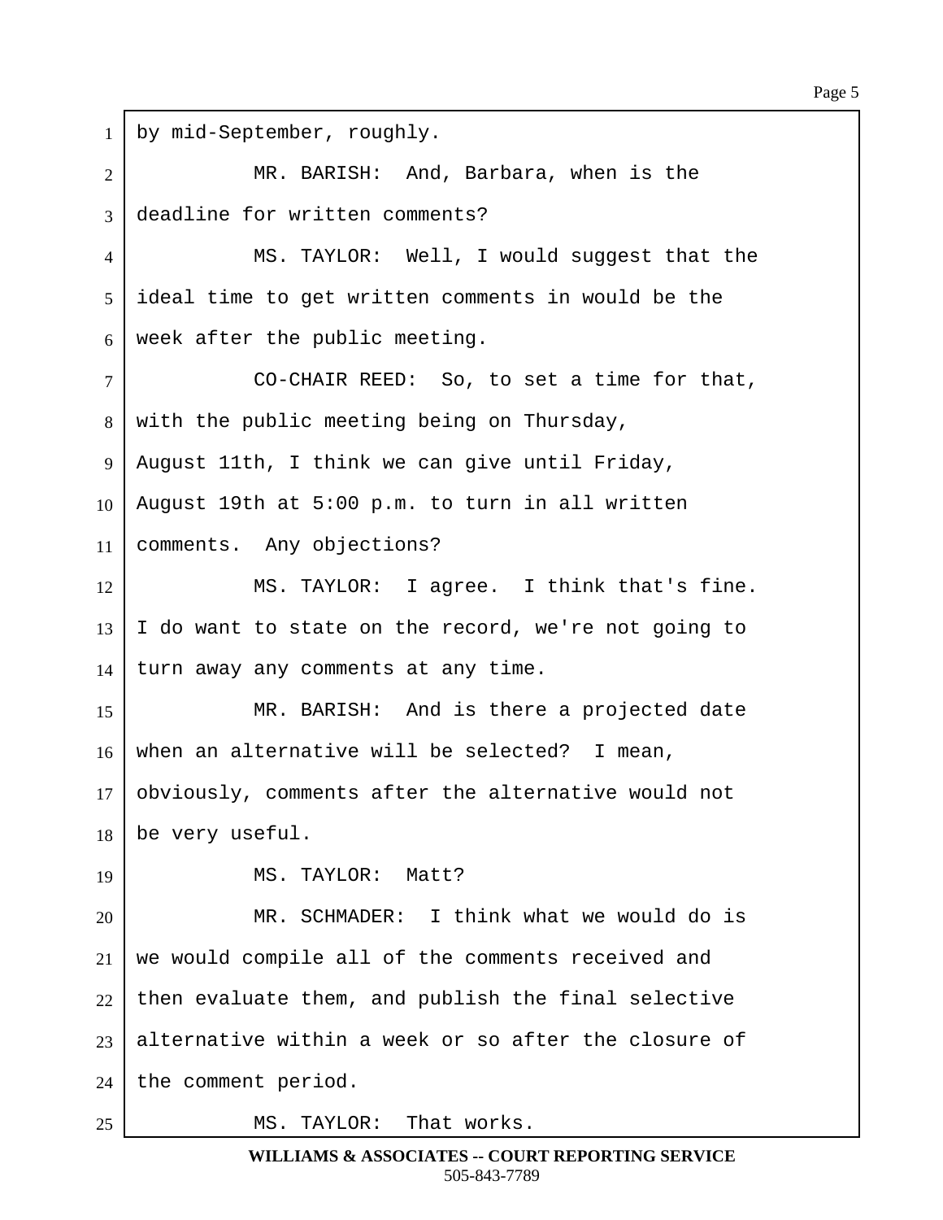by mid-September, roughly.

MR. BARISH: And, Barbara, when is the deadline for written comments?

MS. TAYLOR: Well, I would suggest that the ideal time to get written comments in would be the week after the public meeting.

CO-CHAIR REED: So, to set a time for that, with the public meeting being on Thursday, August 11th, I think we can give until Friday, August 19th at 5:00 p.m. to turn in all written comments. Any objections?

MS. TAYLOR: I agree. I think that's fine. I do want to state on the record, we're not going to turn away any comments at any time.

MR. BARISH: And is there a projected date when an alternative will be selected? I mean, obviously, comments after the alternative would not be very useful.

MS. TAYLOR: Matt?

MR. SCHMADER: I think what we would do is we would compile all of the comments received and then evaluate them, and publish the final selective alternative within a week or so after the closure of the comment period.

MS. TAYLOR: That works.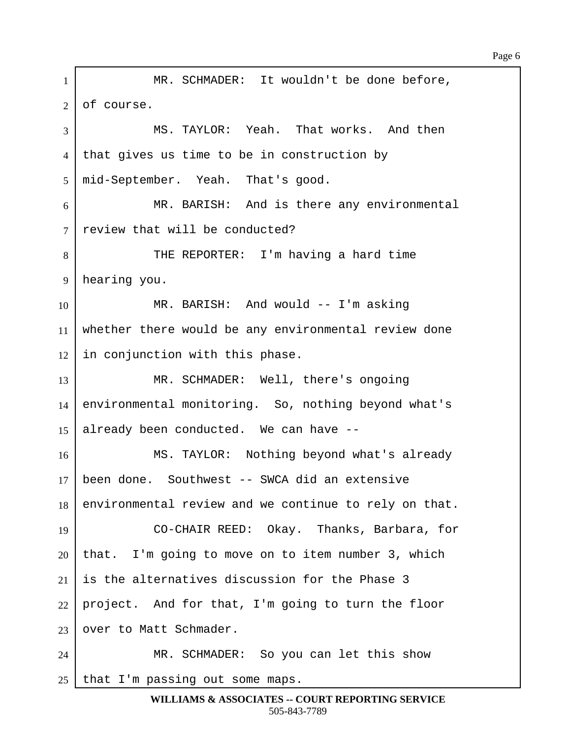MR. SCHMADER: It wouldn't be done before, of course.

MS. TAYLOR: Yeah. That works. And then that gives us time to be in construction by mid-September. Yeah. That's good.

MR. BARISH: And is there any environmental review that will be conducted?

THE REPORTER: I'm having a hard time hearing you.

MR. BARISH: And would -- I'm asking whether there would be any environmental review done in conjunction with this phase.

MR. SCHMADER: Well, there's ongoing environmental monitoring. So, nothing beyond what's already been conducted. We can have --

MS. TAYLOR: Nothing beyond what's already been done. Southwest -- SWCA did an extensive environmental review and we continue to rely on that.

CO-CHAIR REED: Okay. Thanks, Barbara, for that. I'm going to move on to item number 3, which is the alternatives discussion for the Phase 3 project. And for that, I'm going to turn the floor over to Matt Schmader.

MR. SCHMADER: So you can let this show that I'm passing out some maps.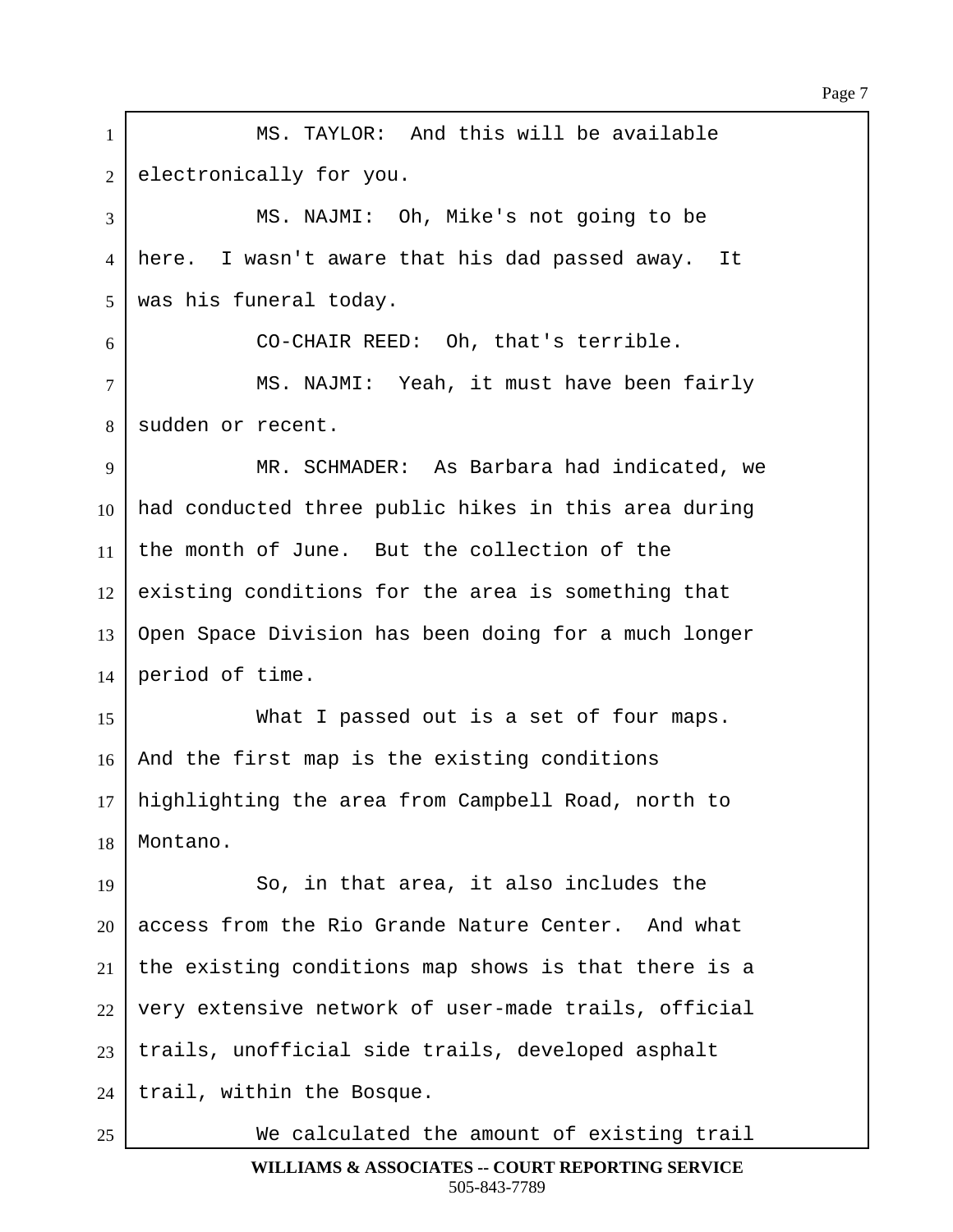MS. TAYLOR: And this will be available electronically for you.

MS. NAJMI: Oh, Mike's not going to be here. I wasn't aware that his dad passed away. It was his funeral today.

CO-CHAIR REED: Oh, that's terrible.

MS. NAJMI: Yeah, it must have been fairly sudden or recent.

MR. SCHMADER: As Barbara had indicated, we had conducted three public hikes in this area during the month of June. But the collection of the existing conditions for the area is something that Open Space Division has been doing for a much longer period of time.

What I passed out is a set of four maps. And the first map is the existing conditions highlighting the area from Campbell Road, north to Montano.

So, in that area, it also includes the access from the Rio Grande Nature Center. And what the existing conditions map shows is that there is a very extensive network of user-made trails, official trails, unofficial side trails, developed asphalt trail, within the Bosque.

We calculated the amount of existing trail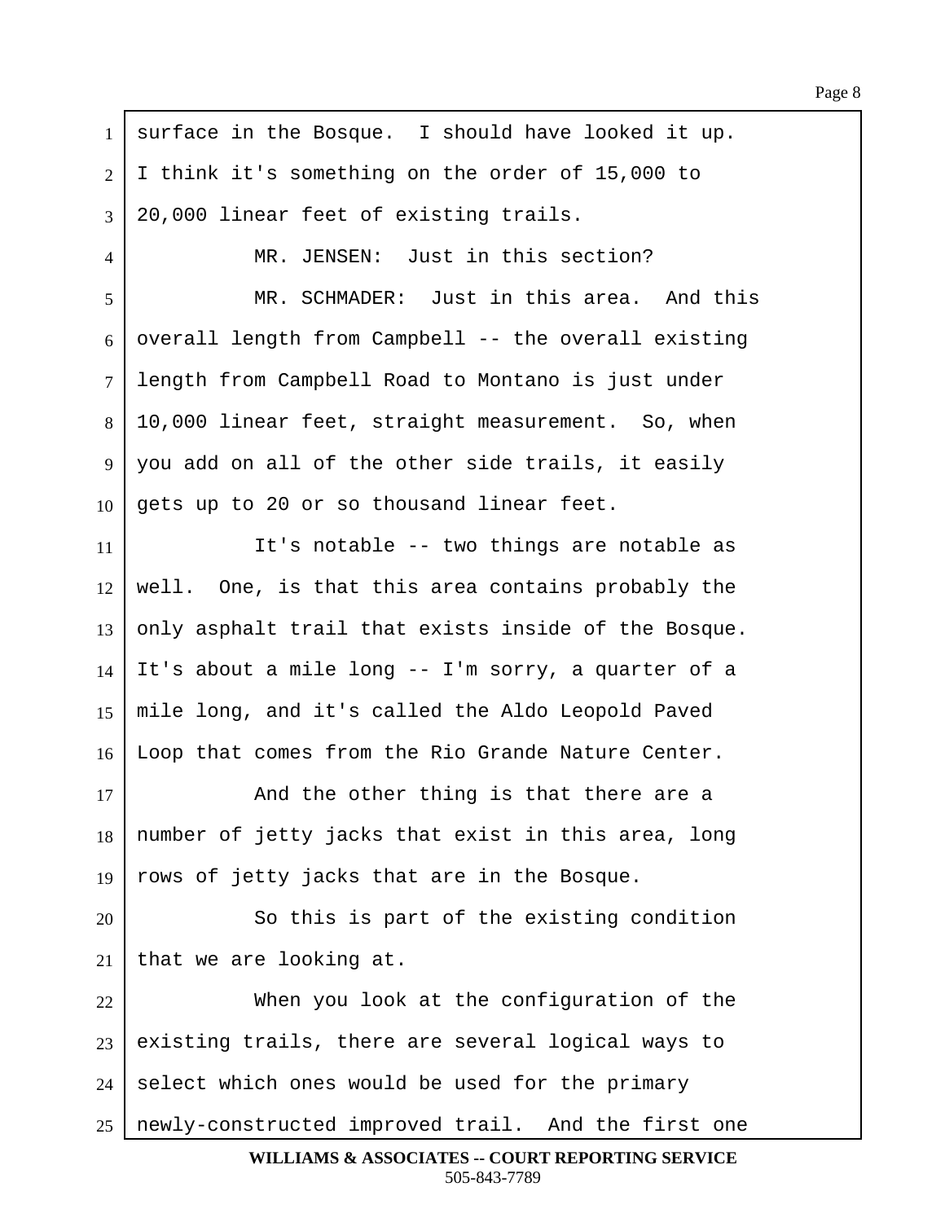surface in the Bosque. I should have looked it up. I think it's something on the order of 15,000 to 20,000 linear feet of existing trails.

MR. JENSEN: Just in this section?

MR. SCHMADER: Just in this area. And this overall length from Campbell -- the overall existing length from Campbell Road to Montano is just under 10,000 linear feet, straight measurement. So, when you add on all of the other side trails, it easily gets up to 20 or so thousand linear feet.

It's notable -- two things are notable as well. One, is that this area contains probably the only asphalt trail that exists inside of the Bosque. It's about a mile long -- I'm sorry, a quarter of a mile long, and it's called the Aldo Leopold Paved Loop that comes from the Rio Grande Nature Center.

And the other thing is that there are a number of jetty jacks that exist in this area, long rows of jetty jacks that are in the Bosque.

So this is part of the existing condition that we are looking at.

When you look at the configuration of the existing trails, there are several logical ways to select which ones would be used for the primary newly-constructed improved trail. And the first one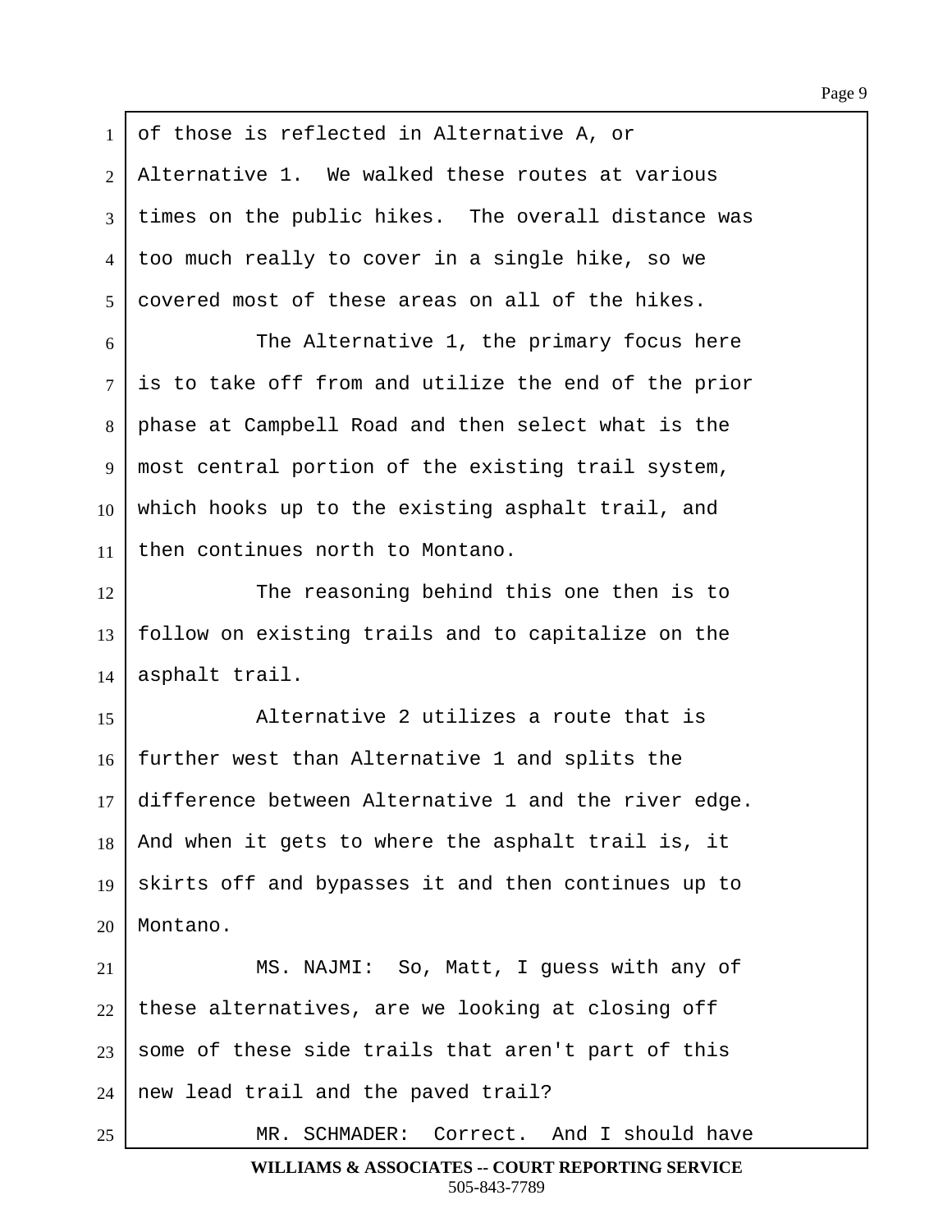of those is reflected in Alternative A, or Alternative 1. We walked these routes at various times on the public hikes. The overall distance was too much really to cover in a single hike, so we covered most of these areas on all of the hikes.

The Alternative 1, the primary focus here is to take off from and utilize the end of the prior phase at Campbell Road and then select what is the most central portion of the existing trail system, which hooks up to the existing asphalt trail, and then continues north to Montano.

The reasoning behind this one then is to follow on existing trails and to capitalize on the asphalt trail.

Alternative 2 utilizes a route that is further west than Alternative 1 and splits the difference between Alternative 1 and the river edge. And when it gets to where the asphalt trail is, it skirts off and bypasses it and then continues up to Montano.

MS. NAJMI: So, Matt, I guess with any of these alternatives, are we looking at closing off some of these side trails that aren't part of this new lead trail and the paved trail?

MR. SCHMADER: Correct. And I should have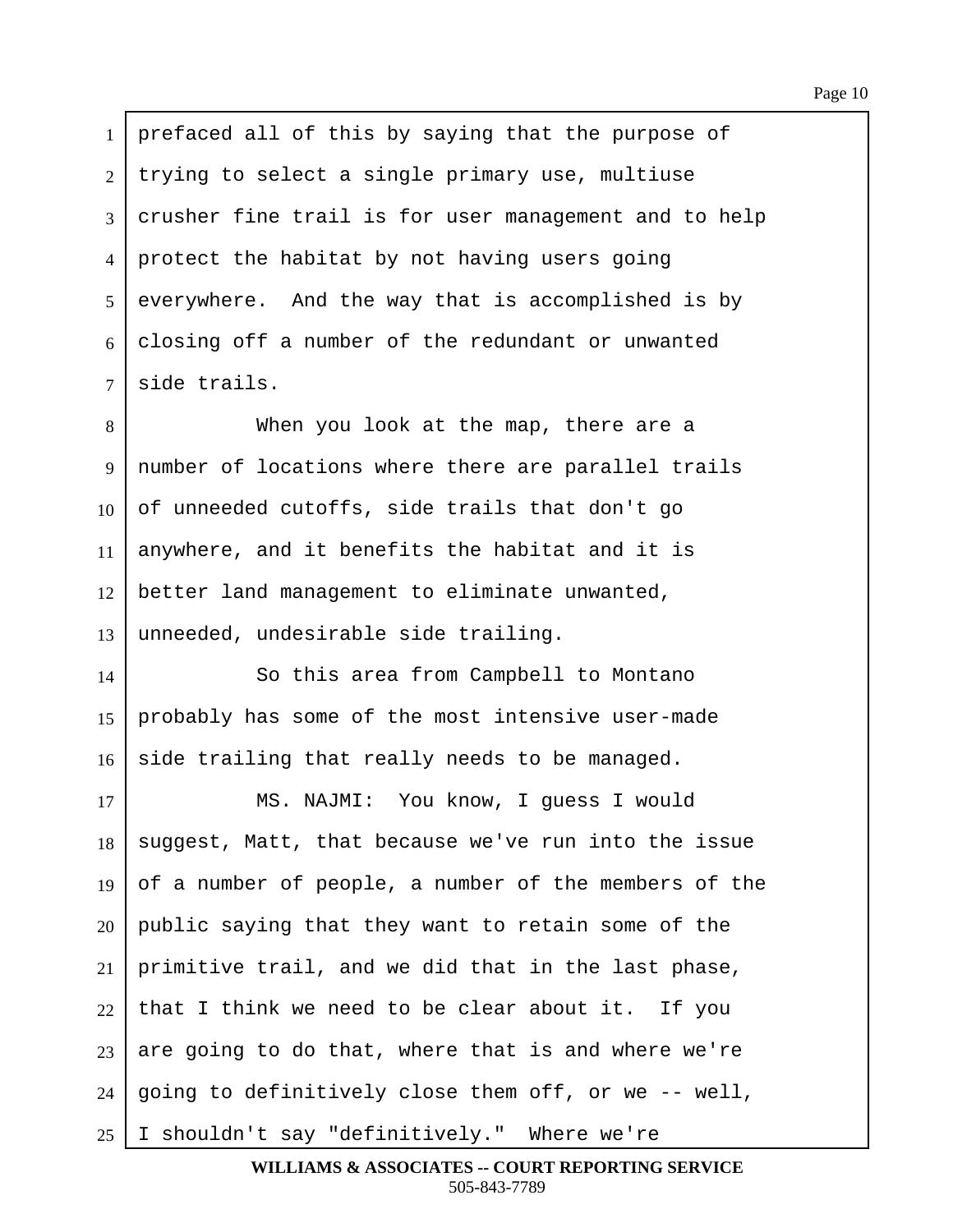prefaced all of this by saying that the purpose of trying to select a single primary use, multiuse crusher fine trail is for user management and to help protect the habitat by not having users going everywhere. And the way that is accomplished is by closing off a number of the redundant or unwanted side trails.

When you look at the map, there are a number of locations where there are parallel trails of unneeded cutoffs, side trails that don't go anywhere, and it benefits the habitat and it is better land management to eliminate unwanted, unneeded, undesirable side trailing.

So this area from Campbell to Montano probably has some of the most intensive user-made side trailing that really needs to be managed.

MS. NAJMI: You know, I guess I would suggest, Matt, that because we've run into the issue of a number of people, a number of the members of the public saying that they want to retain some of the primitive trail, and we did that in the last phase, that I think we need to be clear about it. If you are going to do that, where that is and where we're going to definitively close them off, or we -- well, I shouldn't say "definitively." Where we're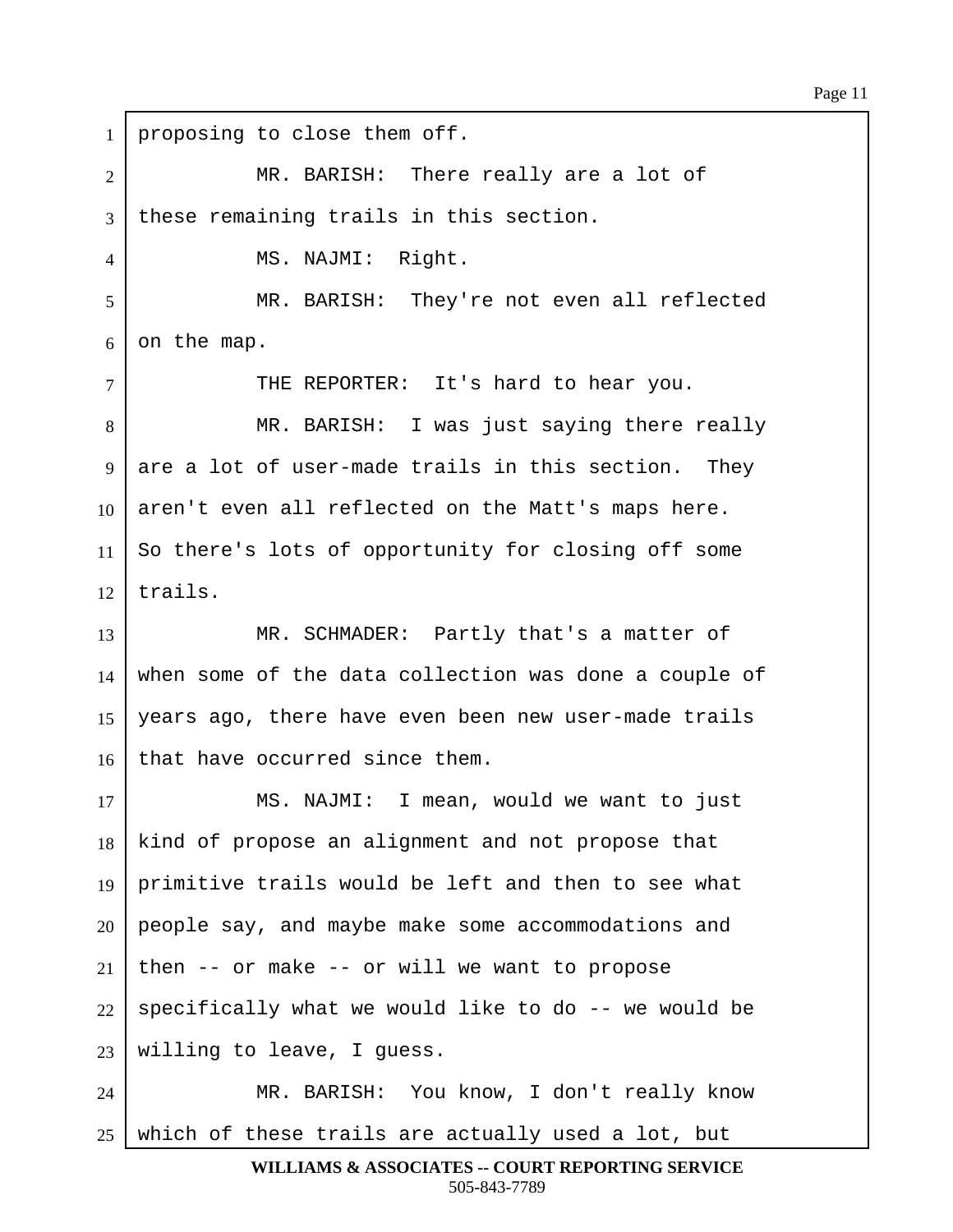proposing to close them off.

MR. BARISH: There really are a lot of these remaining trails in this section.

MS. NAJMI: Right.

MR. BARISH: They're not even all reflected on the map.

THE REPORTER: It's hard to hear you.

MR. BARISH: I was just saying there really are a lot of user-made trails in this section. They aren't even all reflected on the Matt's maps here. So there's lots of opportunity for closing off some trails.

MR. SCHMADER: Partly that's a matter of when some of the data collection was done a couple of years ago, there have even been new user-made trails that have occurred since them.

MS. NAJMI: I mean, would we want to just kind of propose an alignment and not propose that primitive trails would be left and then to see what people say, and maybe make some accommodations and then -- or make -- or will we want to propose specifically what we would like to do -- we would be willing to leave, I guess.

MR. BARISH: You know, I don't really know which of these trails are actually used a lot, but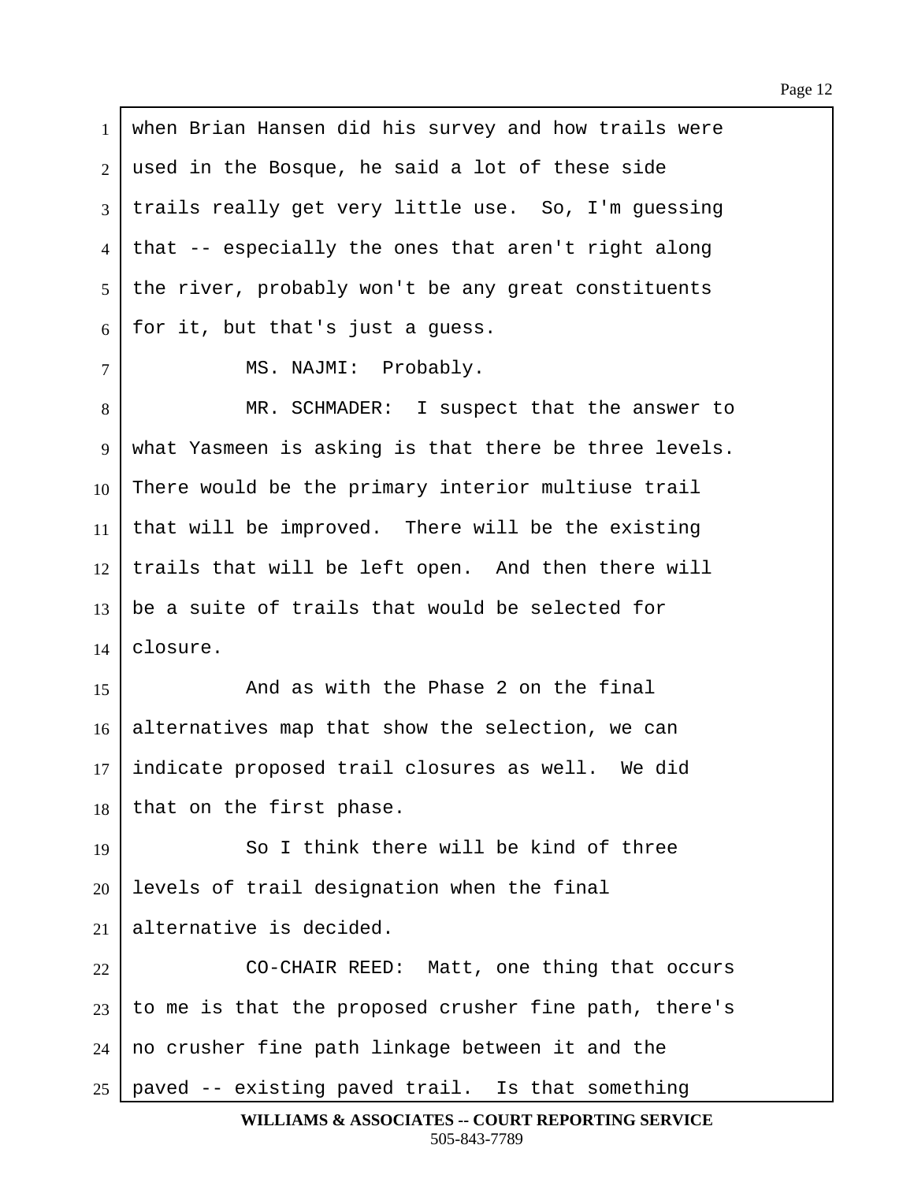when Brian Hansen did his survey and how trails were used in the Bosque, he said a lot of these side trails really get very little use. So, I'm guessing that -- especially the ones that aren't right along the river, probably won't be any great constituents for it, but that's just a guess.

MS. NAJMI: Probably.

MR. SCHMADER: I suspect that the answer to what Yasmeen is asking is that there be three levels. There would be the primary interior multiuse trail that will be improved. There will be the existing trails that will be left open. And then there will be a suite of trails that would be selected for closure.

And as with the Phase 2 on the final alternatives map that show the selection, we can indicate proposed trail closures as well. We did that on the first phase.

So I think there will be kind of three levels of trail designation when the final alternative is decided.

CO-CHAIR REED: Matt, one thing that occurs to me is that the proposed crusher fine path, there's no crusher fine path linkage between it and the paved -- existing paved trail. Is that something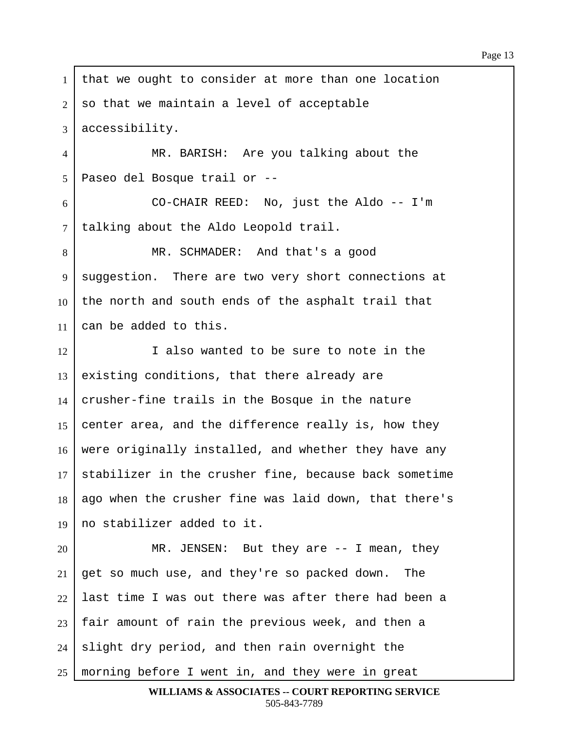that we ought to consider at more than one location so that we maintain a level of acceptable accessibility.

MR. BARISH: Are you talking about the Paseo del Bosque trail or --

CO-CHAIR REED: No, just the Aldo -- I'm talking about the Aldo Leopold trail.

MR. SCHMADER: And that's a good suggestion. There are two very short connections at the north and south ends of the asphalt trail that can be added to this.

I also wanted to be sure to note in the existing conditions, that there already are crusher-fine trails in the Bosque in the nature center area, and the difference really is, how they were originally installed, and whether they have any stabilizer in the crusher fine, because back sometime ago when the crusher fine was laid down, that there's no stabilizer added to it.

MR. JENSEN: But they are -- I mean, they get so much use, and they're so packed down. The last time I was out there was after there had been a fair amount of rain the previous week, and then a slight dry period, and then rain overnight the morning before I went in, and they were in great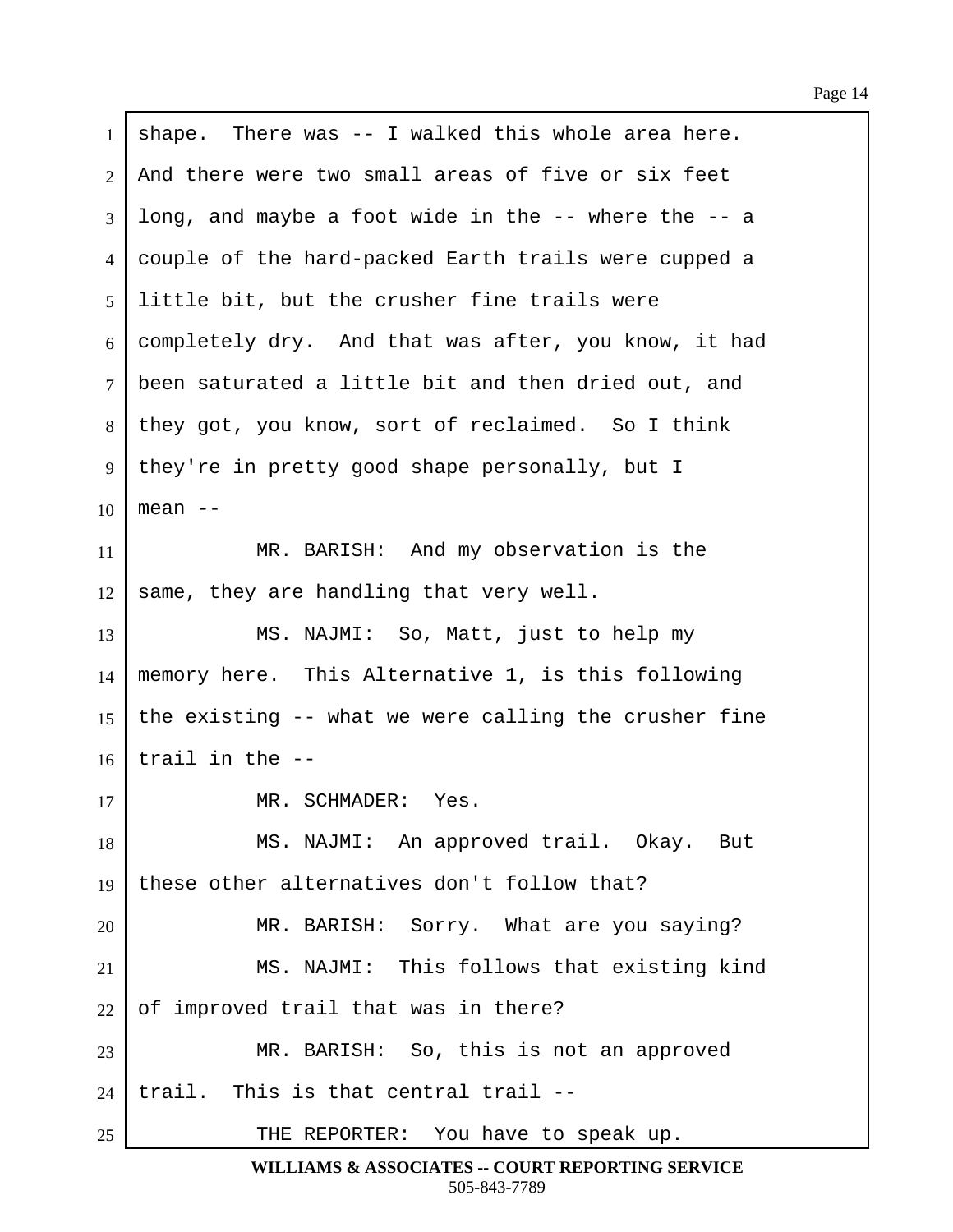shape. There was -- I walked this whole area here. And there were two small areas of five or six feet long, and maybe a foot wide in the -- where the -- a couple of the hard-packed Earth trails were cupped a little bit, but the crusher fine trails were completely dry. And that was after, you know, it had been saturated a little bit and then dried out, and they got, you know, sort of reclaimed. So I think they're in pretty good shape personally, but I mean --

MR. BARISH: And my observation is the same, they are handling that very well.

MS. NAJMI: So, Matt, just to help my memory here. This Alternative 1, is this following the existing -- what we were calling the crusher fine trail in the --

MR. SCHMADER: Yes.

MS. NAJMI: An approved trail. Okay. But these other alternatives don't follow that?

MR. BARISH: Sorry. What are you saying?

MS. NAJMI: This follows that existing kind of improved trail that was in there?

MR. BARISH: So, this is not an approved trail. This is that central trail --

THE REPORTER: You have to speak up.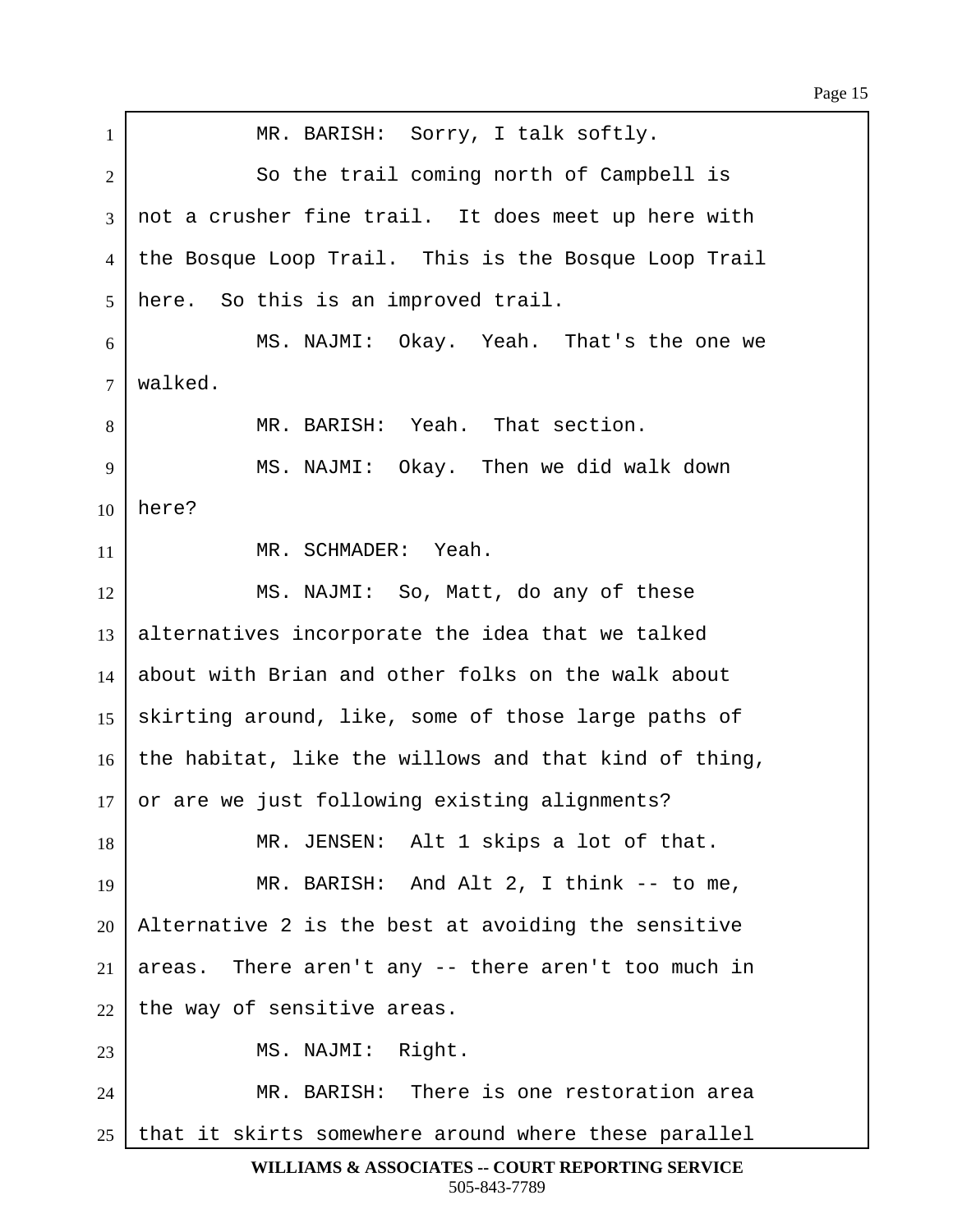MR. BARISH: Sorry, I talk softly.

So the trail coming north of Campbell is not a crusher fine trail. It does meet up here with the Bosque Loop Trail. This is the Bosque Loop Trail here. So this is an improved trail.

MS. NAJMI: Okay. Yeah. That's the one we walked.

MR. BARISH: Yeah. That section.

MS. NAJMI: Okay. Then we did walk down here?

MR. SCHMADER: Yeah.

MS. NAJMI: So, Matt, do any of these alternatives incorporate the idea that we talked about with Brian and other folks on the walk about skirting around, like, some of those large paths of the habitat, like the willows and that kind of thing, or are we just following existing alignments?

MR. JENSEN: Alt 1 skips a lot of that.

MR. BARISH: And Alt 2, I think -- to me, Alternative 2 is the best at avoiding the sensitive areas. There aren't any -- there aren't too much in the way of sensitive areas.

MS. NAJMI: Right.

MR. BARISH: There is one restoration area that it skirts somewhere around where these parallel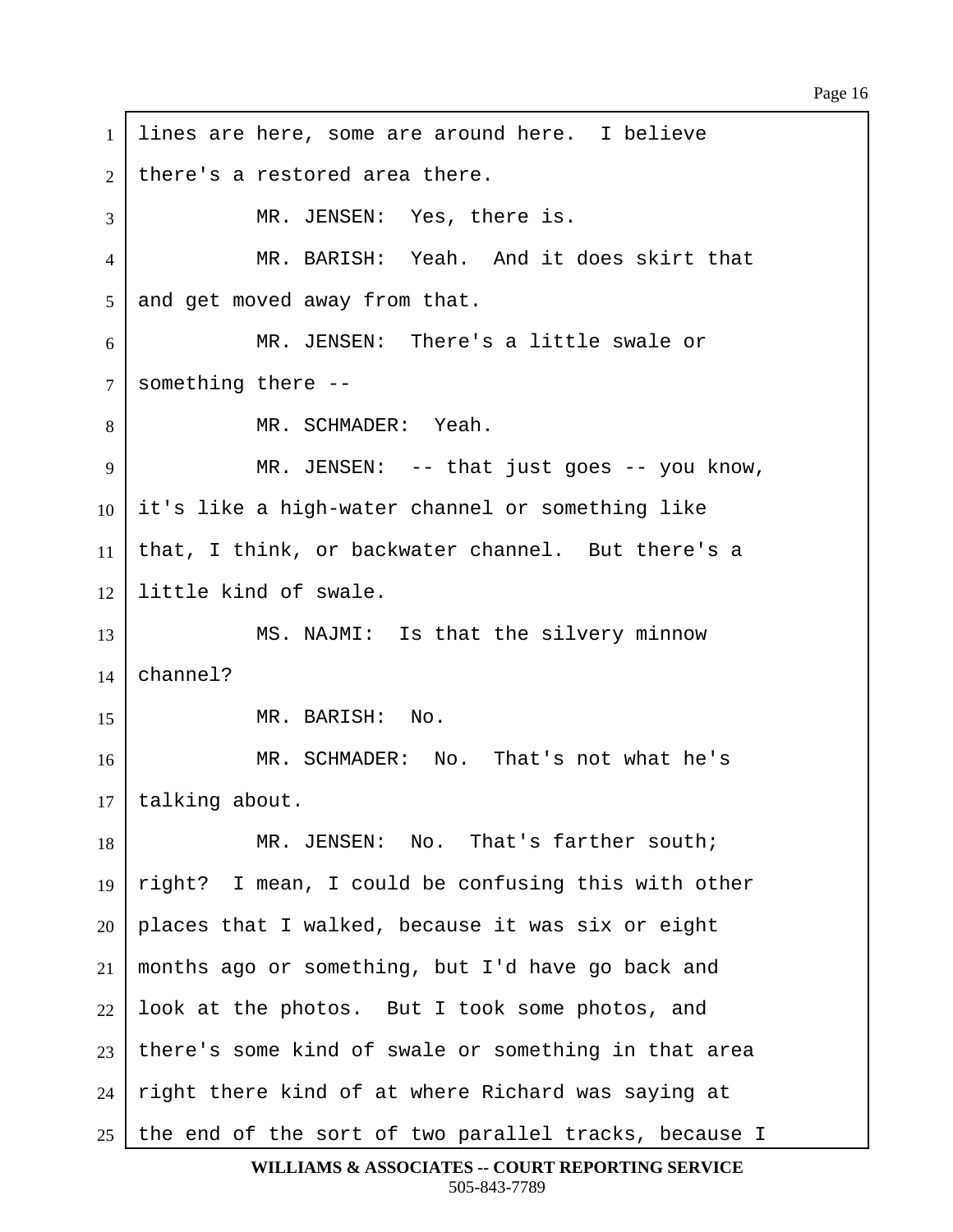lines are here, some are around here. I believe there's a restored area there.

MR. JENSEN: Yes, there is.

MR. BARISH: Yeah. And it does skirt that and get moved away from that.

MR. JENSEN: There's a little swale or something there --

MR. SCHMADER: Yeah.

MR. JENSEN: -- that just goes -- you know, it's like a high-water channel or something like that, I think, or backwater channel. But there's a little kind of swale.

MS. NAJMI: Is that the silvery minnow channel?

MR. BARISH: No.

MR. SCHMADER: No. That's not what he's talking about.

MR. JENSEN: No. That's farther south; right? I mean, I could be confusing this with other places that I walked, because it was six or eight months ago or something, but I'd have go back and look at the photos. But I took some photos, and there's some kind of swale or something in that area right there kind of at where Richard was saying at the end of the sort of two parallel tracks, because I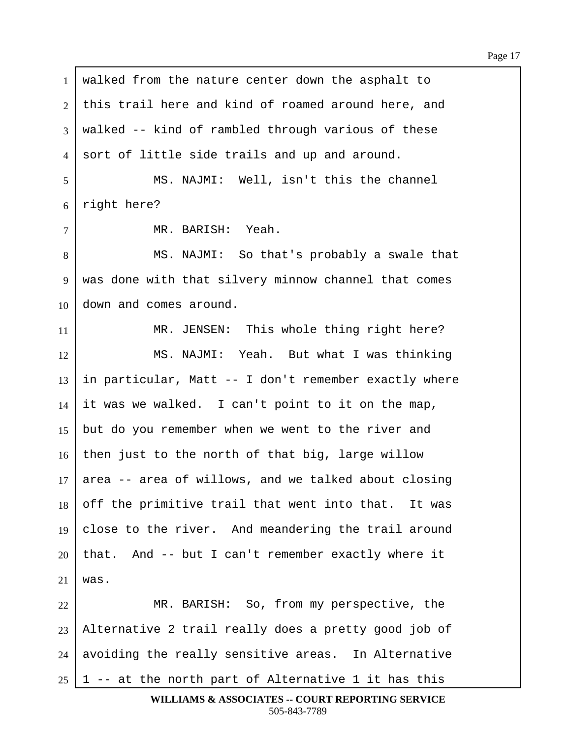walked from the nature center down the asphalt to this trail here and kind of roamed around here, and walked -- kind of rambled through various of these sort of little side trails and up and around.

MS. NAJMI: Well, isn't this the channel right here?

MR. BARISH: Yeah.

MS. NAJMI: So that's probably a swale that was done with that silvery minnow channel that comes down and comes around.

MR. JENSEN: This whole thing right here?

MS. NAJMI: Yeah. But what I was thinking in particular, Matt -- I don't remember exactly where it was we walked. I can't point to it on the map, but do you remember when we went to the river and then just to the north of that big, large willow area -- area of willows, and we talked about closing off the primitive trail that went into that. It was close to the river. And meandering the trail around that. And -- but I can't remember exactly where it was.

MR. BARISH: So, from my perspective, the Alternative 2 trail really does a pretty good job of avoiding the really sensitive areas. In Alternative 1 -- at the north part of Alternative 1 it has this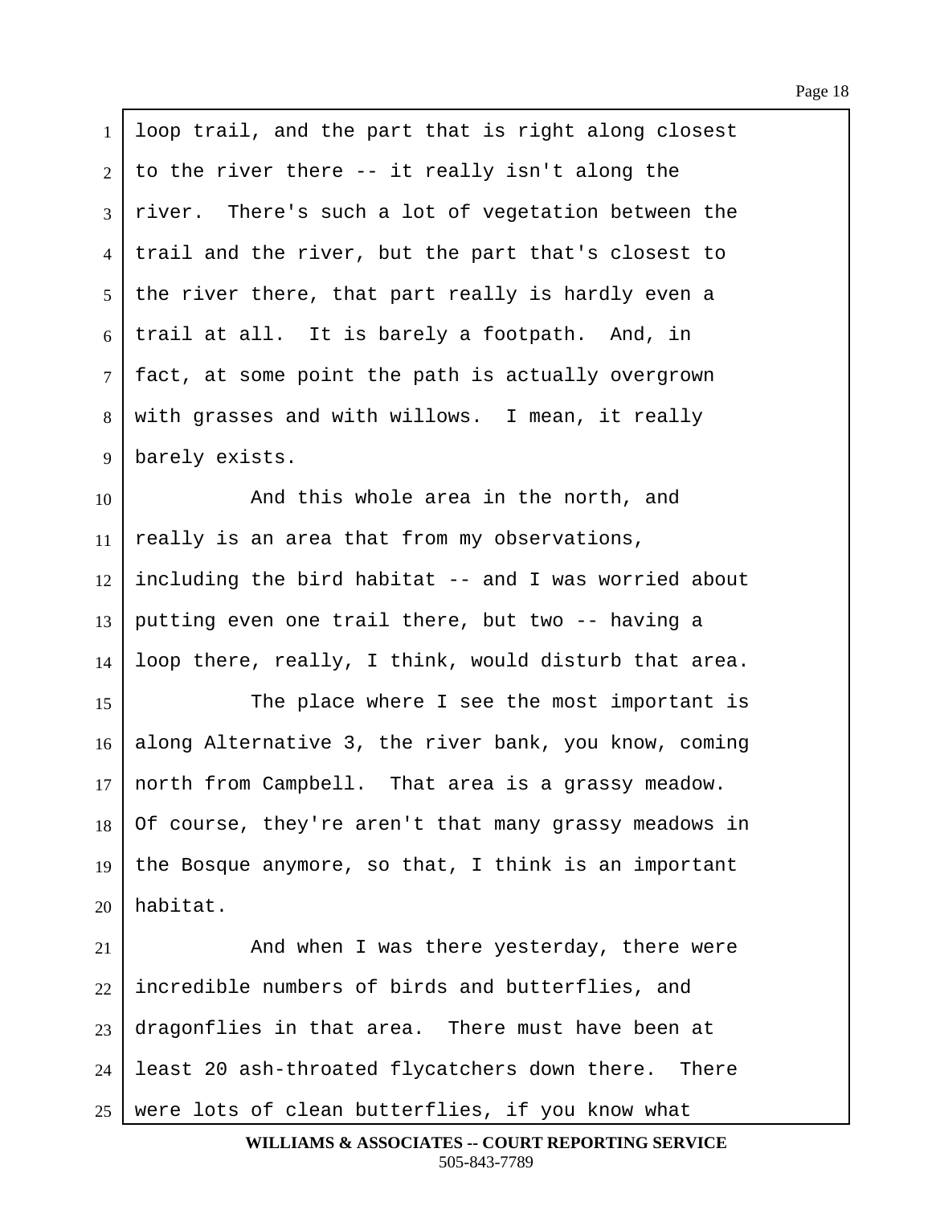loop trail, and the part that is right along closest to the river there -- it really isn't along the river. There's such a lot of vegetation between the trail and the river, but the part that's closest to the river there, that part really is hardly even a trail at all. It is barely a footpath. And, in fact, at some point the path is actually overgrown with grasses and with willows. I mean, it really barely exists.

And this whole area in the north, and really is an area that from my observations, including the bird habitat -- and I was worried about putting even one trail there, but two -- having a loop there, really, I think, would disturb that area.

The place where I see the most important is along Alternative 3, the river bank, you know, coming north from Campbell. That area is a grassy meadow. Of course, they're aren't that many grassy meadows in the Bosque anymore, so that, I think is an important habitat.

And when I was there yesterday, there were incredible numbers of birds and butterflies, and dragonflies in that area. There must have been at least 20 ash-throated flycatchers down there. There were lots of clean butterflies, if you know what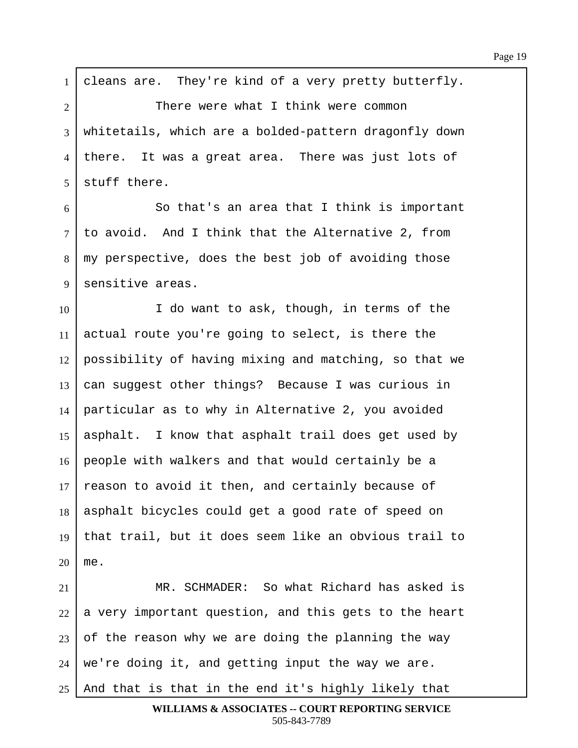cleans are. They're kind of a very pretty butterfly.

There were what I think were common whitetails, which are a bolded-pattern dragonfly down there. It was a great area. There was just lots of stuff there.

So that's an area that I think is important to avoid. And I think that the Alternative 2, from my perspective, does the best job of avoiding those sensitive areas.

I do want to ask, though, in terms of the actual route you're going to select, is there the possibility of having mixing and matching, so that we can suggest other things? Because I was curious in particular as to why in Alternative 2, you avoided asphalt. I know that asphalt trail does get used by people with walkers and that would certainly be a reason to avoid it then, and certainly because of asphalt bicycles could get a good rate of speed on that trail, but it does seem like an obvious trail to me.

MR. SCHMADER: So what Richard has asked is a very important question, and this gets to the heart of the reason why we are doing the planning the way we're doing it, and getting input the way we are. And that is that in the end it's highly likely that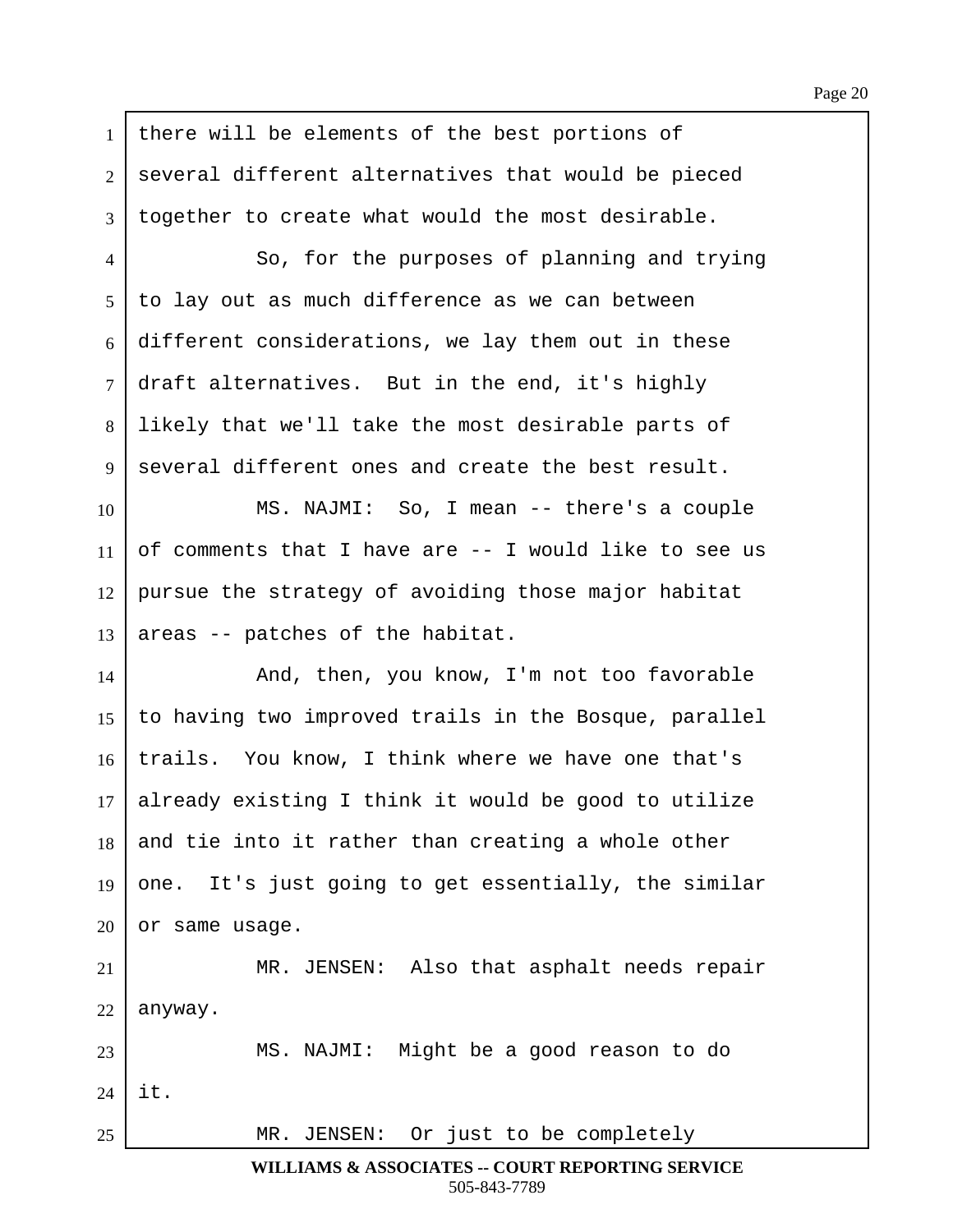there will be elements of the best portions of several different alternatives that would be pieced together to create what would the most desirable.

So, for the purposes of planning and trying to lay out as much difference as we can between different considerations, we lay them out in these draft alternatives. But in the end, it's highly likely that we'll take the most desirable parts of several different ones and create the best result.

MS. NAJMI: So, I mean -- there's a couple of comments that I have are -- I would like to see us pursue the strategy of avoiding those major habitat areas -- patches of the habitat.

And, then, you know, I'm not too favorable to having two improved trails in the Bosque, parallel trails. You know, I think where we have one that's already existing I think it would be good to utilize and tie into it rather than creating a whole other one. It's just going to get essentially, the similar or same usage.

MR. JENSEN: Also that asphalt needs repair anyway.

MS. NAJMI: Might be a good reason to do it.

MR. JENSEN: Or just to be completely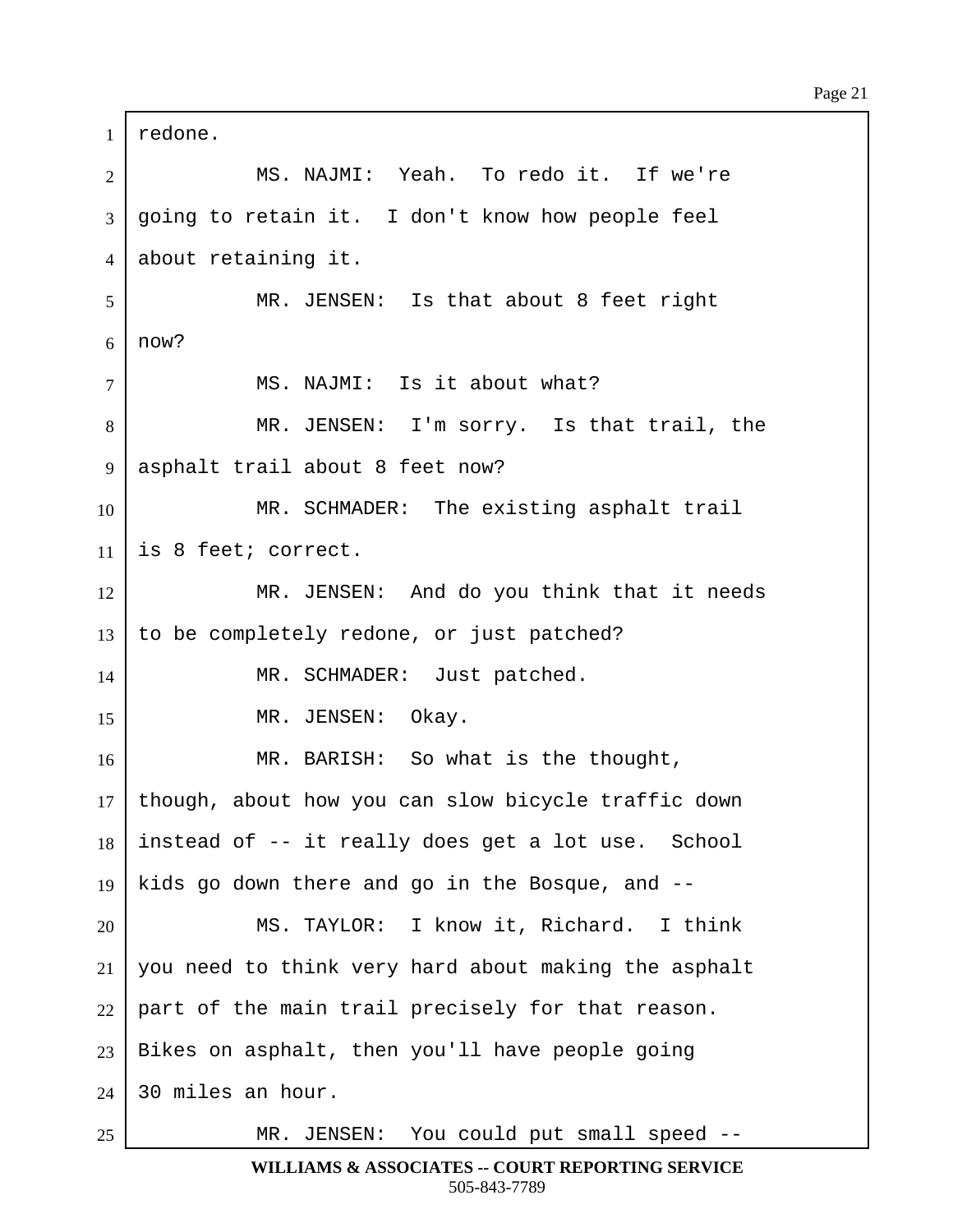redone.

MS. NAJMI: Yeah. To redo it. If we're going to retain it. I don't know how people feel about retaining it.

MR. JENSEN: Is that about 8 feet right now?

MS. NAJMI: Is it about what?

MR. JENSEN: I'm sorry. Is that trail, the asphalt trail about 8 feet now?

MR. SCHMADER: The existing asphalt trail is 8 feet; correct.

MR. JENSEN: And do you think that it needs to be completely redone, or just patched?

MR. SCHMADER: Just patched.

MR. JENSEN: Okay.

MR. BARISH: So what is the thought, though, about how you can slow bicycle traffic down instead of -- it really does get a lot use. School kids go down there and go in the Bosque, and --

MS. TAYLOR: I know it, Richard. I think you need to think very hard about making the asphalt part of the main trail precisely for that reason. Bikes on asphalt, then you'll have people going 30 miles an hour.

MR. JENSEN: You could put small speed --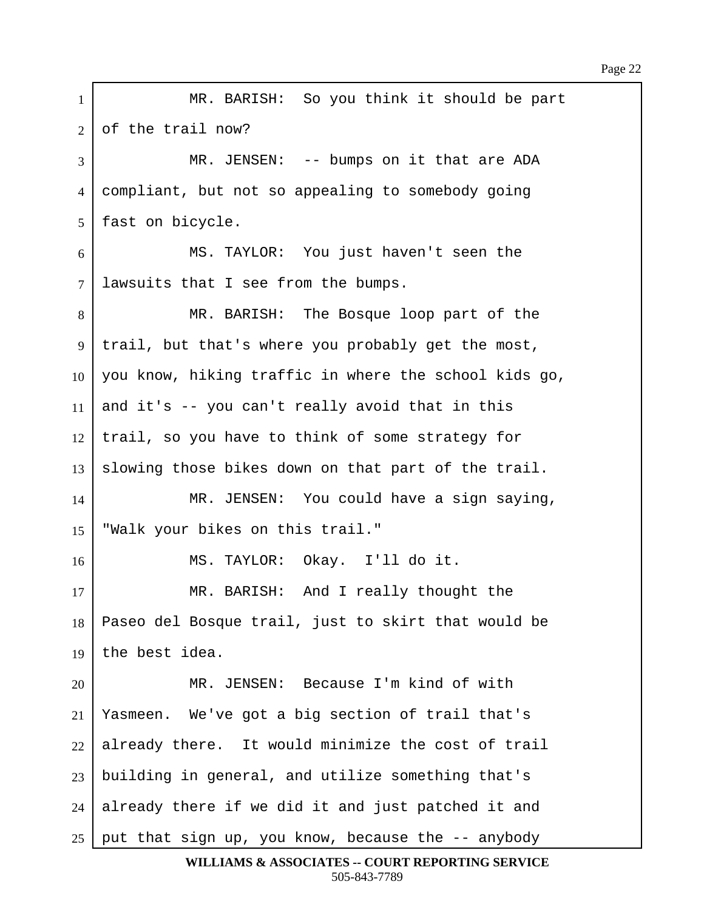MR. BARISH: So you think it should be part of the trail now?

MR. JENSEN: -- bumps on it that are ADA compliant, but not so appealing to somebody going fast on bicycle.

MS. TAYLOR: You just haven't seen the lawsuits that I see from the bumps.

MR. BARISH: The Bosque loop part of the trail, but that's where you probably get the most, you know, hiking traffic in where the school kids go, and it's -- you can't really avoid that in this trail, so you have to think of some strategy for slowing those bikes down on that part of the trail.

MR. JENSEN: You could have a sign saying, "Walk your bikes on this trail."

MS. TAYLOR: Okay. I'll do it.

MR. BARISH: And I really thought the Paseo del Bosque trail, just to skirt that would be the best idea.

MR. JENSEN: Because I'm kind of with Yasmeen. We've got a big section of trail that's already there. It would minimize the cost of trail building in general, and utilize something that's already there if we did it and just patched it and put that sign up, you know, because the -- anybody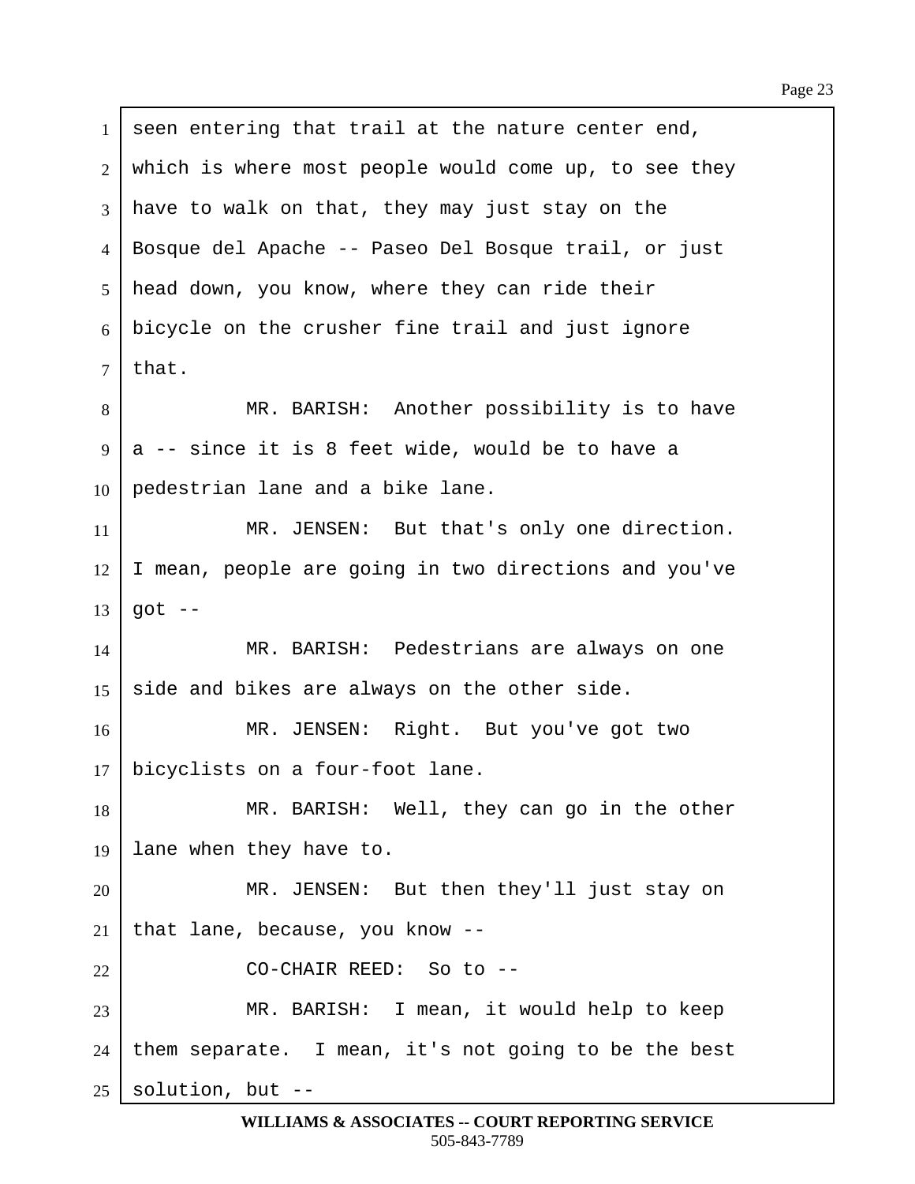seen entering that trail at the nature center end, which is where most people would come up, to see they have to walk on that, they may just stay on the Bosque del Apache -- Paseo Del Bosque trail, or just head down, you know, where they can ride their bicycle on the crusher fine trail and just ignore that.

MR. BARISH: Another possibility is to have a -- since it is 8 feet wide, would be to have a pedestrian lane and a bike lane.

MR. JENSEN: But that's only one direction. I mean, people are going in two directions and you've got --

MR. BARISH: Pedestrians are always on one side and bikes are always on the other side.

MR. JENSEN: Right. But you've got two bicyclists on a four-foot lane.

MR. BARISH: Well, they can go in the other lane when they have to.

MR. JENSEN: But then they'll just stay on that lane, because, you know --

CO-CHAIR REED: So to --

MR. BARISH: I mean, it would help to keep them separate. I mean, it's not going to be the best solution, but --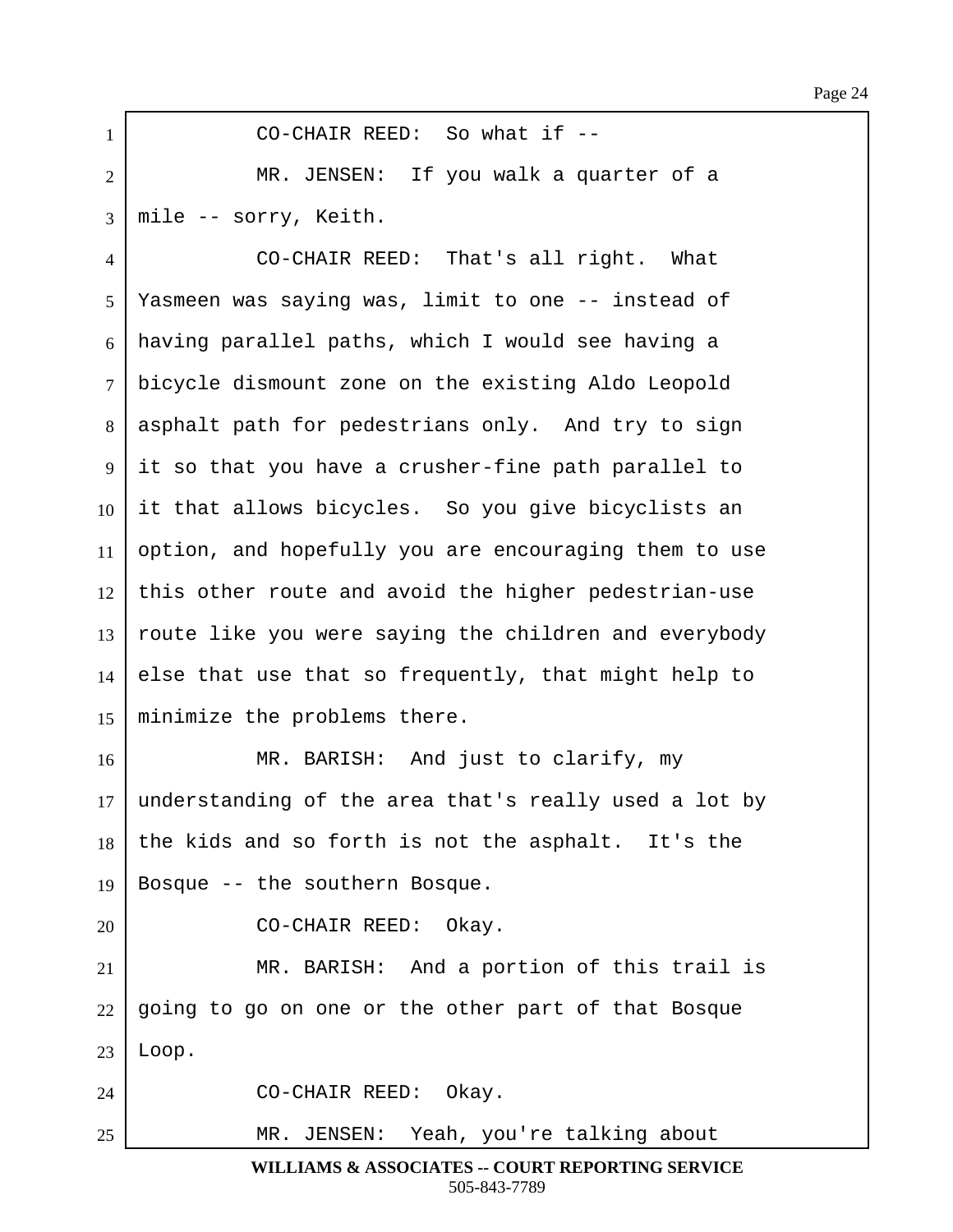CO-CHAIR REED: So what if --

MR. JENSEN: If you walk a quarter of a mile -- sorry, Keith.

CO-CHAIR REED: That's all right. What Yasmeen was saying was, limit to one -- instead of having parallel paths, which I would see having a bicycle dismount zone on the existing Aldo Leopold asphalt path for pedestrians only. And try to sign it so that you have a crusher-fine path parallel to it that allows bicycles. So you give bicyclists an option, and hopefully you are encouraging them to use this other route and avoid the higher pedestrian-use route like you were saying the children and everybody else that use that so frequently, that might help to minimize the problems there.

MR. BARISH: And just to clarify, my understanding of the area that's really used a lot by the kids and so forth is not the asphalt. It's the Bosque -- the southern Bosque.

CO-CHAIR REED: Okay.

MR. BARISH: And a portion of this trail is going to go on one or the other part of that Bosque Loop.

CO-CHAIR REED: Okay.

MR. JENSEN: Yeah, you're talking about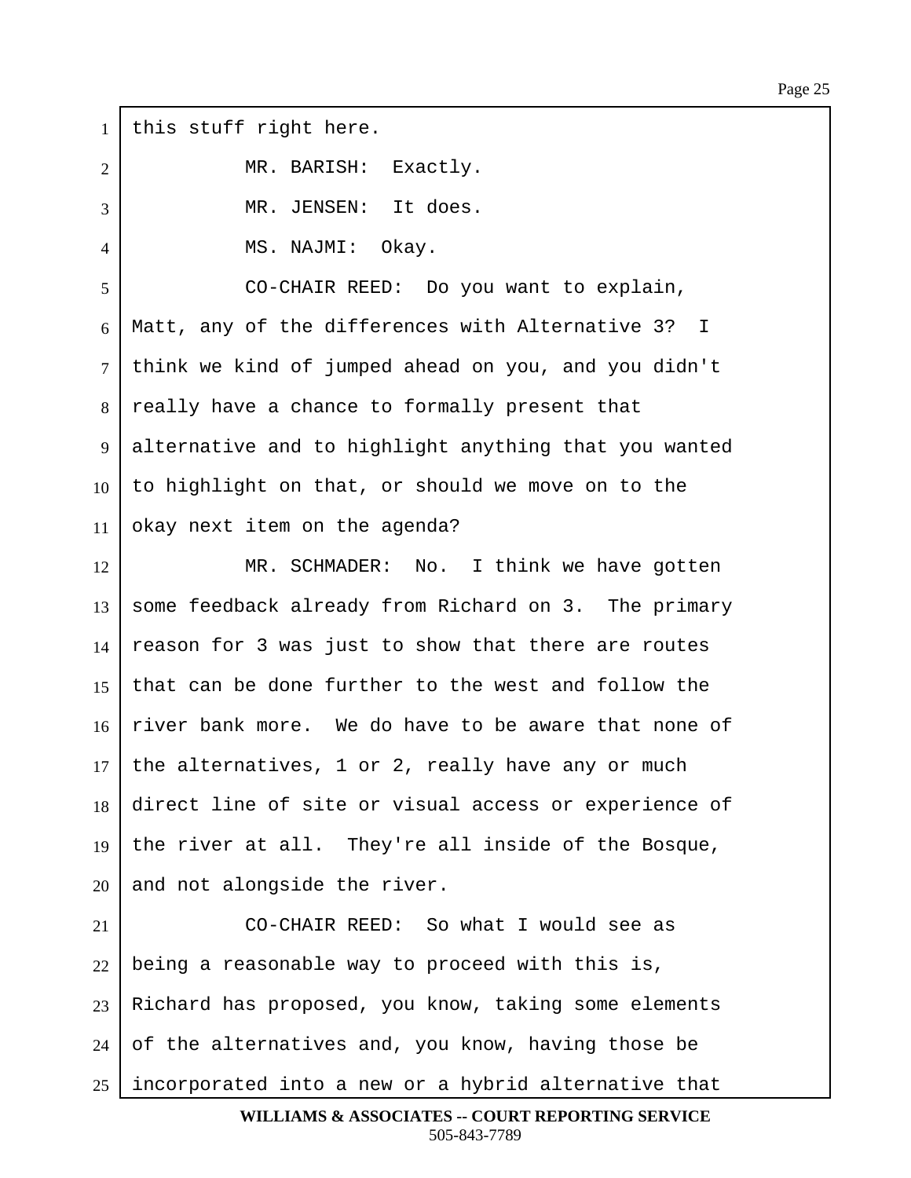this stuff right here.

MR. BARISH: Exactly.

MR. JENSEN: It does.

MS. NAJMI: Okay.

CO-CHAIR REED: Do you want to explain, Matt, any of the differences with Alternative 3? I think we kind of jumped ahead on you, and you didn't really have a chance to formally present that alternative and to highlight anything that you wanted to highlight on that, or should we move on to the okay next item on the agenda?

MR. SCHMADER: No. I think we have gotten some feedback already from Richard on 3. The primary reason for 3 was just to show that there are routes that can be done further to the west and follow the river bank more. We do have to be aware that none of the alternatives, 1 or 2, really have any or much direct line of site or visual access or experience of the river at all. They're all inside of the Bosque, and not alongside the river.

CO-CHAIR REED: So what I would see as being a reasonable way to proceed with this is, Richard has proposed, you know, taking some elements of the alternatives and, you know, having those be incorporated into a new or a hybrid alternative that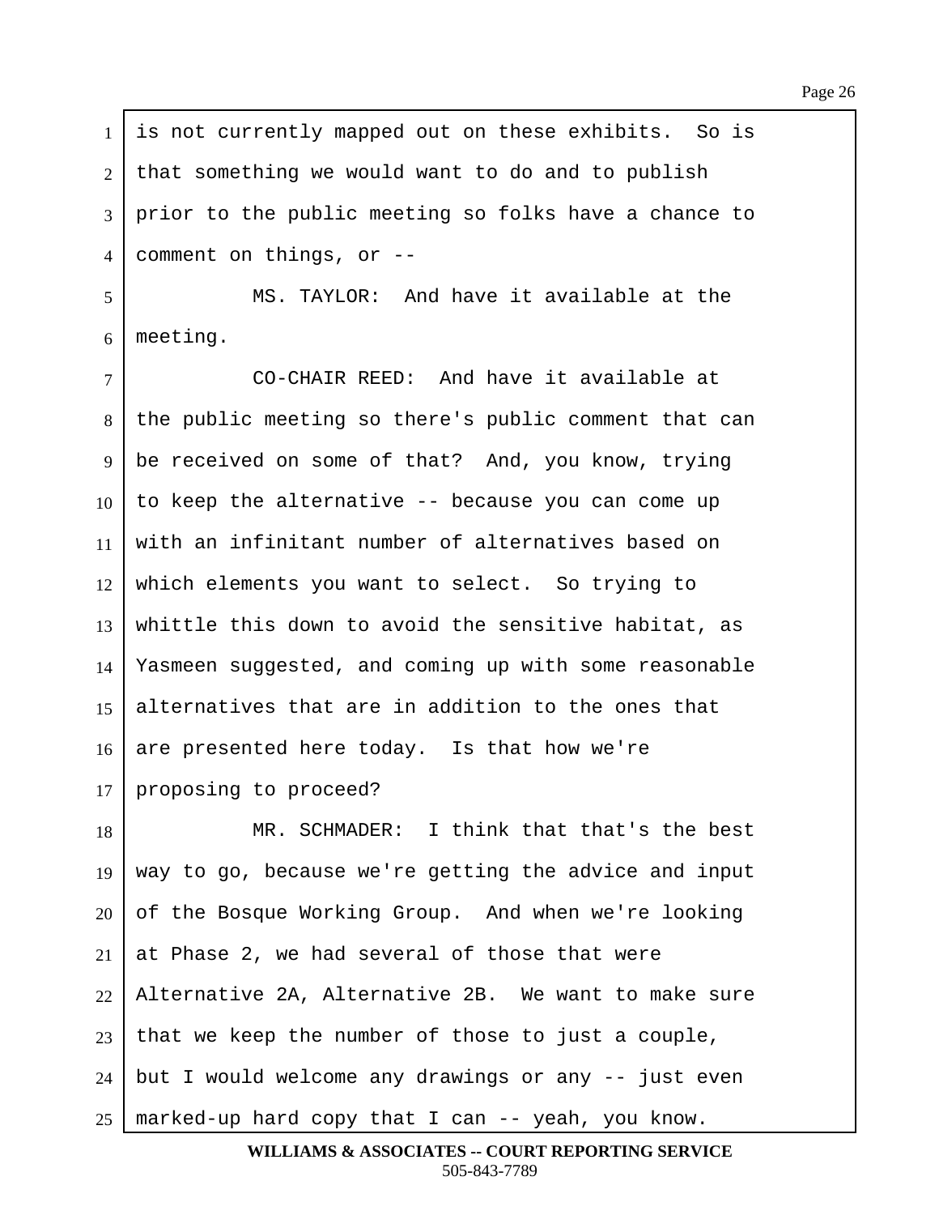is not currently mapped out on these exhibits. So is that something we would want to do and to publish prior to the public meeting so folks have a chance to comment on things, or --

MS. TAYLOR: And have it available at the meeting.

CO-CHAIR REED: And have it available at the public meeting so there's public comment that can be received on some of that? And, you know, trying to keep the alternative -- because you can come up with an infinitant number of alternatives based on which elements you want to select. So trying to whittle this down to avoid the sensitive habitat, as Yasmeen suggested, and coming up with some reasonable alternatives that are in addition to the ones that are presented here today. Is that how we're proposing to proceed?

MR. SCHMADER: I think that that's the best way to go, because we're getting the advice and input of the Bosque Working Group. And when we're looking at Phase 2, we had several of those that were Alternative 2A, Alternative 2B. We want to make sure that we keep the number of those to just a couple, but I would welcome any drawings or any -- just even marked-up hard copy that I can -- yeah, you know.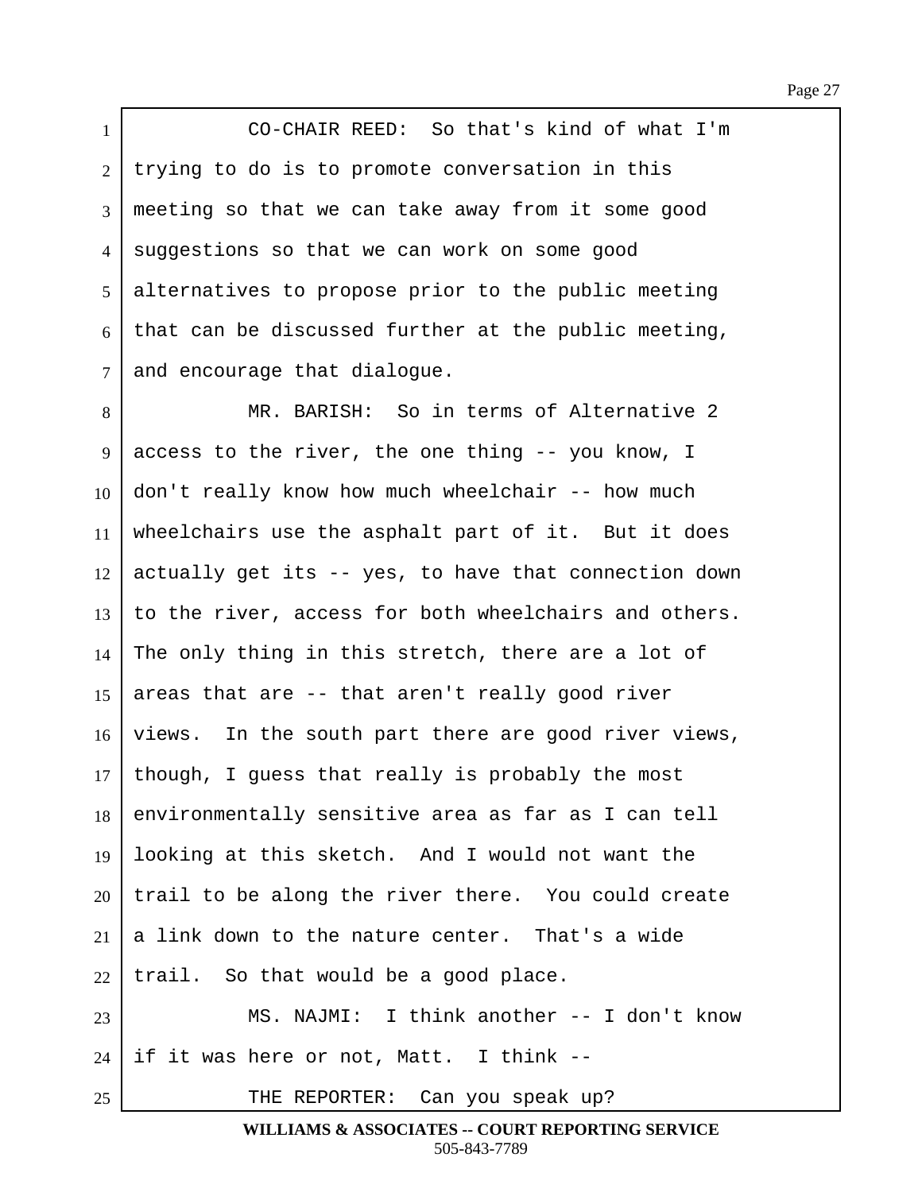CO-CHAIR REED: So that's kind of what I'm trying to do is to promote conversation in this meeting so that we can take away from it some good suggestions so that we can work on some good alternatives to propose prior to the public meeting that can be discussed further at the public meeting, and encourage that dialogue.

MR. BARISH: So in terms of Alternative 2 access to the river, the one thing -- you know, I don't really know how much wheelchair -- how much wheelchairs use the asphalt part of it. But it does actually get its -- yes, to have that connection down to the river, access for both wheelchairs and others. The only thing in this stretch, there are a lot of areas that are -- that aren't really good river views. In the south part there are good river views, though, I guess that really is probably the most environmentally sensitive area as far as I can tell looking at this sketch. And I would not want the trail to be along the river there. You could create a link down to the nature center. That's a wide trail. So that would be a good place.

MS. NAJMI: I think another -- I don't know if it was here or not, Matt. I think --

THE REPORTER: Can you speak up?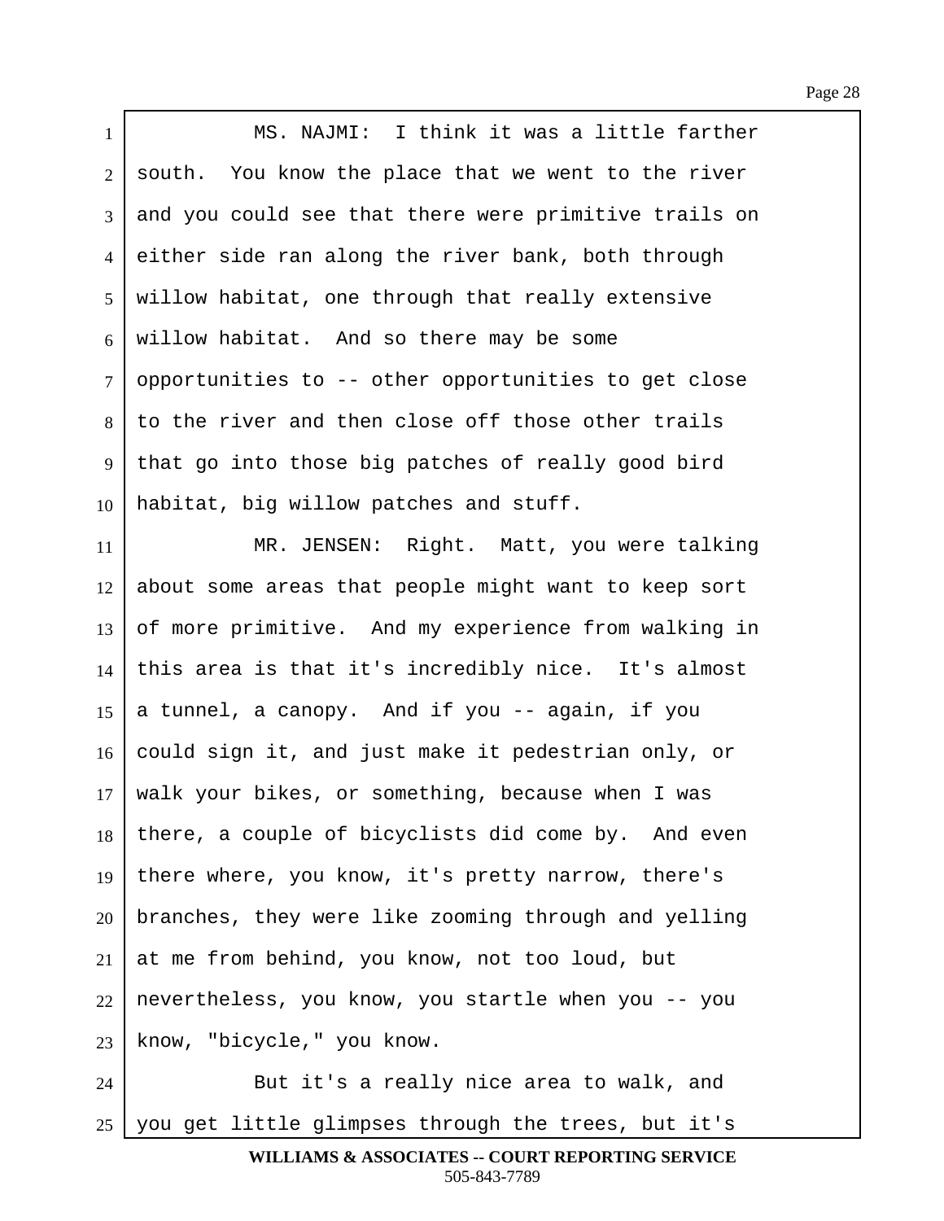MS. NAJMI: I think it was a little farther south. You know the place that we went to the river and you could see that there were primitive trails on either side ran along the river bank, both through willow habitat, one through that really extensive willow habitat. And so there may be some opportunities to -- other opportunities to get close to the river and then close off those other trails that go into those big patches of really good bird habitat, big willow patches and stuff.

MR. JENSEN: Right. Matt, you were talking about some areas that people might want to keep sort of more primitive. And my experience from walking in this area is that it's incredibly nice. It's almost a tunnel, a canopy. And if you -- again, if you could sign it, and just make it pedestrian only, or walk your bikes, or something, because when I was there, a couple of bicyclists did come by. And even there where, you know, it's pretty narrow, there's branches, they were like zooming through and yelling at me from behind, you know, not too loud, but nevertheless, you know, you startle when you -- you know, "bicycle," you know.

But it's a really nice area to walk, and you get little glimpses through the trees, but it's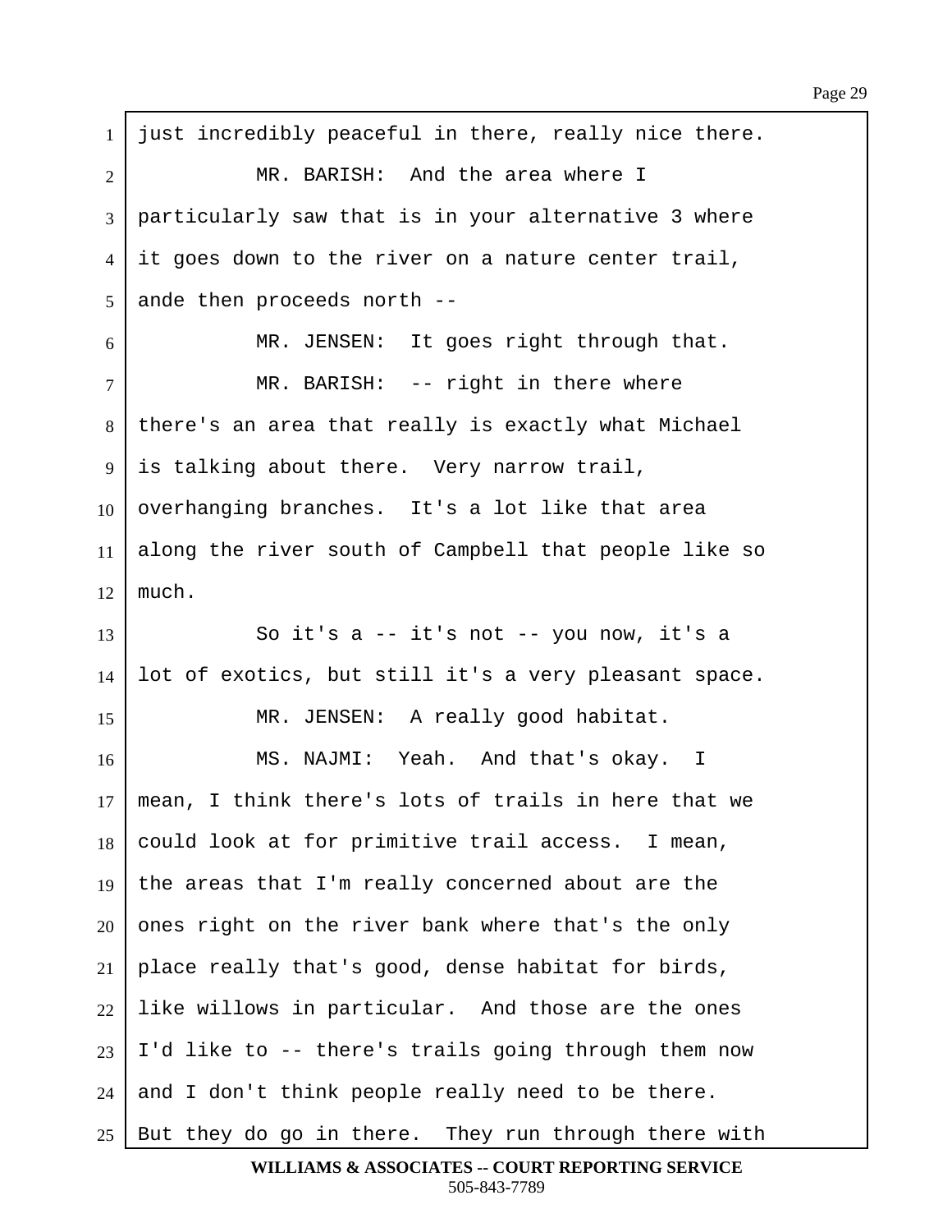just incredibly peaceful in there, really nice there.

MR. BARISH: And the area where I particularly saw that is in your alternative 3 where it goes down to the river on a nature center trail, ande then proceeds north --

MR. JENSEN: It goes right through that.

MR. BARISH: -- right in there where there's an area that really is exactly what Michael is talking about there. Very narrow trail, overhanging branches. It's a lot like that area along the river south of Campbell that people like so much.

So it's a -- it's not -- you now, it's a lot of exotics, but still it's a very pleasant space.

MR. JENSEN: A really good habitat.

MS. NAJMI: Yeah. And that's okay. I mean, I think there's lots of trails in here that we could look at for primitive trail access. I mean, the areas that I'm really concerned about are the ones right on the river bank where that's the only place really that's good, dense habitat for birds, like willows in particular. And those are the ones I'd like to -- there's trails going through them now and I don't think people really need to be there. But they do go in there. They run through there with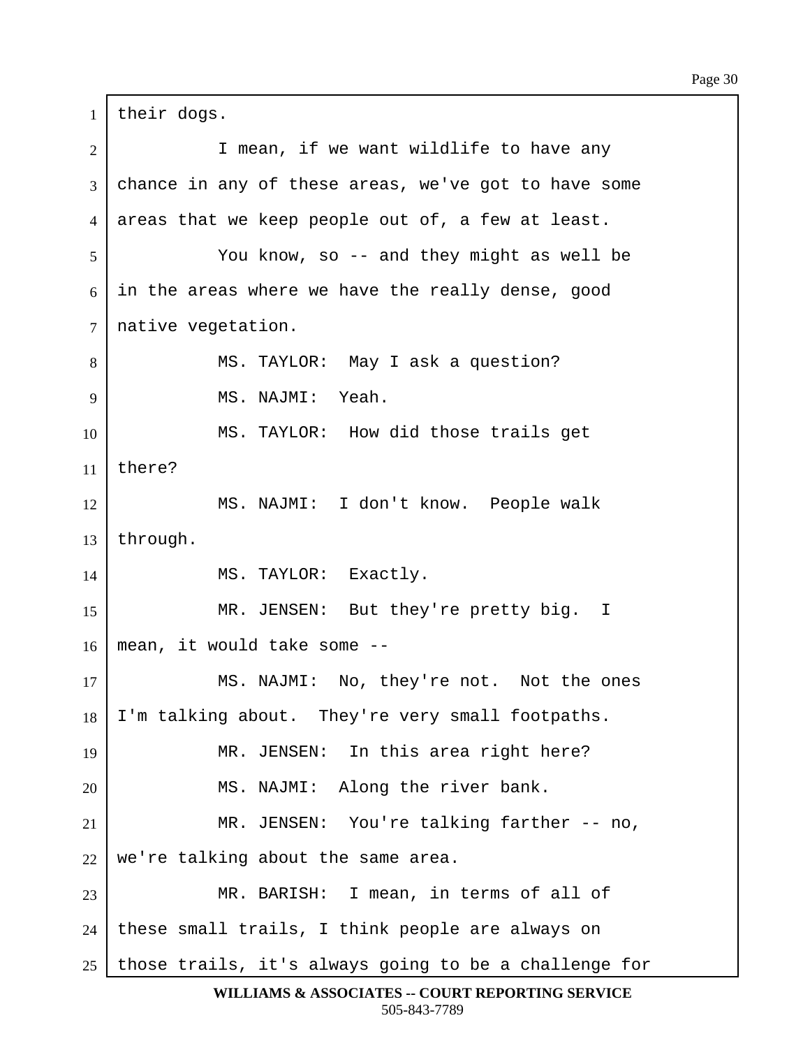their dogs.

I mean, if we want wildlife to have any chance in any of these areas, we've got to have some areas that we keep people out of, a few at least.

You know, so -- and they might as well be in the areas where we have the really dense, good native vegetation.

MS. TAYLOR: May I ask a question?

MS. NAJMI: Yeah.

MS. TAYLOR: How did those trails get there?

MS. NAJMI: I don't know. People walk through.

MS. TAYLOR: Exactly.

MR. JENSEN: But they're pretty big. I mean, it would take some --

MS. NAJMI: No, they're not. Not the ones I'm talking about. They're very small footpaths.

MR. JENSEN: In this area right here?

MS. NAJMI: Along the river bank.

MR. JENSEN: You're talking farther -- no, we're talking about the same area.

MR. BARISH: I mean, in terms of all of these small trails, I think people are always on those trails, it's always going to be a challenge for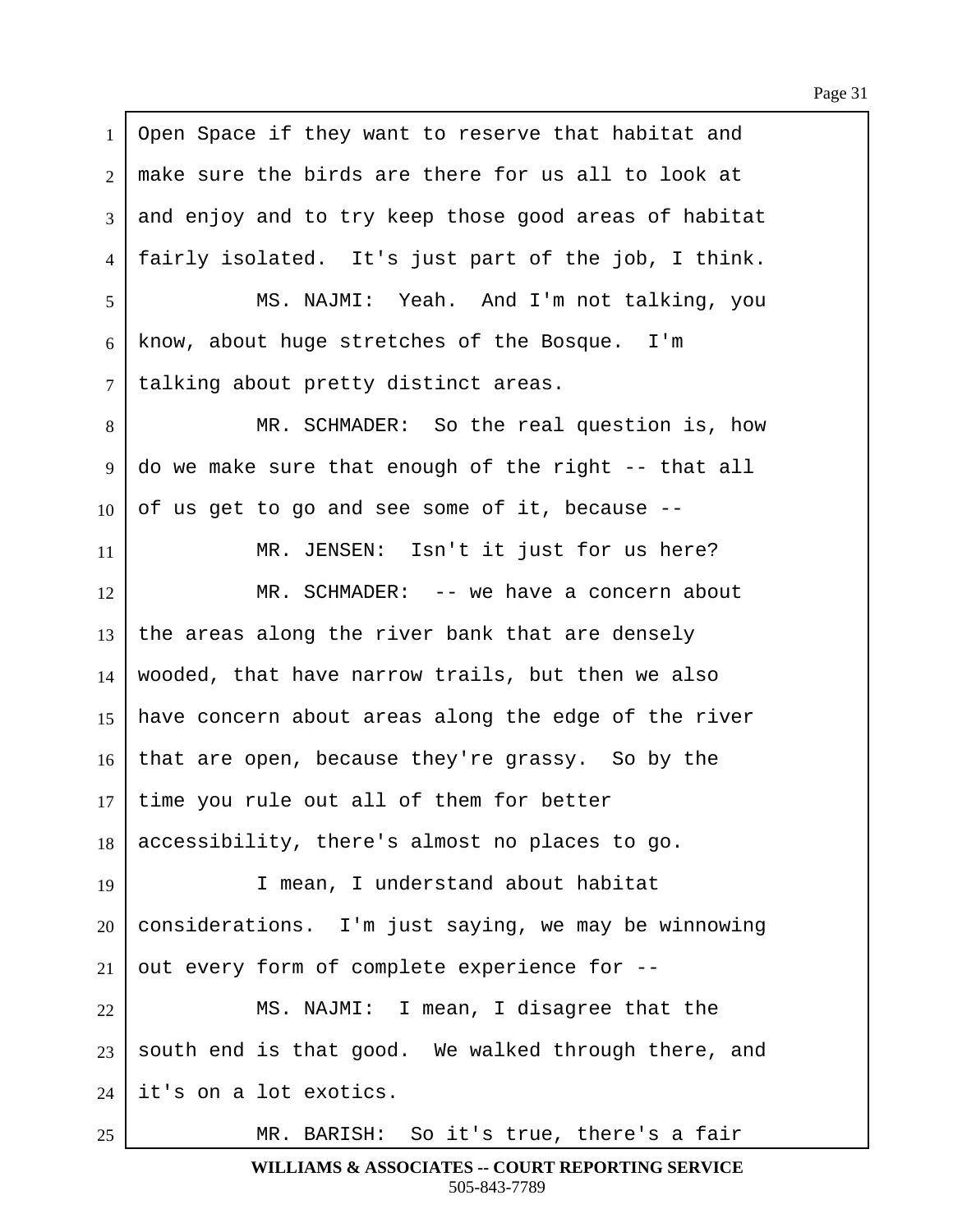Open Space if they want to reserve that habitat and make sure the birds are there for us all to look at and enjoy and to try keep those good areas of habitat fairly isolated. It's just part of the job, I think.

MS. NAJMI: Yeah. And I'm not talking, you know, about huge stretches of the Bosque. I'm talking about pretty distinct areas.

MR. SCHMADER: So the real question is, how do we make sure that enough of the right -- that all of us get to go and see some of it, because --

MR. JENSEN: Isn't it just for us here?

MR. SCHMADER: -- we have a concern about the areas along the river bank that are densely wooded, that have narrow trails, but then we also have concern about areas along the edge of the river that are open, because they're grassy. So by the time you rule out all of them for better accessibility, there's almost no places to go.

I mean, I understand about habitat considerations. I'm just saying, we may be winnowing out every form of complete experience for --

MS. NAJMI: I mean, I disagree that the south end is that good. We walked through there, and it's on a lot exotics.

MR. BARISH: So it's true, there's a fair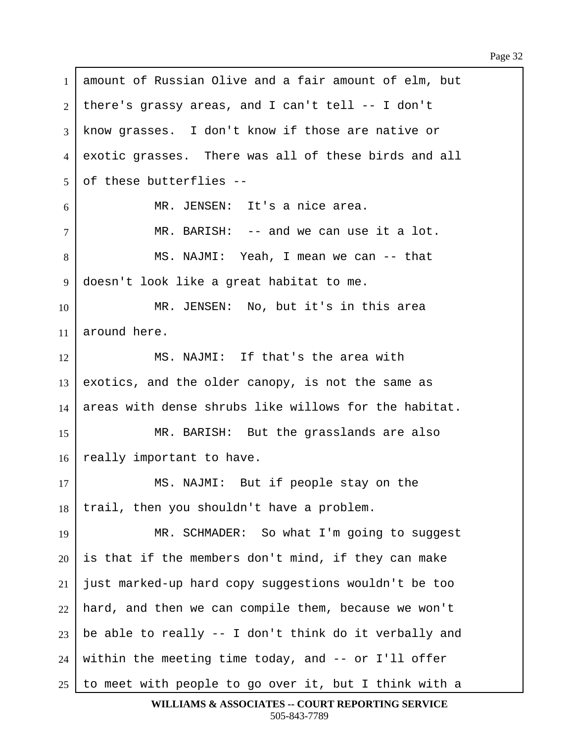amount of Russian Olive and a fair amount of elm, but there's grassy areas, and I can't tell -- I don't know grasses. I don't know if those are native or exotic grasses. There was all of these birds and all of these butterflies --

MR. JENSEN: It's a nice area.

MR. BARISH: -- and we can use it a lot.

MS. NAJMI: Yeah, I mean we can -- that doesn't look like a great habitat to me.

MR. JENSEN: No, but it's in this area around here.

MS. NAJMI: If that's the area with exotics, and the older canopy, is not the same as areas with dense shrubs like willows for the habitat.

MR. BARISH: But the grasslands are also really important to have.

MS. NAJMI: But if people stay on the trail, then you shouldn't have a problem.

MR. SCHMADER: So what I'm going to suggest is that if the members don't mind, if they can make just marked-up hard copy suggestions wouldn't be too hard, and then we can compile them, because we won't be able to really -- I don't think do it verbally and within the meeting time today, and -- or I'll offer to meet with people to go over it, but I think with a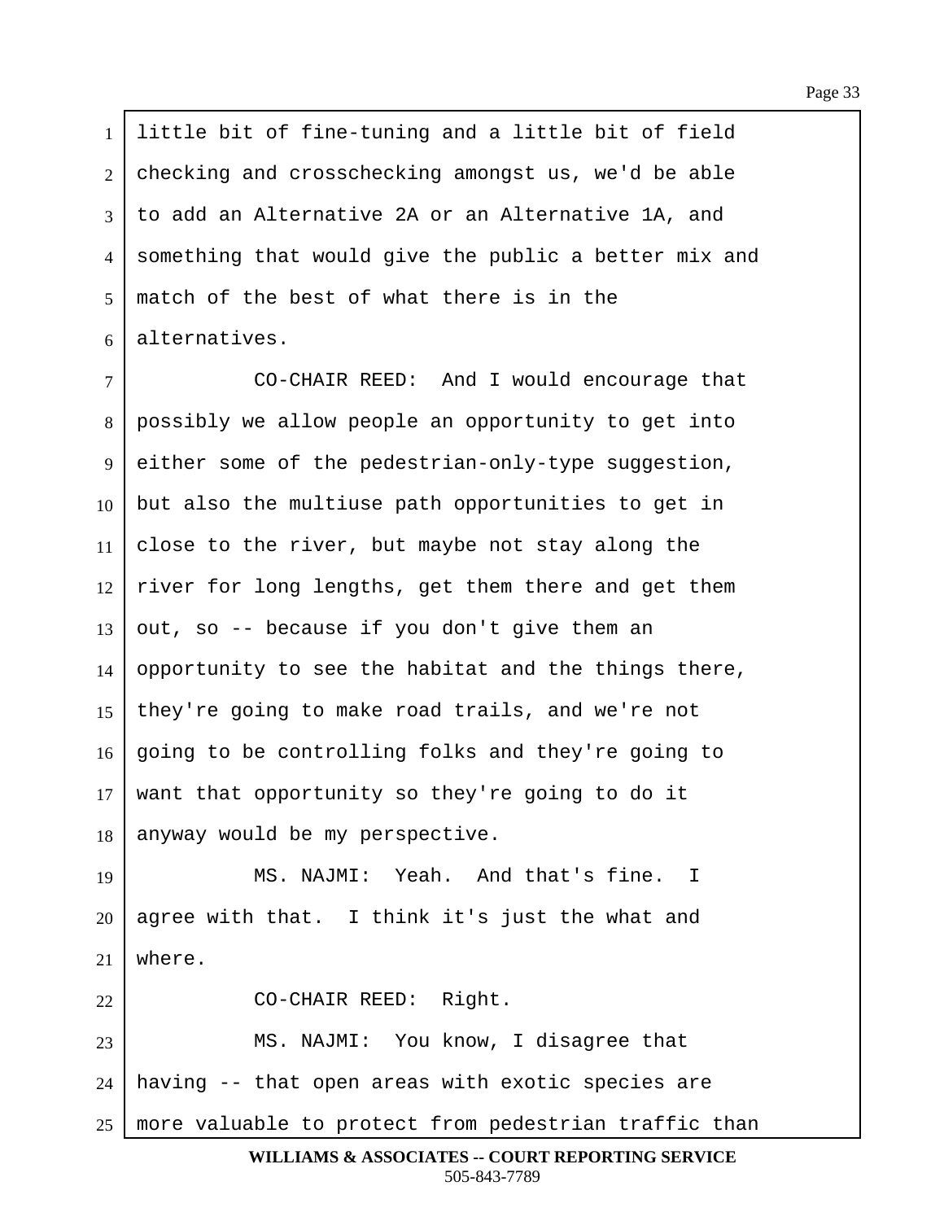little bit of fine-tuning and a little bit of field checking and crosschecking amongst us, we'd be able to add an Alternative 2A or an Alternative 1A, and something that would give the public a better mix and match of the best of what there is in the alternatives.

CO-CHAIR REED: And I would encourage that possibly we allow people an opportunity to get into either some of the pedestrian-only-type suggestion, but also the multiuse path opportunities to get in close to the river, but maybe not stay along the river for long lengths, get them there and get them out, so -- because if you don't give them an opportunity to see the habitat and the things there, they're going to make road trails, and we're not going to be controlling folks and they're going to want that opportunity so they're going to do it anyway would be my perspective.

MS. NAJMI: Yeah. And that's fine. I agree with that. I think it's just the what and where.

CO-CHAIR REED: Right.

MS. NAJMI: You know, I disagree that having -- that open areas with exotic species are more valuable to protect from pedestrian traffic than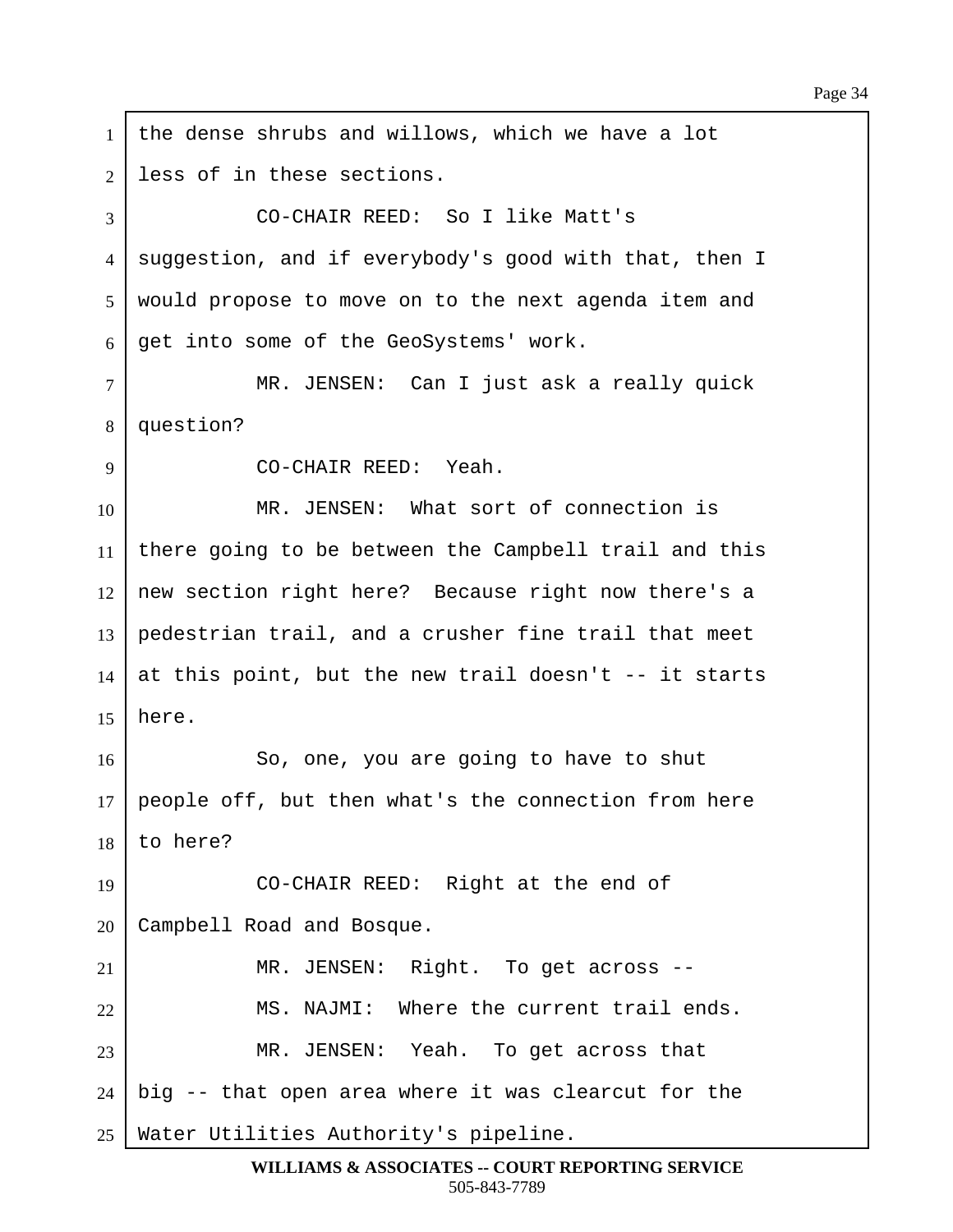the dense shrubs and willows, which we have a lot less of in these sections.

CO-CHAIR REED: So I like Matt's suggestion, and if everybody's good with that, then I would propose to move on to the next agenda item and get into some of the GeoSystems' work.

MR. JENSEN: Can I just ask a really quick question?

CO-CHAIR REED: Yeah.

MR. JENSEN: What sort of connection is there going to be between the Campbell trail and this new section right here? Because right now there's a pedestrian trail, and a crusher fine trail that meet at this point, but the new trail doesn't -- it starts here.

So, one, you are going to have to shut people off, but then what's the connection from here to here?

CO-CHAIR REED: Right at the end of Campbell Road and Bosque.

MR. JENSEN: Right. To get across --

MS. NAJMI: Where the current trail ends.

MR. JENSEN: Yeah. To get across that big -- that open area where it was clearcut for the Water Utilities Authority's pipeline.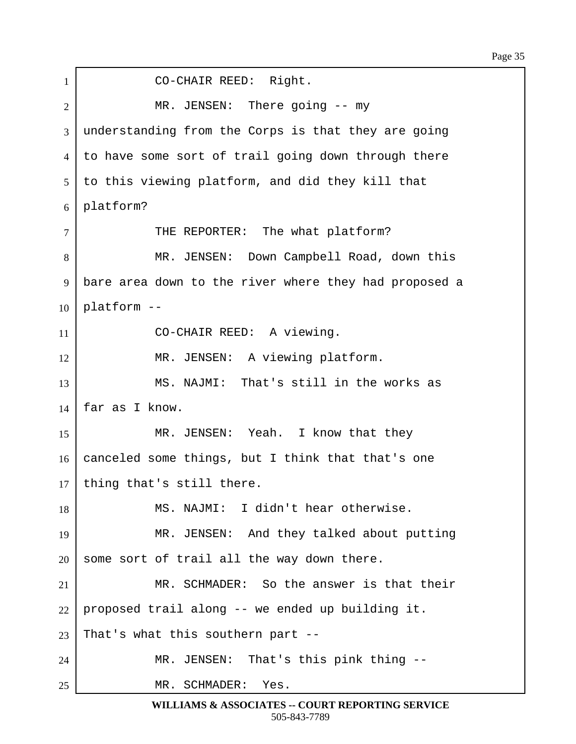CO-CHAIR REED: Right.

MR. JENSEN: There going -- my understanding from the Corps is that they are going to have some sort of trail going down through there to this viewing platform, and did they kill that platform?

THE REPORTER: The what platform?

MR. JENSEN: Down Campbell Road, down this bare area down to the river where they had proposed a platform --

CO-CHAIR REED: A viewing.

MR. JENSEN: A viewing platform.

MS. NAJMI: That's still in the works as far as I know.

MR. JENSEN: Yeah. I know that they canceled some things, but I think that that's one thing that's still there.

MS. NAJMI: I didn't hear otherwise.

MR. JENSEN: And they talked about putting some sort of trail all the way down there.

MR. SCHMADER: So the answer is that their proposed trail along -- we ended up building it. That's what this southern part --

MR. JENSEN: That's this pink thing --

MR. SCHMADER: Yes.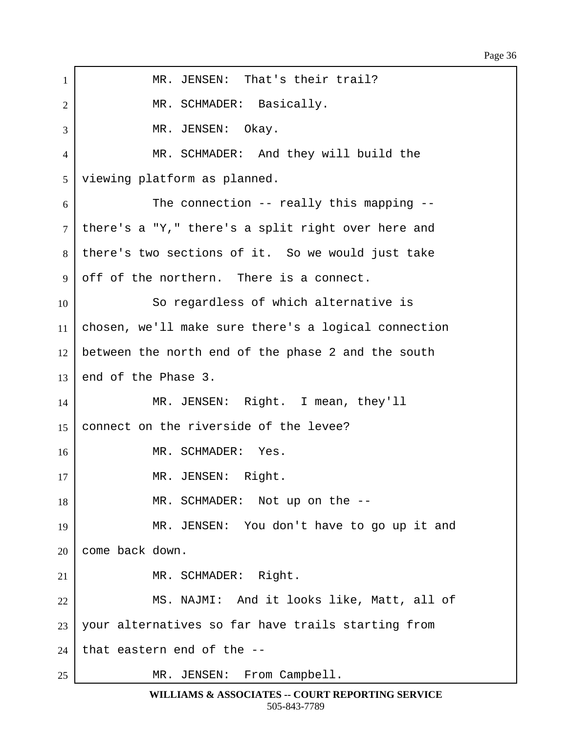MR. JENSEN: That's their trail?

MR. SCHMADER: Basically.

MR. JENSEN: Okay.

MR. SCHMADER: And they will build the viewing platform as planned.

The connection -- really this mapping -- there's a "Y," there's a split right over here and there's two sections of it. So we would just take off of the northern. There is a connect.

So regardless of which alternative is chosen, we'll make sure there's a logical connection between the north end of the phase 2 and the south end of the Phase 3.

MR. JENSEN: Right. I mean, they'll connect on the riverside of the levee?

MR. SCHMADER: Yes.

MR. JENSEN: Right.

MR. SCHMADER: Not up on the --

MR. JENSEN: You don't have to go up it and come back down.

MR. SCHMADER: Right.

MS. NAJMI: And it looks like, Matt, all of your alternatives so far have trails starting from that eastern end of the --

MR. JENSEN: From Campbell.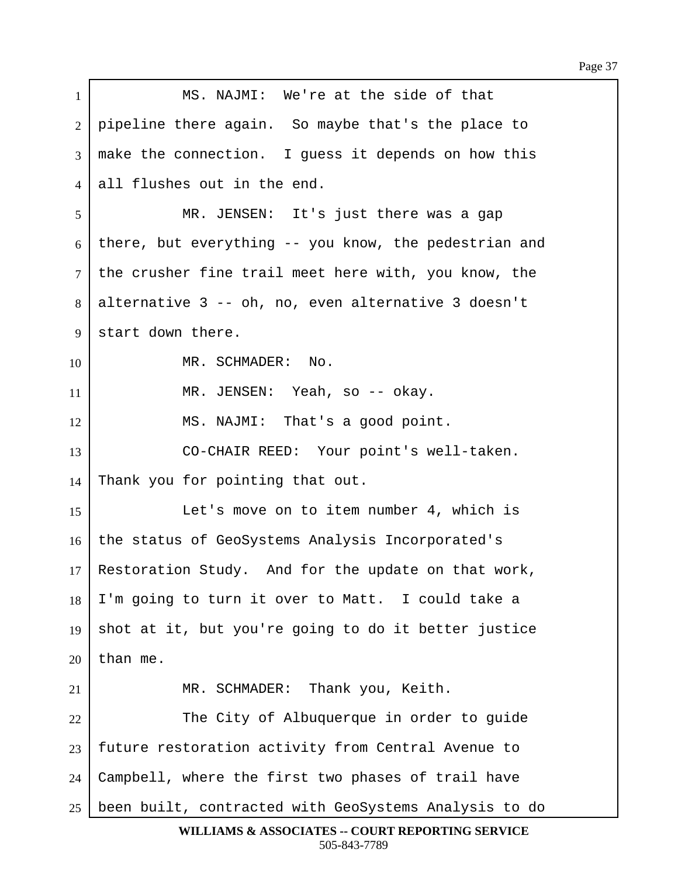MS. NAJMI: We're at the side of that pipeline there again. So maybe that's the place to make the connection. I guess it depends on how this all flushes out in the end.

MR. JENSEN: It's just there was a gap there, but everything -- you know, the pedestrian and the crusher fine trail meet here with, you know, the alternative 3 -- oh, no, even alternative 3 doesn't start down there.

MR. SCHMADER: No.

MR. JENSEN: Yeah, so -- okay.

MS. NAJMI: That's a good point.

CO-CHAIR REED: Your point's well-taken. Thank you for pointing that out.

Let's move on to item number 4, which is the status of GeoSystems Analysis Incorporated's Restoration Study. And for the update on that work, I'm going to turn it over to Matt. I could take a shot at it, but you're going to do it better justice than me.

MR. SCHMADER: Thank you, Keith.

The City of Albuquerque in order to guide future restoration activity from Central Avenue to Campbell, where the first two phases of trail have been built, contracted with GeoSystems Analysis to do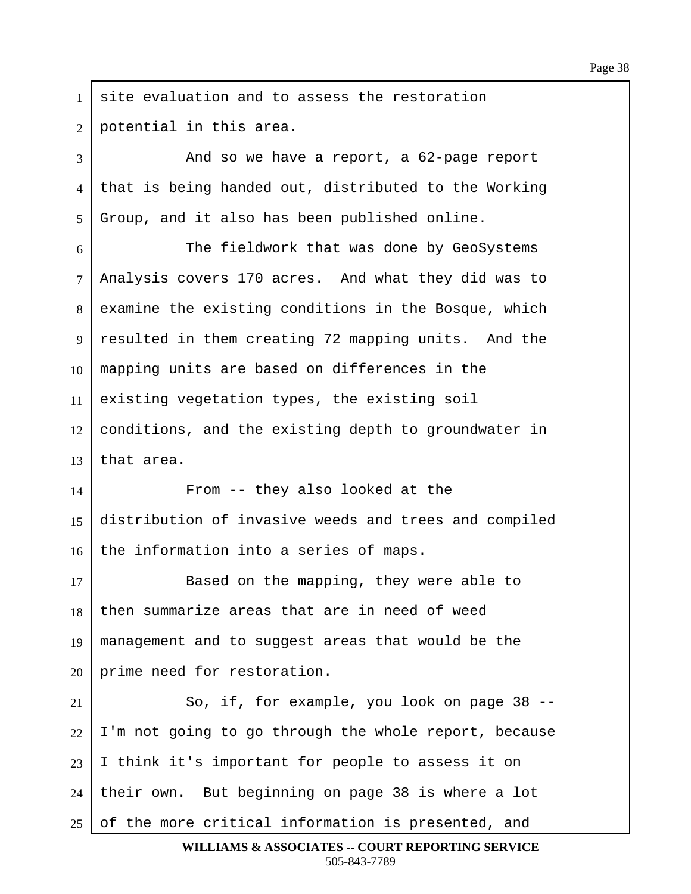site evaluation and to assess the restoration potential in this area.

And so we have a report, a 62-page report that is being handed out, distributed to the Working Group, and it also has been published online.

The fieldwork that was done by GeoSystems Analysis covers 170 acres. And what they did was to examine the existing conditions in the Bosque, which resulted in them creating 72 mapping units. And the mapping units are based on differences in the existing vegetation types, the existing soil conditions, and the existing depth to groundwater in that area.

From -- they also looked at the distribution of invasive weeds and trees and compiled the information into a series of maps.

Based on the mapping, they were able to then summarize areas that are in need of weed management and to suggest areas that would be the prime need for restoration.

So, if, for example, you look on page 38 -- I'm not going to go through the whole report, because I think it's important for people to assess it on their own. But beginning on page 38 is where a lot of the more critical information is presented, and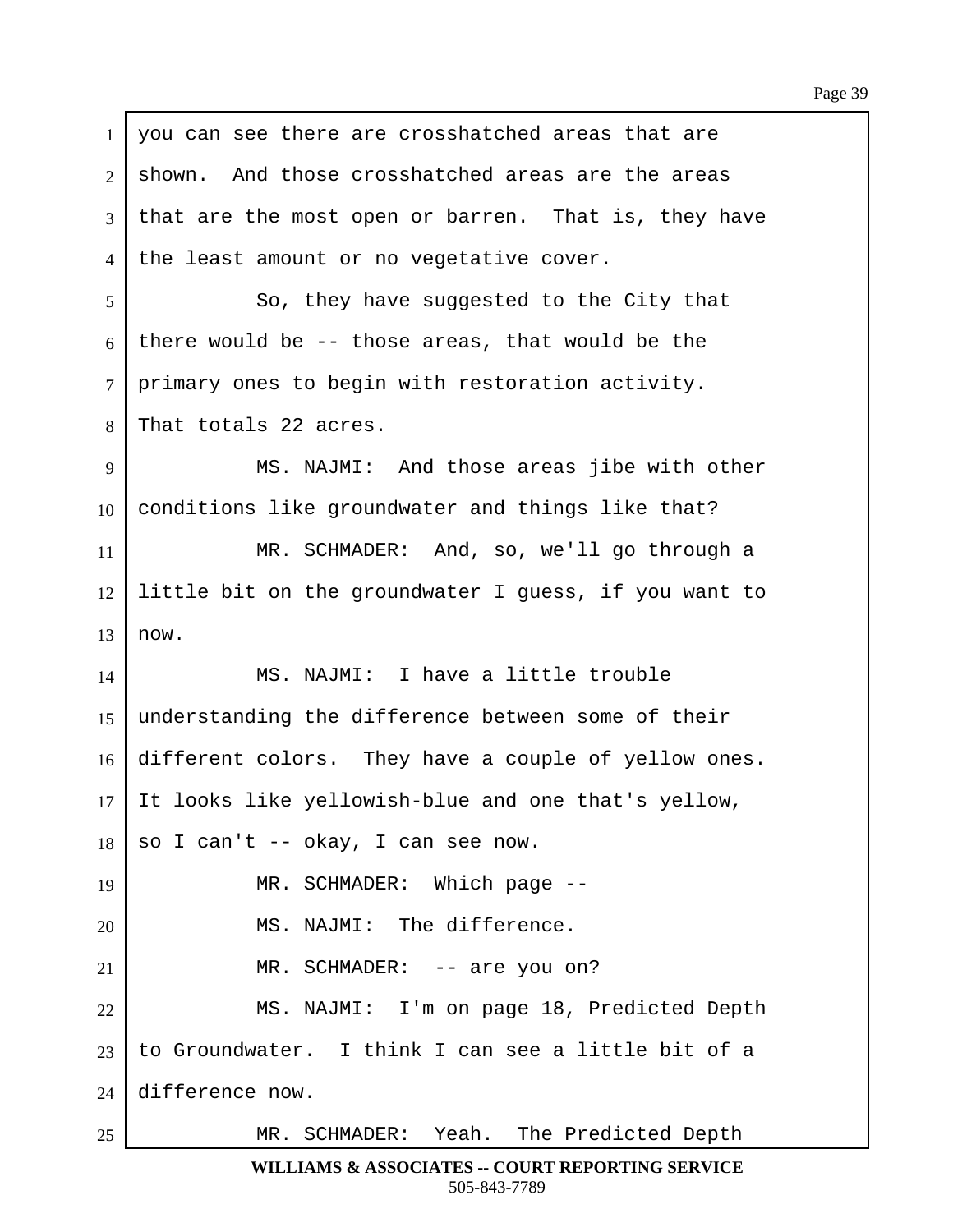you can see there are crosshatched areas that are shown. And those crosshatched areas are the areas that are the most open or barren. That is, they have the least amount or no vegetative cover.

So, they have suggested to the City that there would be -- those areas, that would be the primary ones to begin with restoration activity. That totals 22 acres.

MS. NAJMI: And those areas jibe with other conditions like groundwater and things like that?

MR. SCHMADER: And, so, we'll go through a little bit on the groundwater I guess, if you want to now.

MS. NAJMI: I have a little trouble understanding the difference between some of their different colors. They have a couple of yellow ones. It looks like yellowish-blue and one that's yellow, so I can't -- okay, I can see now.

MR. SCHMADER: Which page --

MS. NAJMI: The difference.

MR. SCHMADER: -- are you on?

MS. NAJMI: I'm on page 18, Predicted Depth to Groundwater. I think I can see a little bit of a difference now.

MR. SCHMADER: Yeah. The Predicted Depth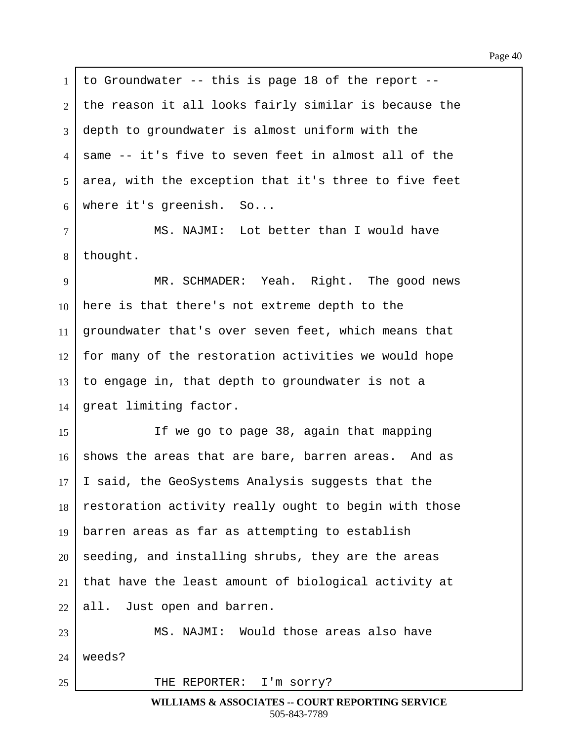to Groundwater -- this is page 18 of the report -- the reason it all looks fairly similar is because the depth to groundwater is almost uniform with the same -- it's five to seven feet in almost all of the area, with the exception that it's three to five feet where it's greenish. So...

MS. NAJMI: Lot better than I would have thought.

MR. SCHMADER: Yeah. Right. The good news here is that there's not extreme depth to the groundwater that's over seven feet, which means that for many of the restoration activities we would hope to engage in, that depth to groundwater is not a great limiting factor.

If we go to page 38, again that mapping shows the areas that are bare, barren areas. And as I said, the GeoSystems Analysis suggests that the restoration activity really ought to begin with those barren areas as far as attempting to establish seeding, and installing shrubs, they are the areas that have the least amount of biological activity at all. Just open and barren.

MS. NAJMI: Would those areas also have weeds?

THE REPORTER: I'm sorry?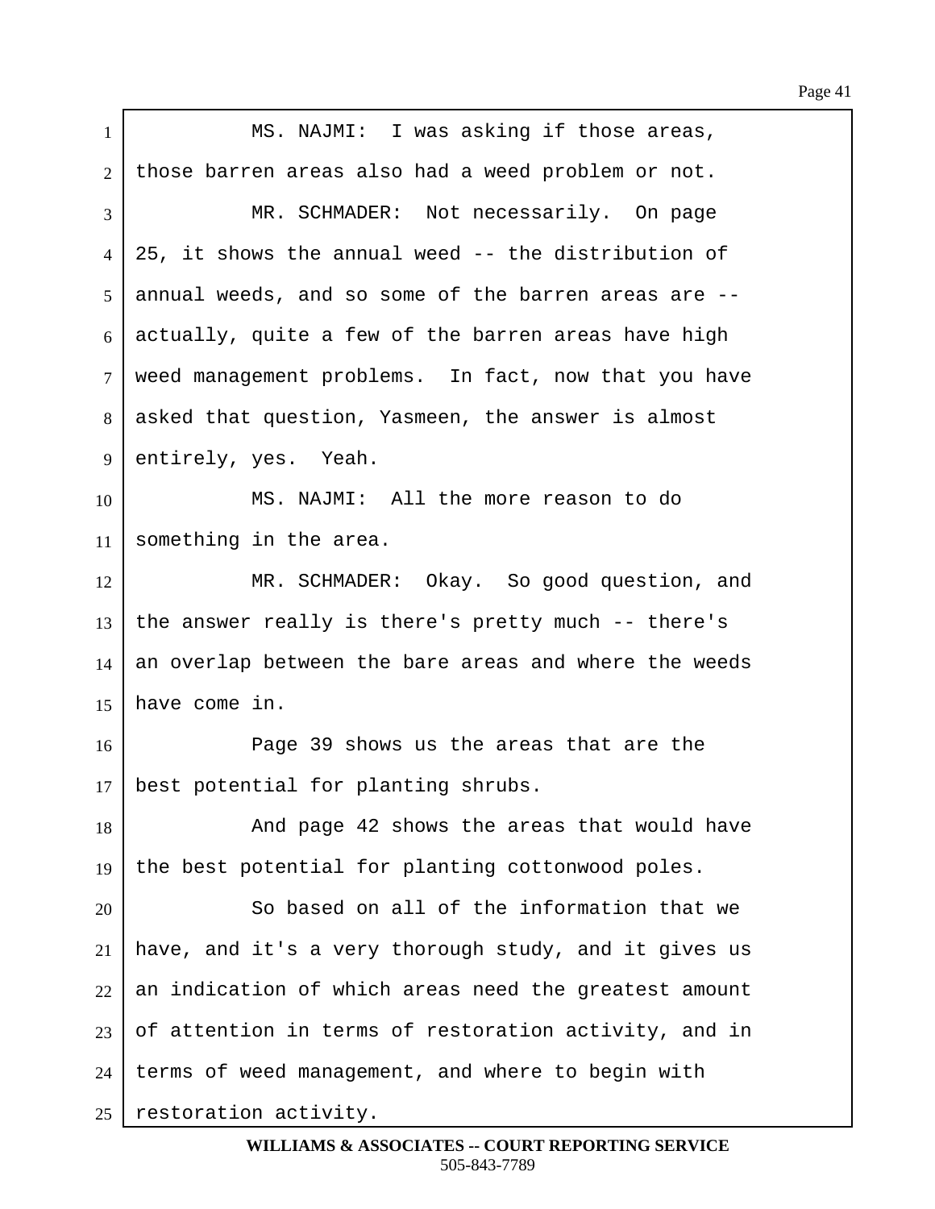MS. NAJMI: I was asking if those areas, those barren areas also had a weed problem or not.

MR. SCHMADER: Not necessarily. On page 25, it shows the annual weed -- the distribution of annual weeds, and so some of the barren areas are -- actually, quite a few of the barren areas have high weed management problems. In fact, now that you have asked that question, Yasmeen, the answer is almost entirely, yes. Yeah.

MS. NAJMI: All the more reason to do something in the area.

MR. SCHMADER: Okay. So good question, and the answer really is there's pretty much -- there's an overlap between the bare areas and where the weeds have come in.

Page 39 shows us the areas that are the best potential for planting shrubs.

And page 42 shows the areas that would have the best potential for planting cottonwood poles.

So based on all of the information that we have, and it's a very thorough study, and it gives us an indication of which areas need the greatest amount of attention in terms of restoration activity, and in terms of weed management, and where to begin with restoration activity.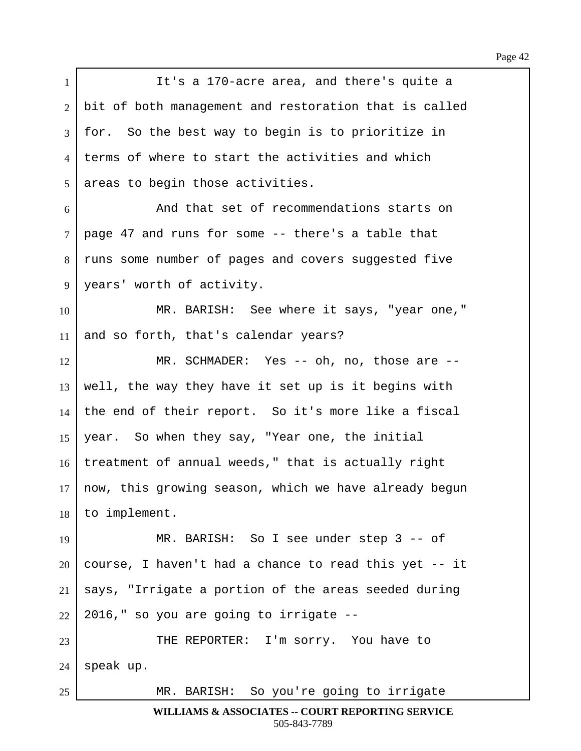It's a 170-acre area, and there's quite a bit of both management and restoration that is called for. So the best way to begin is to prioritize in terms of where to start the activities and which areas to begin those activities.

And that set of recommendations starts on page 47 and runs for some -- there's a table that runs some number of pages and covers suggested five years' worth of activity.

MR. BARISH: See where it says, "year one," and so forth, that's calendar years?

MR. SCHMADER: Yes -- oh, no, those are -- well, the way they have it set up is it begins with the end of their report. So it's more like a fiscal year. So when they say, "Year one, the initial treatment of annual weeds," that is actually right now, this growing season, which we have already begun to implement.

MR. BARISH: So I see under step 3 -- of course, I haven't had a chance to read this yet -- it says, "Irrigate a portion of the areas seeded during 2016," so you are going to irrigate --

THE REPORTER: I'm sorry. You have to speak up.

MR. BARISH: So you're going to irrigate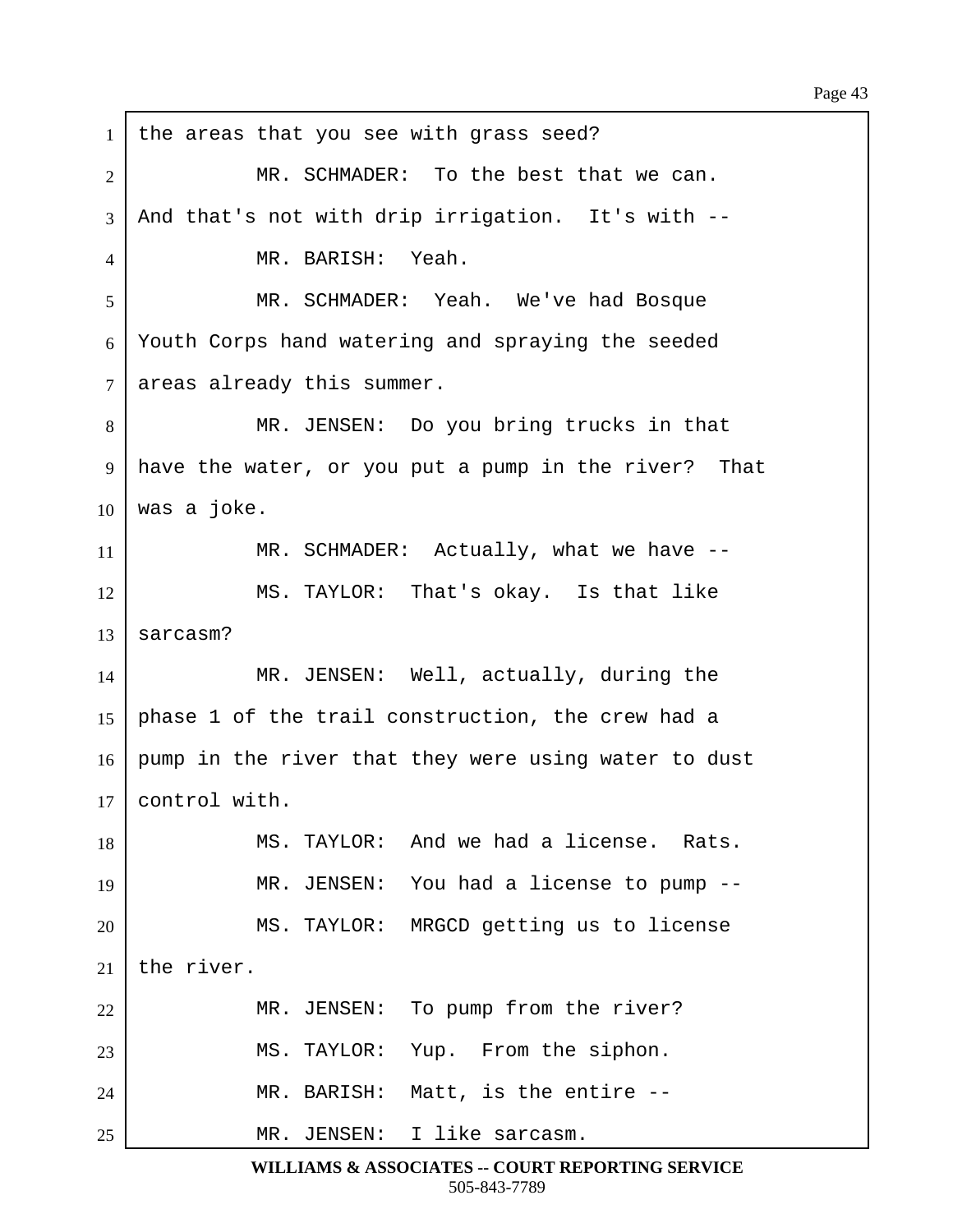the areas that you see with grass seed?

MR. SCHMADER: To the best that we can. And that's not with drip irrigation. It's with --

MR. BARISH: Yeah.

MR. SCHMADER: Yeah. We've had Bosque Youth Corps hand watering and spraying the seeded areas already this summer.

MR. JENSEN: Do you bring trucks in that have the water, or you put a pump in the river? That was a joke.

MR. SCHMADER: Actually, what we have --

MS. TAYLOR: That's okay. Is that like sarcasm?

MR. JENSEN: Well, actually, during the phase 1 of the trail construction, the crew had a pump in the river that they were using water to dust control with.

MS. TAYLOR: And we had a license. Rats.

MR. JENSEN: You had a license to pump --

MS. TAYLOR: MRGCD getting us to license the river.

MR. JENSEN: To pump from the river?

MS. TAYLOR: Yup. From the siphon.

MR. BARISH: Matt, is the entire --

MR. JENSEN: I like sarcasm.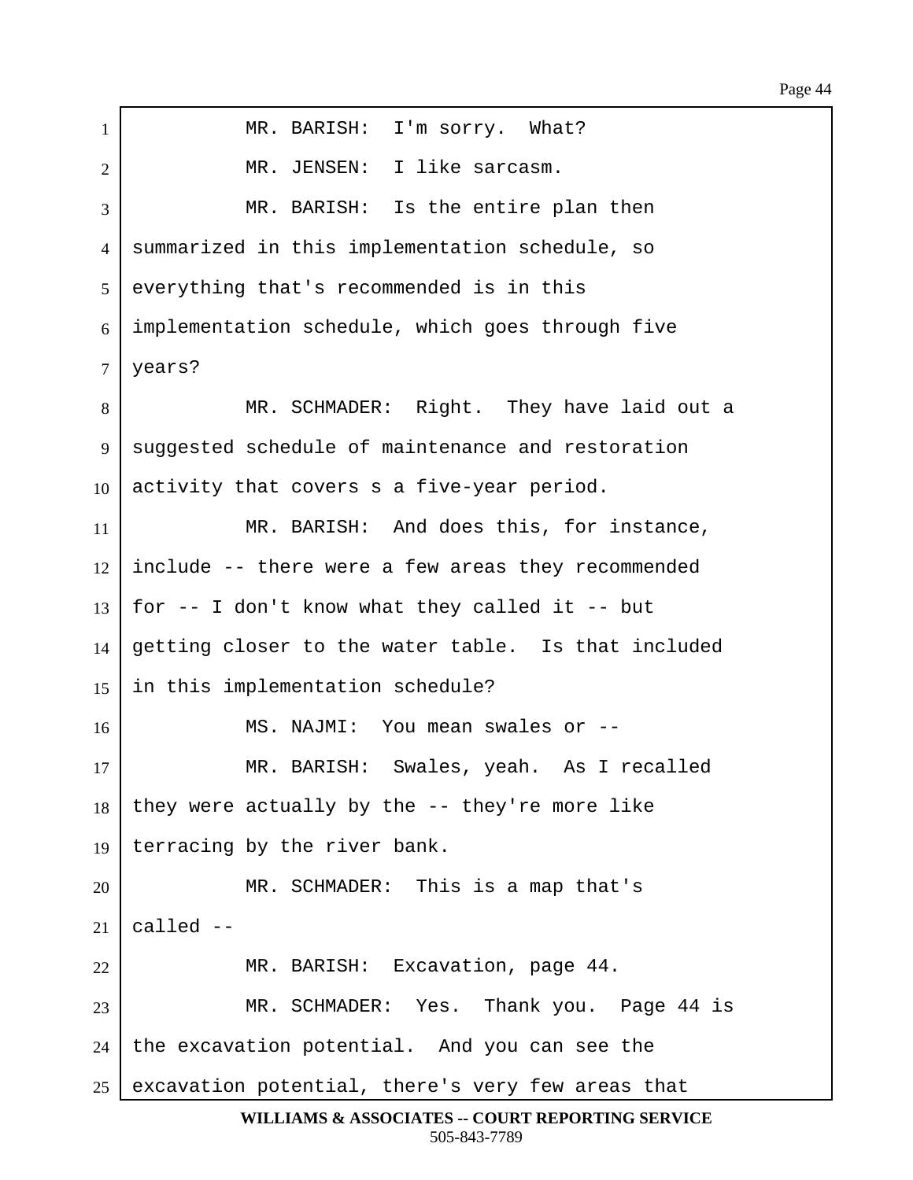MR. BARISH: I'm sorry. What?

MR. JENSEN: I like sarcasm.

MR. BARISH: Is the entire plan then summarized in this implementation schedule, so everything that's recommended is in this implementation schedule, which goes through five years?

MR. SCHMADER: Right. They have laid out a suggested schedule of maintenance and restoration activity that covers s a five-year period.

MR. BARISH: And does this, for instance, include -- there were a few areas they recommended for -- I don't know what they called it -- but getting closer to the water table. Is that included in this implementation schedule?

MS. NAJMI: You mean swales or --

MR. BARISH: Swales, yeah. As I recalled they were actually by the -- they're more like terracing by the river bank.

MR. SCHMADER: This is a map that's called --

MR. BARISH: Excavation, page 44.

MR. SCHMADER: Yes. Thank you. Page 44 is the excavation potential. And you can see the excavation potential, there's very few areas that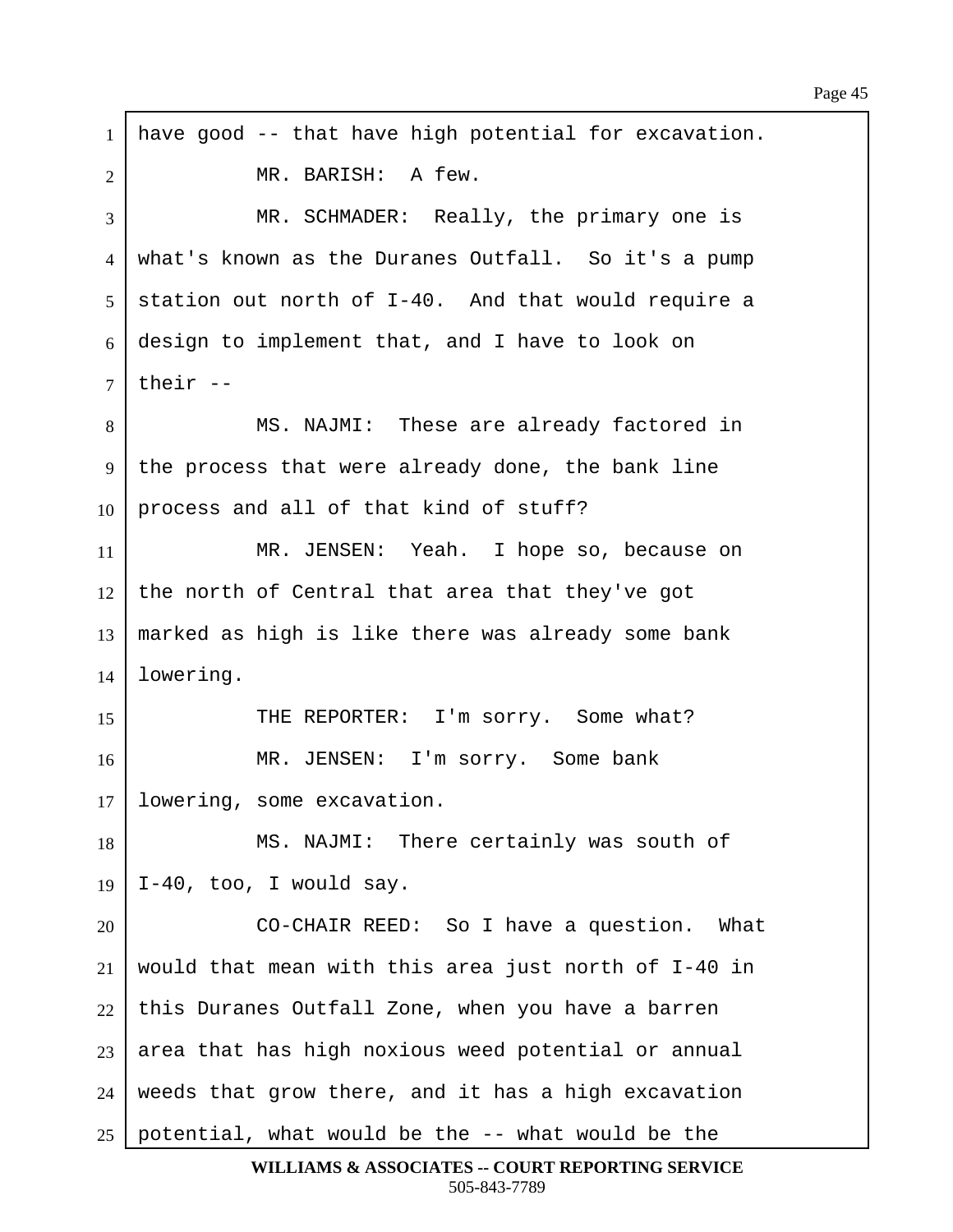have good -- that have high potential for excavation.

MR. BARISH: A few.

MR. SCHMADER: Really, the primary one is what's known as the Duranes Outfall. So it's a pump station out north of I-40. And that would require a design to implement that, and I have to look on their --

MS. NAJMI: These are already factored in the process that were already done, the bank line process and all of that kind of stuff?

MR. JENSEN: Yeah. I hope so, because on the north of Central that area that they've got marked as high is like there was already some bank lowering.

THE REPORTER: I'm sorry. Some what?

MR. JENSEN: I'm sorry. Some bank lowering, some excavation.

MS. NAJMI: There certainly was south of I-40, too, I would say.

CO-CHAIR REED: So I have a question. What would that mean with this area just north of I-40 in this Duranes Outfall Zone, when you have a barren area that has high noxious weed potential or annual weeds that grow there, and it has a high excavation potential, what would be the -- what would be the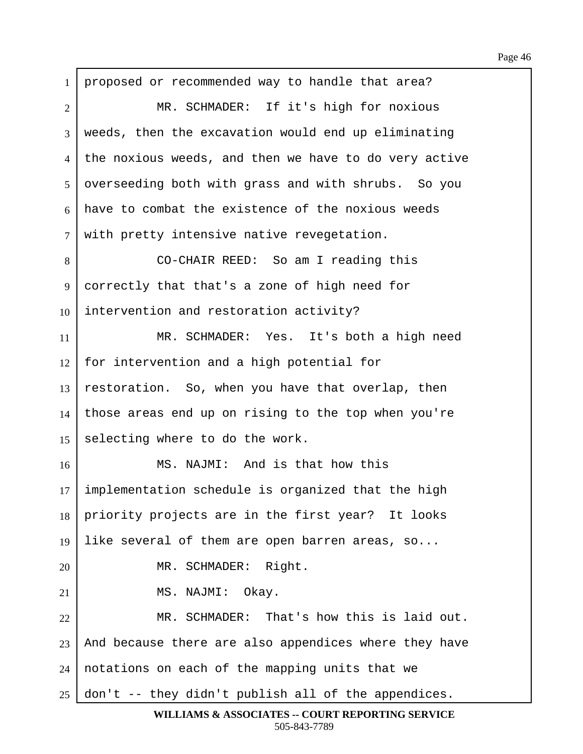proposed or recommended way to handle that area?

MR. SCHMADER: If it's high for noxious weeds, then the excavation would end up eliminating the noxious weeds, and then we have to do very active overseeding both with grass and with shrubs. So you have to combat the existence of the noxious weeds with pretty intensive native revegetation.

CO-CHAIR REED: So am I reading this correctly that that's a zone of high need for intervention and restoration activity?

MR. SCHMADER: Yes. It's both a high need for intervention and a high potential for restoration. So, when you have that overlap, then those areas end up on rising to the top when you're selecting where to do the work.

MS. NAJMI: And is that how this implementation schedule is organized that the high priority projects are in the first year? It looks like several of them are open barren areas, so...

MR. SCHMADER: Right.

MS. NAJMI: Okay.

MR. SCHMADER: That's how this is laid out. And because there are also appendices where they have notations on each of the mapping units that we don't -- they didn't publish all of the appendices.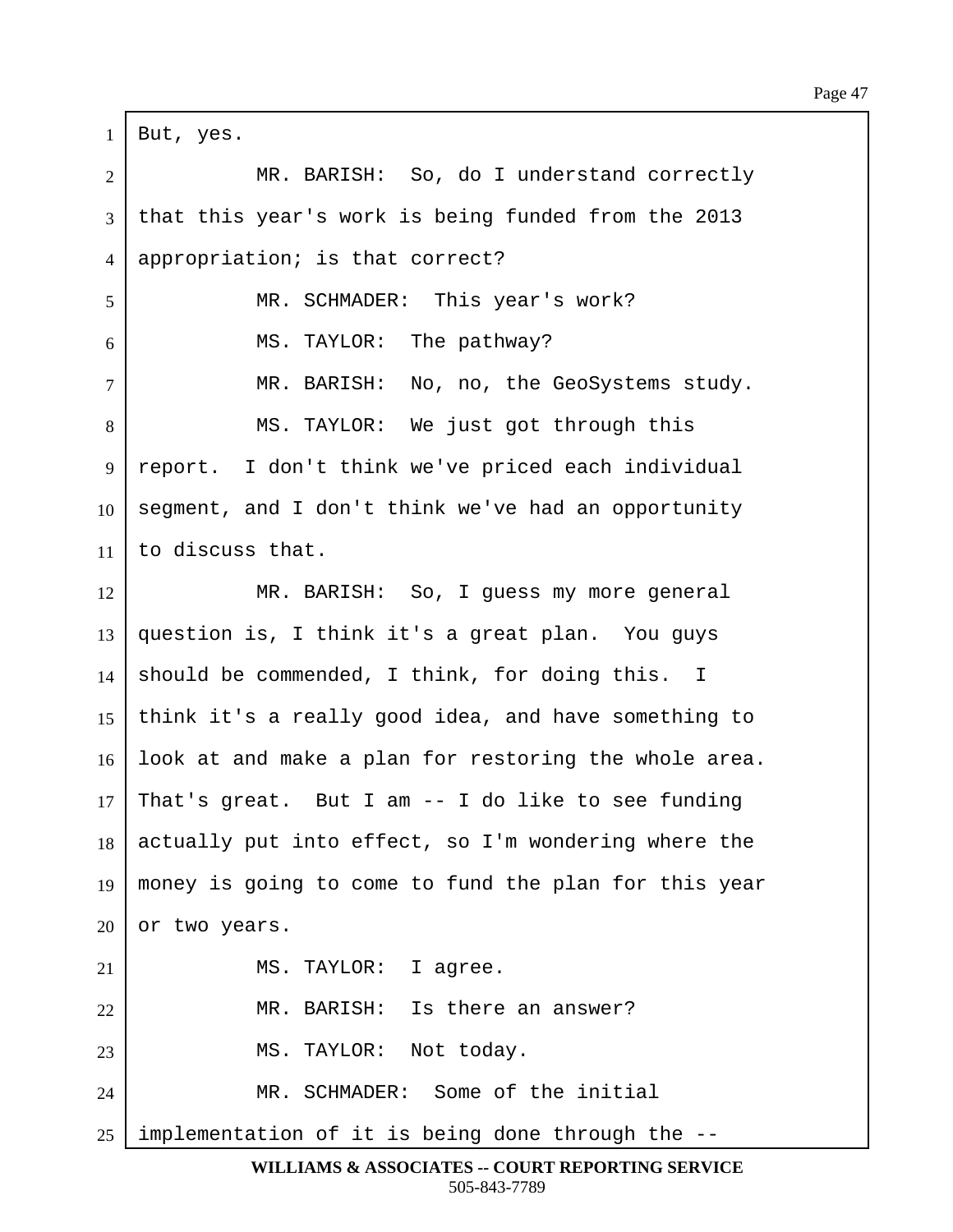But, yes.

MR. BARISH: So, do I understand correctly that this year's work is being funded from the 2013 appropriation; is that correct?

MR. SCHMADER: This year's work?

MS. TAYLOR: The pathway?

MR. BARISH: No, no, the GeoSystems study.

MS. TAYLOR: We just got through this report. I don't think we've priced each individual segment, and I don't think we've had an opportunity to discuss that.

MR. BARISH: So, I guess my more general question is, I think it's a great plan. You guys should be commended, I think, for doing this. I think it's a really good idea, and have something to look at and make a plan for restoring the whole area. That's great. But I am -- I do like to see funding actually put into effect, so I'm wondering where the money is going to come to fund the plan for this year or two years.

MS. TAYLOR: I agree.

MR. BARISH: Is there an answer?

MS. TAYLOR: Not today.

MR. SCHMADER: Some of the initial implementation of it is being done through the --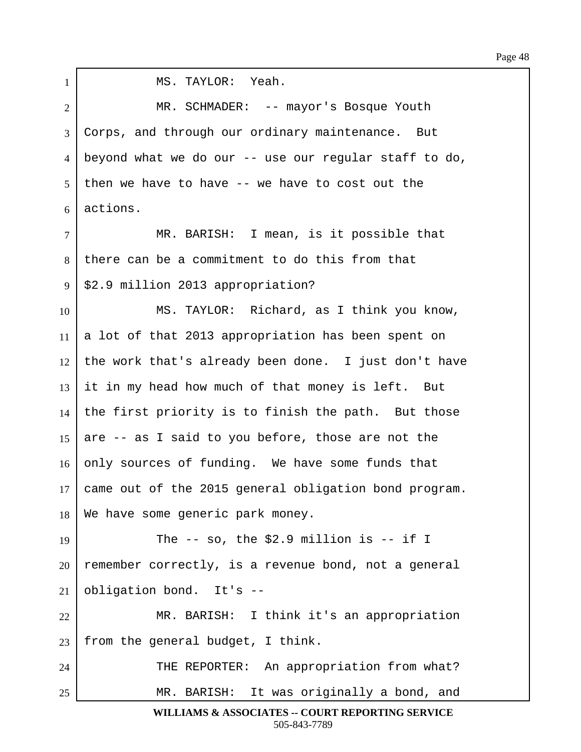MS. TAYLOR: Yeah.

MR. SCHMADER: -- mayor's Bosque Youth Corps, and through our ordinary maintenance. But beyond what we do our -- use our regular staff to do, then we have to have -- we have to cost out the actions.

MR. BARISH: I mean, is it possible that there can be a commitment to do this from that $2.9 million 2013 appropriation?

MS. TAYLOR: Richard, as I think you know, a lot of that 2013 appropriation has been spent on the work that's already been done. I just don't have it in my head how much of that money is left. But the first priority is to finish the path. But those are -- as I said to you before, those are not the only sources of funding. We have some funds that came out of the 2015 general obligation bond program. We have some generic park money.

The -- so, the $2.9 million is -- if I remember correctly, is a revenue bond, not a general obligation bond. It's --

MR. BARISH: I think it's an appropriation from the general budget, I think.

THE REPORTER: An appropriation from what?

MR. BARISH: It was originally a bond, and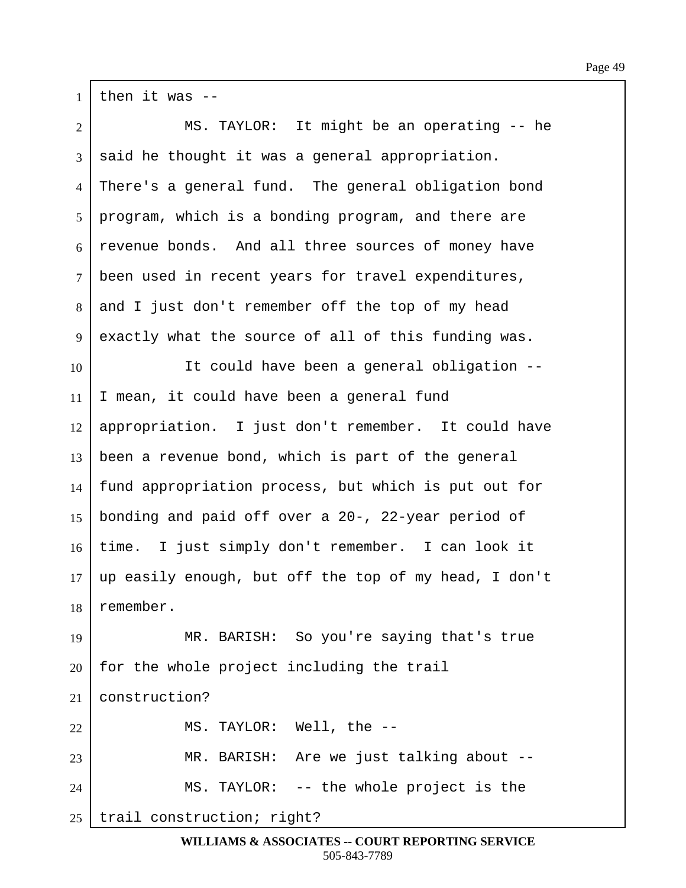then it was --

MS. TAYLOR: It might be an operating -- he said he thought it was a general appropriation. There's a general fund. The general obligation bond program, which is a bonding program, and there are revenue bonds. And all three sources of money have been used in recent years for travel expenditures, and I just don't remember off the top of my head exactly what the source of all of this funding was.

It could have been a general obligation -- I mean, it could have been a general fund appropriation. I just don't remember. It could have been a revenue bond, which is part of the general fund appropriation process, but which is put out for bonding and paid off over a 20-, 22-year period of time. I just simply don't remember. I can look it up easily enough, but off the top of my head, I don't remember.

MR. BARISH: So you're saying that's true for the whole project including the trail construction?

MS. TAYLOR: Well, the --

MR. BARISH: Are we just talking about --

MS. TAYLOR: -- the whole project is the trail construction; right?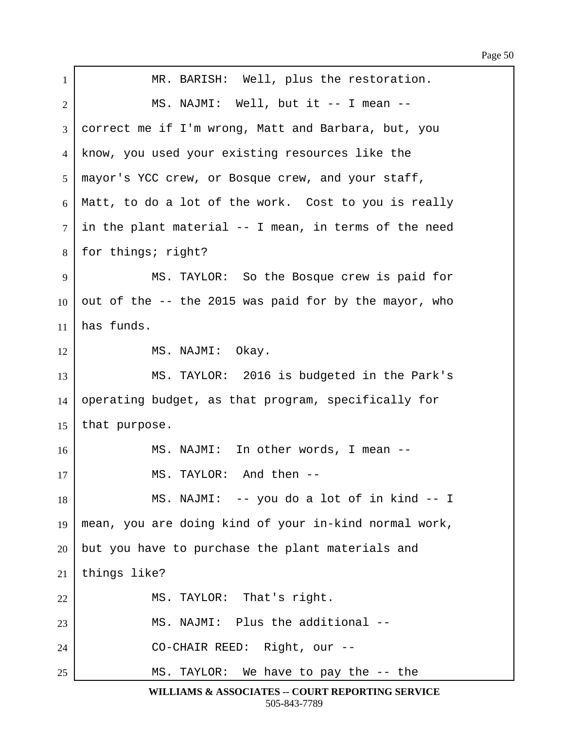MR. BARISH: Well, plus the restoration.

MS. NAJMI: Well, but it -- I mean -- correct me if I'm wrong, Matt and Barbara, but, you know, you used your existing resources like the mayor's YCC crew, or Bosque crew, and your staff, Matt, to do a lot of the work. Cost to you is really in the plant material -- I mean, in terms of the need for things; right?

MS. TAYLOR: So the Bosque crew is paid for out of the -- the 2015 was paid for by the mayor, who has funds.

MS. NAJMI: Okay.

MS. TAYLOR: 2016 is budgeted in the Park's operating budget, as that program, specifically for that purpose.

MS. NAJMI: In other words, I mean --

MS. TAYLOR: And then --

MS. NAJMI: -- you do a lot of in kind -- I mean, you are doing kind of your in-kind normal work, but you have to purchase the plant materials and things like?

MS. TAYLOR: That's right.

MS. NAJMI: Plus the additional --

CO-CHAIR REED: Right, our --

MS. TAYLOR: We have to pay the -- the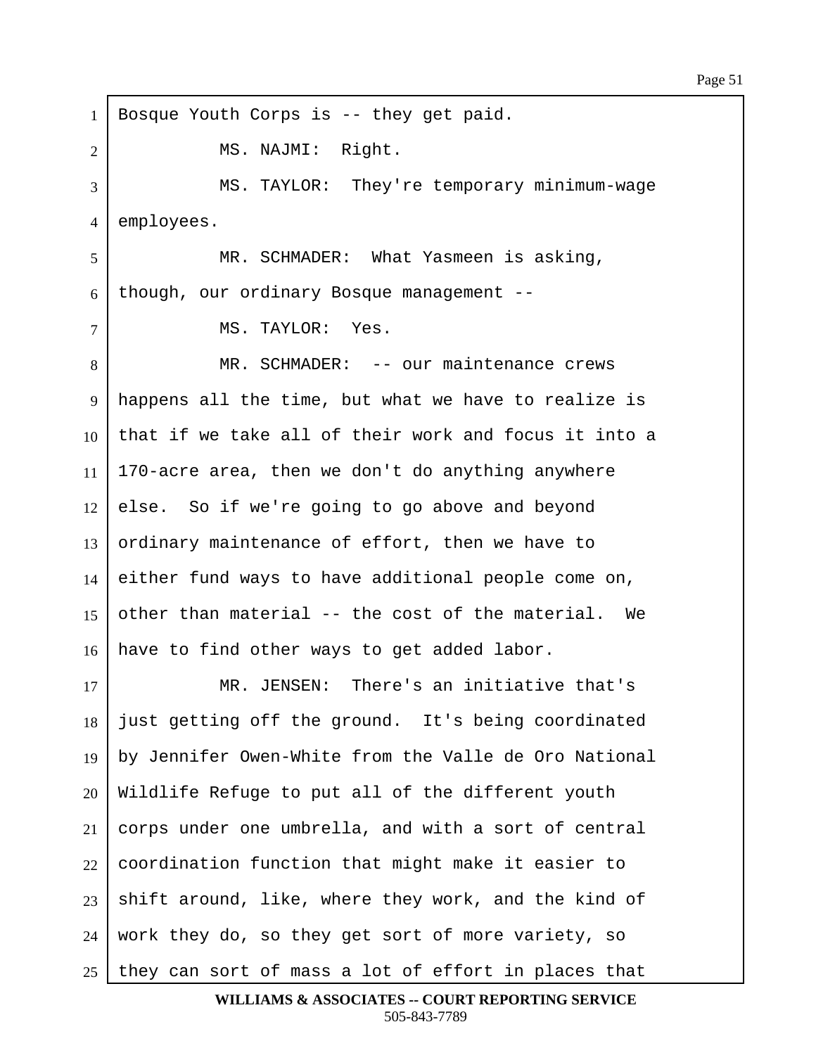Bosque Youth Corps is -- they get paid.

MS. NAJMI: Right.

MS. TAYLOR: They're temporary minimum-wage employees.

MR. SCHMADER: What Yasmeen is asking, though, our ordinary Bosque management --

MS. TAYLOR: Yes.

MR. SCHMADER: -- our maintenance crews happens all the time, but what we have to realize is that if we take all of their work and focus it into a 170-acre area, then we don't do anything anywhere else. So if we're going to go above and beyond ordinary maintenance of effort, then we have to either fund ways to have additional people come on, other than material -- the cost of the material. We have to find other ways to get added labor.

MR. JENSEN: There's an initiative that's just getting off the ground. It's being coordinated by Jennifer Owen-White from the Valle de Oro National Wildlife Refuge to put all of the different youth corps under one umbrella, and with a sort of central coordination function that might make it easier to shift around, like, where they work, and the kind of work they do, so they get sort of more variety, so they can sort of mass a lot of effort in places that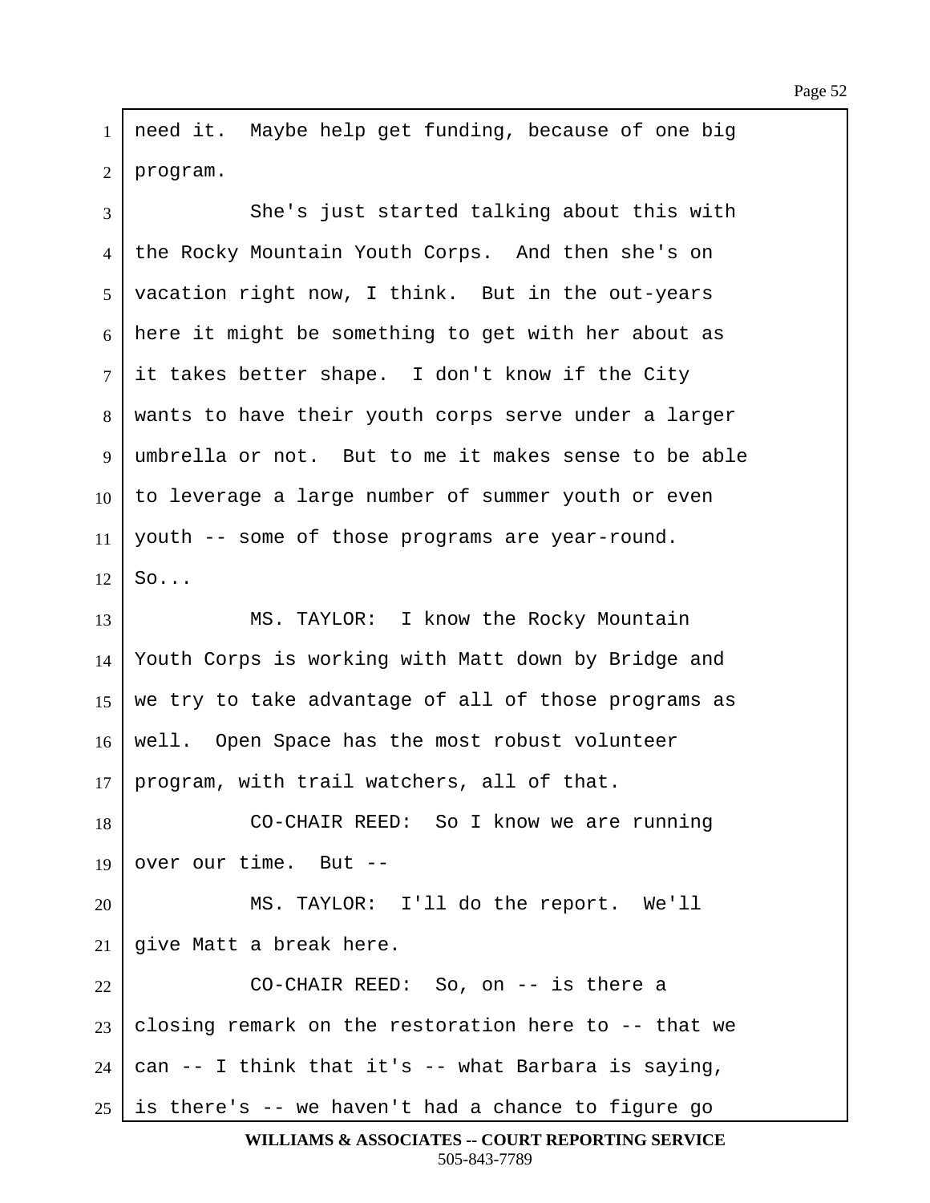need it. Maybe help get funding, because of one big program.

She's just started talking about this with the Rocky Mountain Youth Corps. And then she's on vacation right now, I think. But in the out-years here it might be something to get with her about as it takes better shape. I don't know if the City wants to have their youth corps serve under a larger umbrella or not. But to me it makes sense to be able to leverage a large number of summer youth or even youth -- some of those programs are year-round. So...

MS. TAYLOR: I know the Rocky Mountain Youth Corps is working with Matt down by Bridge and we try to take advantage of all of those programs as well. Open Space has the most robust volunteer program, with trail watchers, all of that.

CO-CHAIR REED: So I know we are running over our time. But --

MS. TAYLOR: I'll do the report. We'll give Matt a break here.

CO-CHAIR REED: So, on -- is there a closing remark on the restoration here to -- that we can -- I think that it's -- what Barbara is saying, is there's -- we haven't had a chance to figure go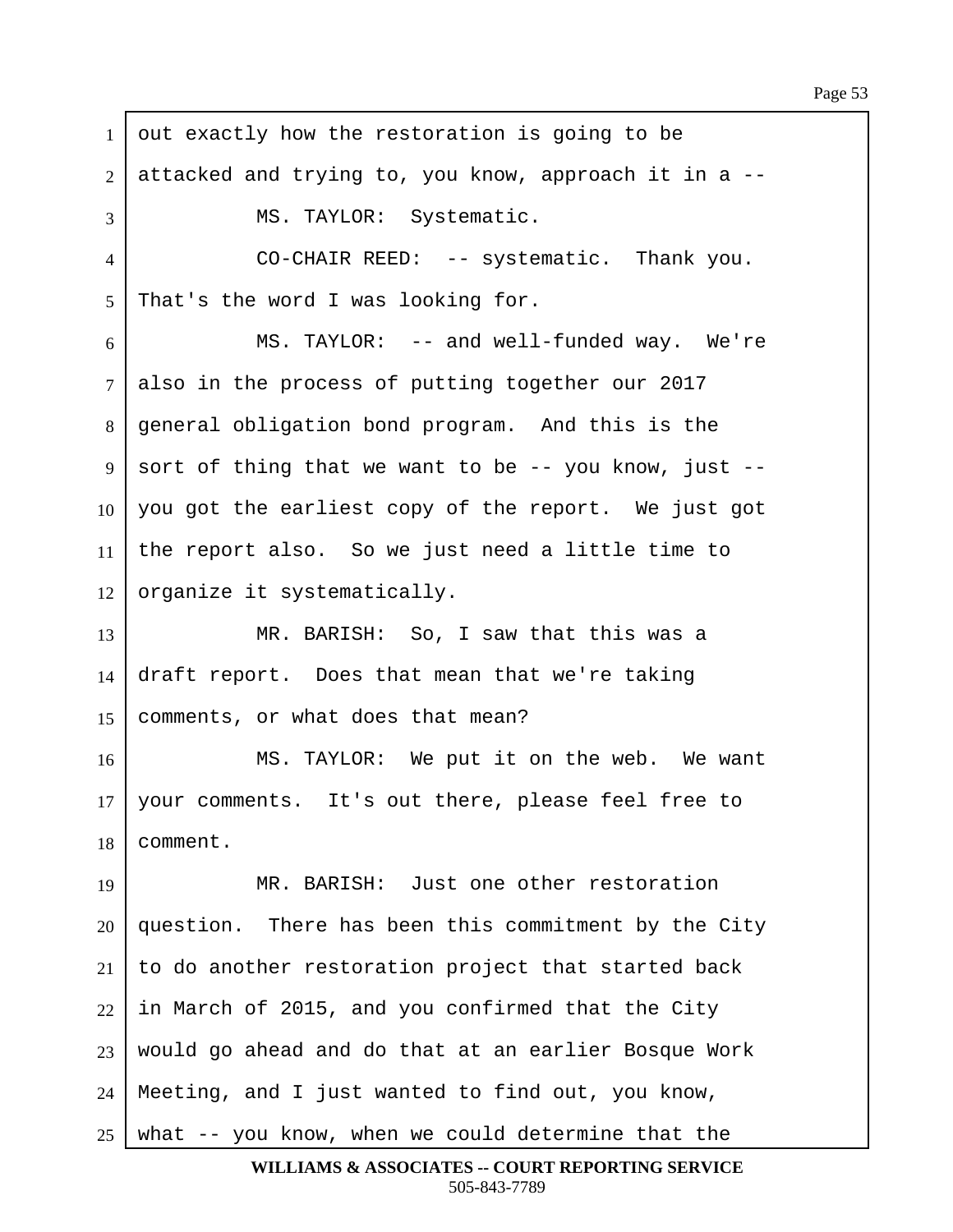out exactly how the restoration is going to be attacked and trying to, you know, approach it in a --

MS. TAYLOR: Systematic.

CO-CHAIR REED: -- systematic. Thank you. That's the word I was looking for.

MS. TAYLOR: -- and well-funded way. We're also in the process of putting together our 2017 general obligation bond program. And this is the sort of thing that we want to be -- you know, just -- you got the earliest copy of the report. We just got the report also. So we just need a little time to organize it systematically.

MR. BARISH: So, I saw that this was a draft report. Does that mean that we're taking comments, or what does that mean?

MS. TAYLOR: We put it on the web. We want your comments. It's out there, please feel free to comment.

MR. BARISH: Just one other restoration question. There has been this commitment by the City to do another restoration project that started back in March of 2015, and you confirmed that the City would go ahead and do that at an earlier Bosque Work Meeting, and I just wanted to find out, you know, what -- you know, when we could determine that the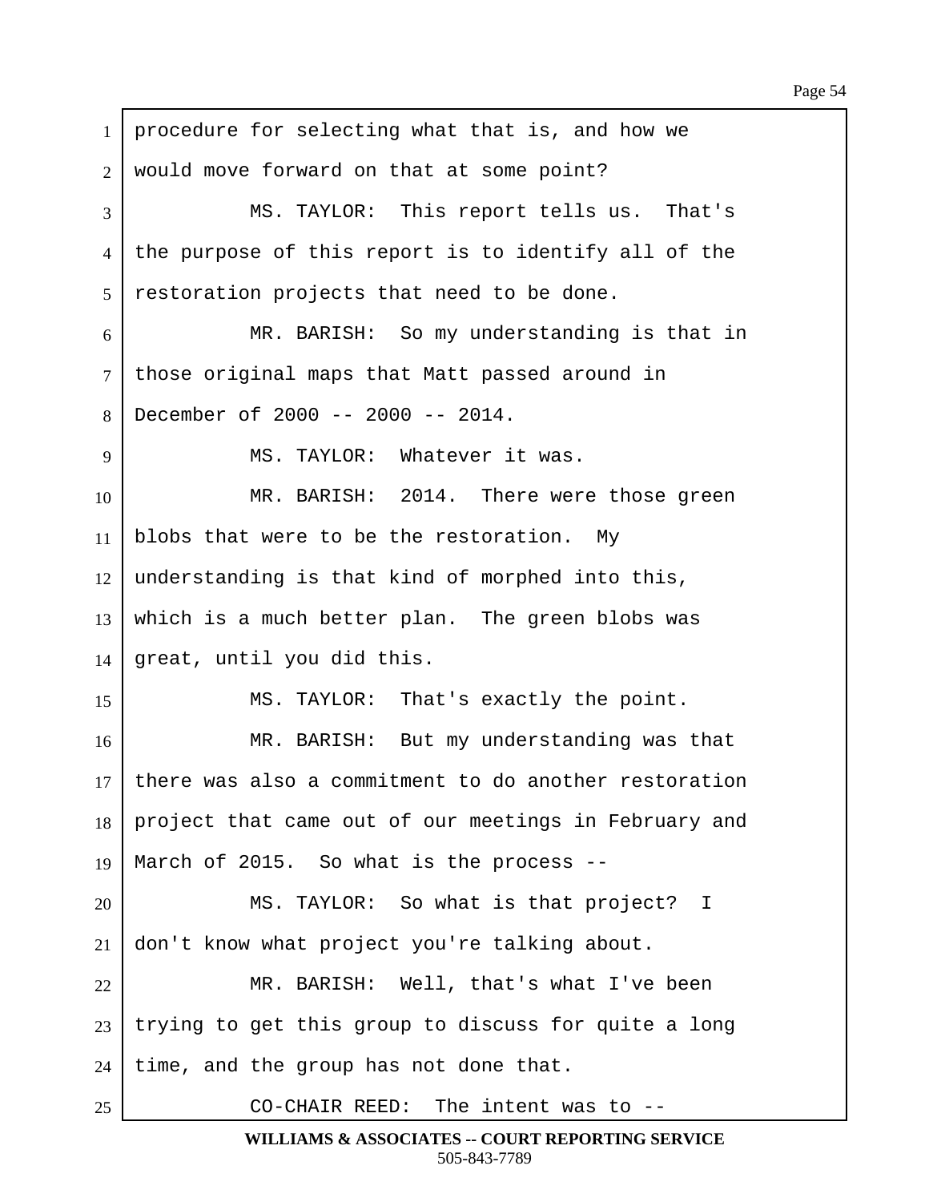procedure for selecting what that is, and how we would move forward on that at some point?

MS. TAYLOR: This report tells us. That's the purpose of this report is to identify all of the restoration projects that need to be done.

MR. BARISH: So my understanding is that in those original maps that Matt passed around in December of 2000 -- 2000 -- 2014.

MS. TAYLOR: Whatever it was.

MR. BARISH: 2014. There were those green blobs that were to be the restoration. My understanding is that kind of morphed into this, which is a much better plan. The green blobs was great, until you did this.

MS. TAYLOR: That's exactly the point.

MR. BARISH: But my understanding was that there was also a commitment to do another restoration project that came out of our meetings in February and March of 2015. So what is the process --

MS. TAYLOR: So what is that project? I don't know what project you're talking about.

MR. BARISH: Well, that's what I've been trying to get this group to discuss for quite a long time, and the group has not done that.

CO-CHAIR REED: The intent was to --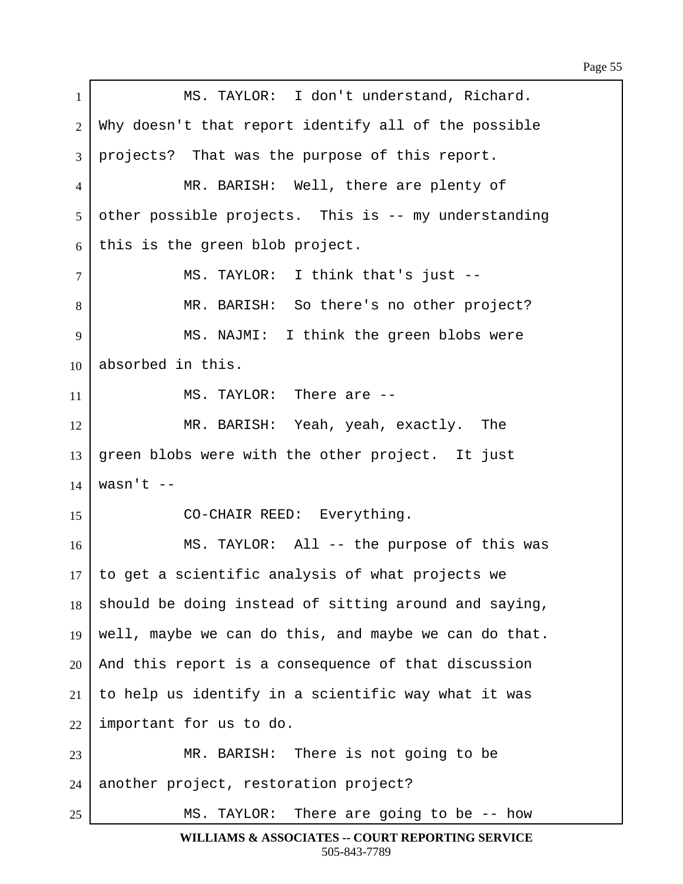MS. TAYLOR: I don't understand, Richard. Why doesn't that report identify all of the possible projects? That was the purpose of this report.

MR. BARISH: Well, there are plenty of other possible projects. This is -- my understanding this is the green blob project.

MS. TAYLOR: I think that's just --

MR. BARISH: So there's no other project?

MS. NAJMI: I think the green blobs were absorbed in this.

MS. TAYLOR: There are --

MR. BARISH: Yeah, yeah, exactly. The green blobs were with the other project. It just wasn't --

CO-CHAIR REED: Everything.

MS. TAYLOR: All -- the purpose of this was to get a scientific analysis of what projects we should be doing instead of sitting around and saying, well, maybe we can do this, and maybe we can do that. And this report is a consequence of that discussion to help us identify in a scientific way what it was important for us to do.

MR. BARISH: There is not going to be another project, restoration project?

MS. TAYLOR: There are going to be -- how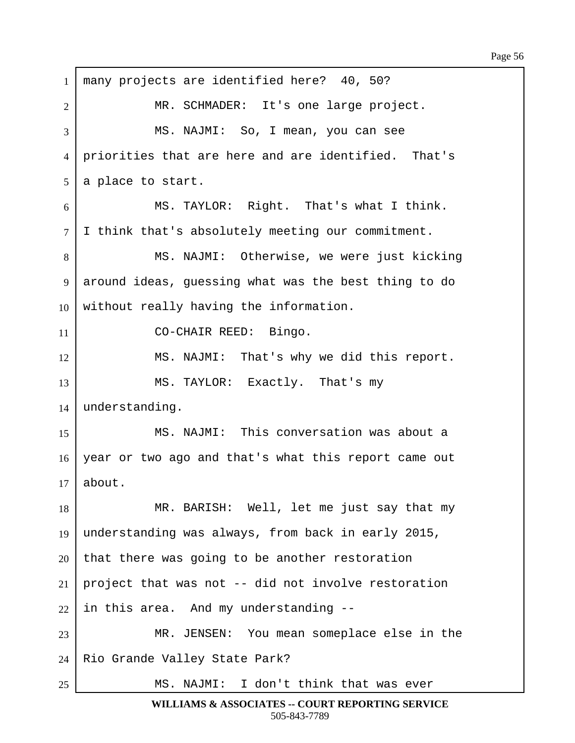many projects are identified here?  40, 50?

MR. SCHMADER:  It's one large project.

MS. NAJMI:  So, I mean, you can see priorities that are here and are identified.  That's a place to start.

MS. TAYLOR:  Right.  That's what I think. I think that's absolutely meeting our commitment.

MS. NAJMI:  Otherwise, we were just kicking around ideas, guessing what was the best thing to do without really having the information.

CO-CHAIR REED:  Bingo.

MS. NAJMI:  That's why we did this report.

MS. TAYLOR:  Exactly.  That's my understanding.

MS. NAJMI:  This conversation was about a year or two ago and that's what this report came out about.

MR. BARISH:  Well, let me just say that my understanding was always, from back in early 2015, that there was going to be another restoration project that was not -- did not involve restoration in this area.  And my understanding --

MR. JENSEN:  You mean someplace else in the Rio Grande Valley State Park?

MS. NAJMI:  I don't think that was ever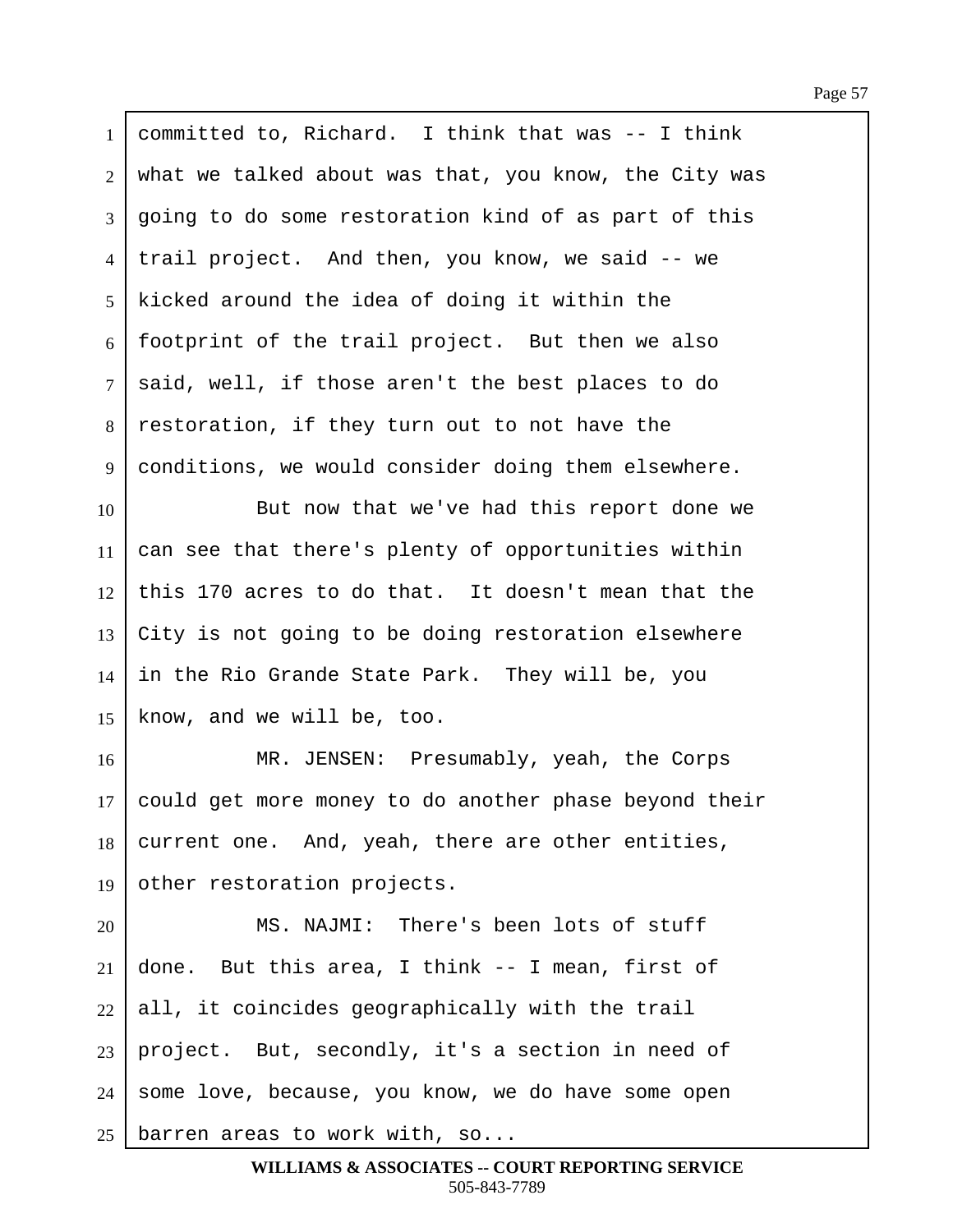committed to, Richard. I think that was -- I think what we talked about was that, you know, the City was going to do some restoration kind of as part of this trail project. And then, you know, we said -- we kicked around the idea of doing it within the footprint of the trail project. But then we also said, well, if those aren't the best places to do restoration, if they turn out to not have the conditions, we would consider doing them elsewhere.

But now that we've had this report done we can see that there's plenty of opportunities within this 170 acres to do that. It doesn't mean that the City is not going to be doing restoration elsewhere in the Rio Grande State Park. They will be, you know, and we will be, too.

MR. JENSEN: Presumably, yeah, the Corps could get more money to do another phase beyond their current one. And, yeah, there are other entities, other restoration projects.

MS. NAJMI: There's been lots of stuff done. But this area, I think -- I mean, first of all, it coincides geographically with the trail project. But, secondly, it's a section in need of some love, because, you know, we do have some open barren areas to work with, so...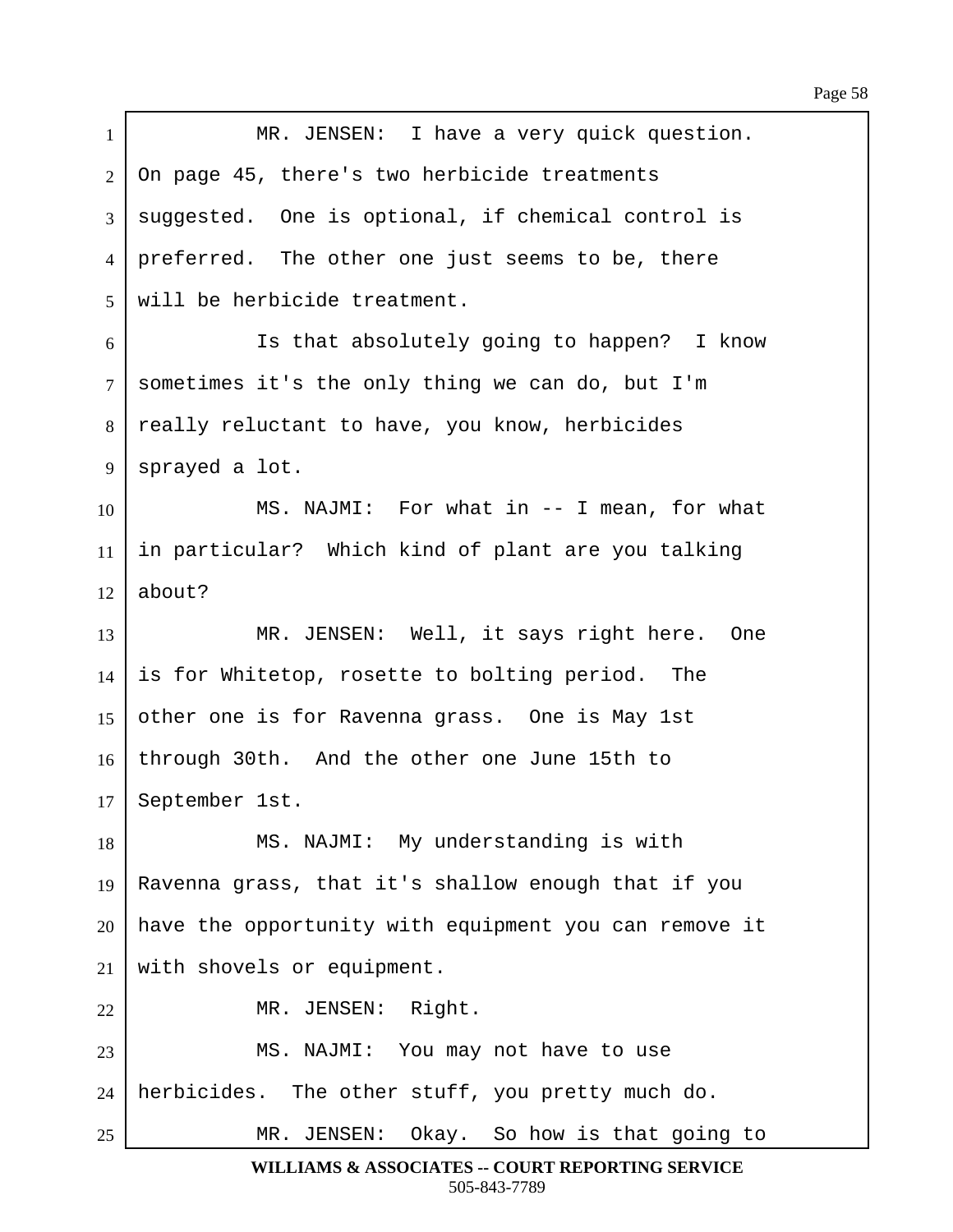MR. JENSEN: I have a very quick question. On page 45, there's two herbicide treatments suggested. One is optional, if chemical control is preferred. The other one just seems to be, there will be herbicide treatment.

Is that absolutely going to happen? I know sometimes it's the only thing we can do, but I'm really reluctant to have, you know, herbicides sprayed a lot.

MS. NAJMI: For what in -- I mean, for what in particular? Which kind of plant are you talking about?

MR. JENSEN: Well, it says right here. One is for Whitetop, rosette to bolting period. The other one is for Ravenna grass. One is May 1st through 30th. And the other one June 15th to September 1st.

MS. NAJMI: My understanding is with Ravenna grass, that it's shallow enough that if you have the opportunity with equipment you can remove it with shovels or equipment.

MR. JENSEN: Right.

MS. NAJMI: You may not have to use herbicides. The other stuff, you pretty much do.

MR. JENSEN: Okay. So how is that going to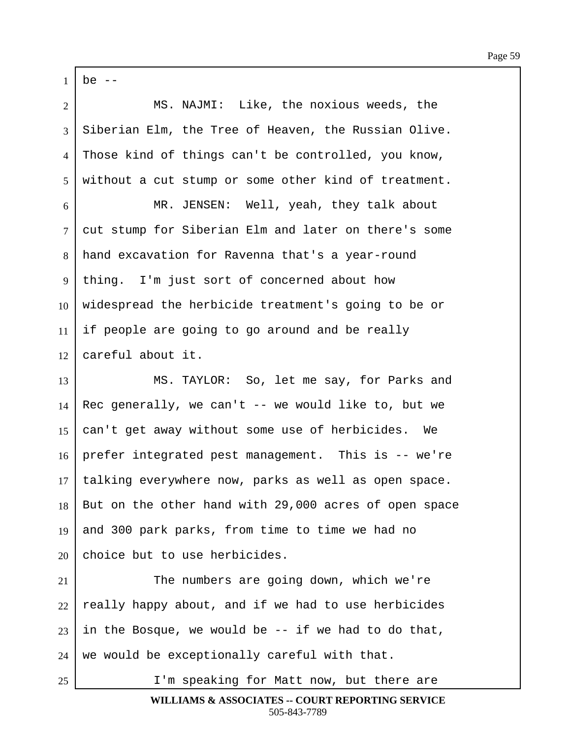be --

MS. NAJMI: Like, the noxious weeds, the Siberian Elm, the Tree of Heaven, the Russian Olive. Those kind of things can't be controlled, you know, without a cut stump or some other kind of treatment.

MR. JENSEN: Well, yeah, they talk about cut stump for Siberian Elm and later on there's some hand excavation for Ravenna that's a year-round thing. I'm just sort of concerned about how widespread the herbicide treatment's going to be or if people are going to go around and be really careful about it.

MS. TAYLOR: So, let me say, for Parks and Rec generally, we can't -- we would like to, but we can't get away without some use of herbicides. We prefer integrated pest management. This is -- we're talking everywhere now, parks as well as open space. But on the other hand with 29,000 acres of open space and 300 park parks, from time to time we had no choice but to use herbicides.

The numbers are going down, which we're really happy about, and if we had to use herbicides in the Bosque, we would be -- if we had to do that, we would be exceptionally careful with that.

I'm speaking for Matt now, but there are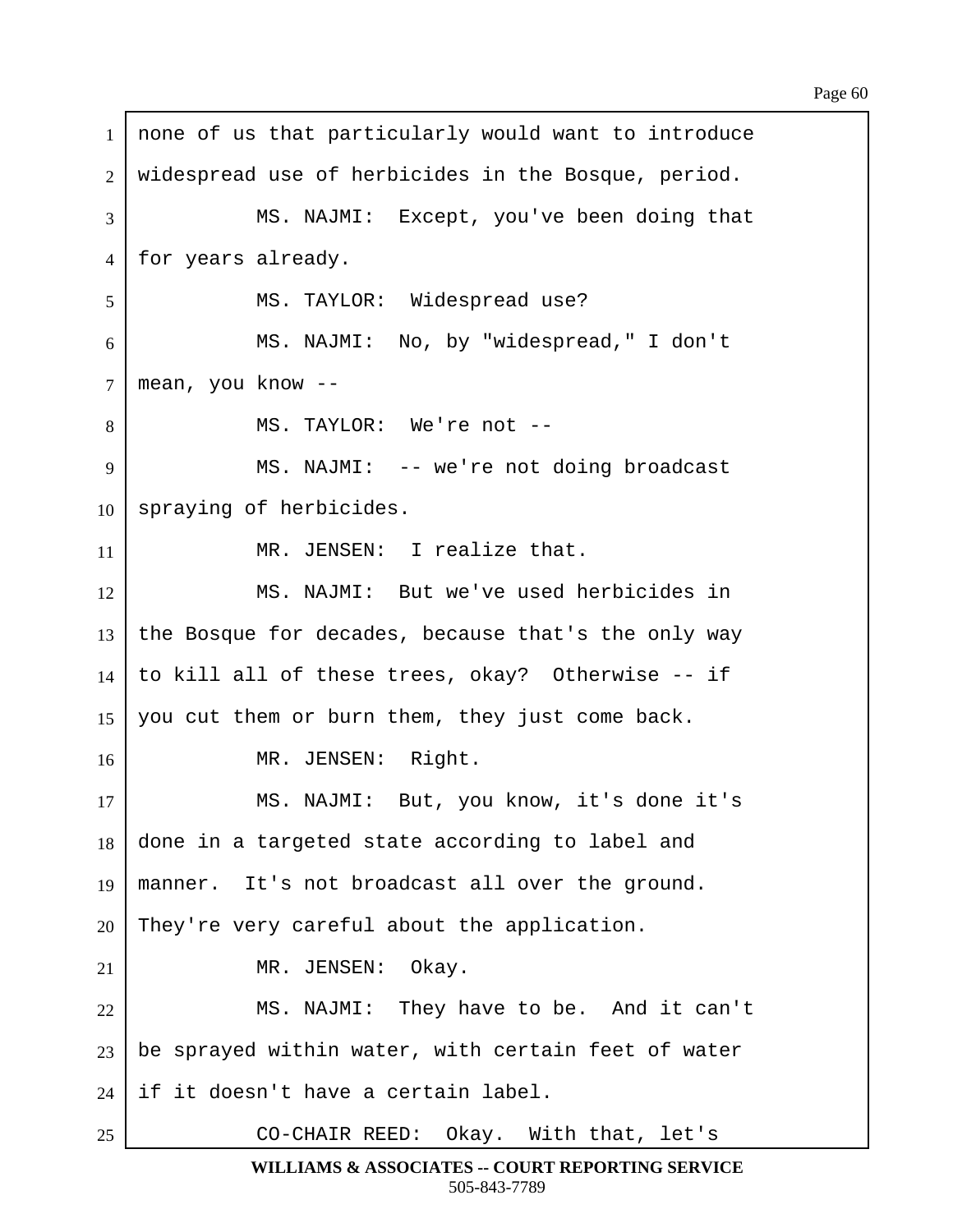none of us that particularly would want to introduce widespread use of herbicides in the Bosque, period.

MS. NAJMI: Except, you've been doing that for years already.

MS. TAYLOR: Widespread use?

MS. NAJMI: No, by "widespread," I don't mean, you know --

MS. TAYLOR: We're not --

MS. NAJMI: -- we're not doing broadcast spraying of herbicides.

MR. JENSEN: I realize that.

MS. NAJMI: But we've used herbicides in the Bosque for decades, because that's the only way to kill all of these trees, okay? Otherwise -- if you cut them or burn them, they just come back.

MR. JENSEN: Right.

MS. NAJMI: But, you know, it's done it's done in a targeted state according to label and manner. It's not broadcast all over the ground. They're very careful about the application.

MR. JENSEN: Okay.

MS. NAJMI: They have to be. And it can't be sprayed within water, with certain feet of water if it doesn't have a certain label.

CO-CHAIR REED: Okay. With that, let's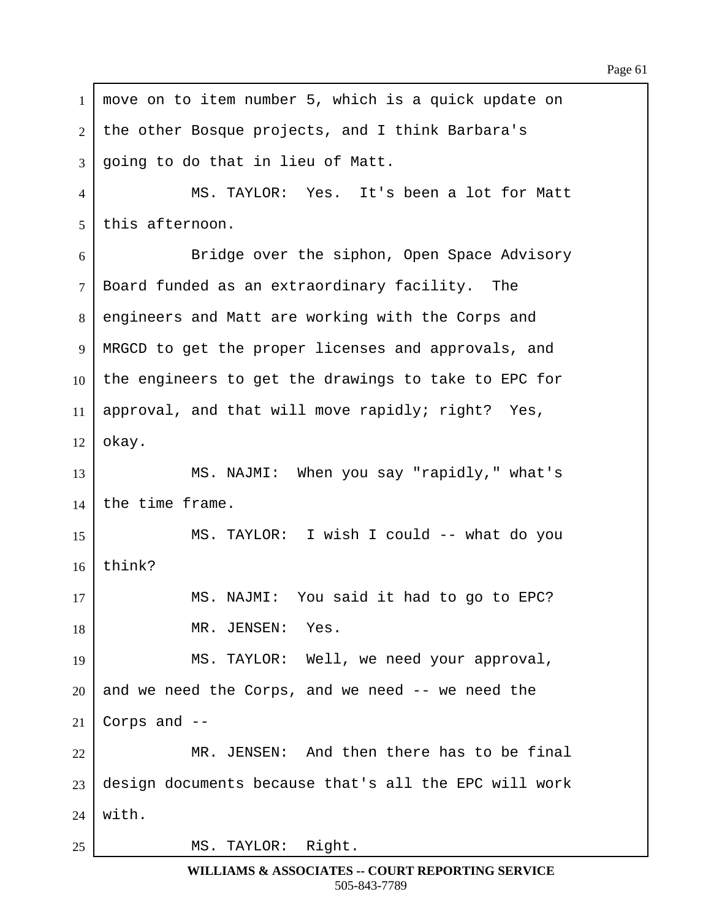move on to item number 5, which is a quick update on the other Bosque projects, and I think Barbara's going to do that in lieu of Matt.

MS. TAYLOR: Yes. It's been a lot for Matt this afternoon.

Bridge over the siphon, Open Space Advisory Board funded as an extraordinary facility. The engineers and Matt are working with the Corps and MRGCD to get the proper licenses and approvals, and the engineers to get the drawings to take to EPC for approval, and that will move rapidly; right? Yes, okay.

MS. NAJMI: When you say "rapidly," what's the time frame.

MS. TAYLOR: I wish I could -- what do you think?

MS. NAJMI: You said it had to go to EPC?

MR. JENSEN: Yes.

MS. TAYLOR: Well, we need your approval, and we need the Corps, and we need -- we need the Corps and --

MR. JENSEN: And then there has to be final design documents because that's all the EPC will work with.

MS. TAYLOR: Right.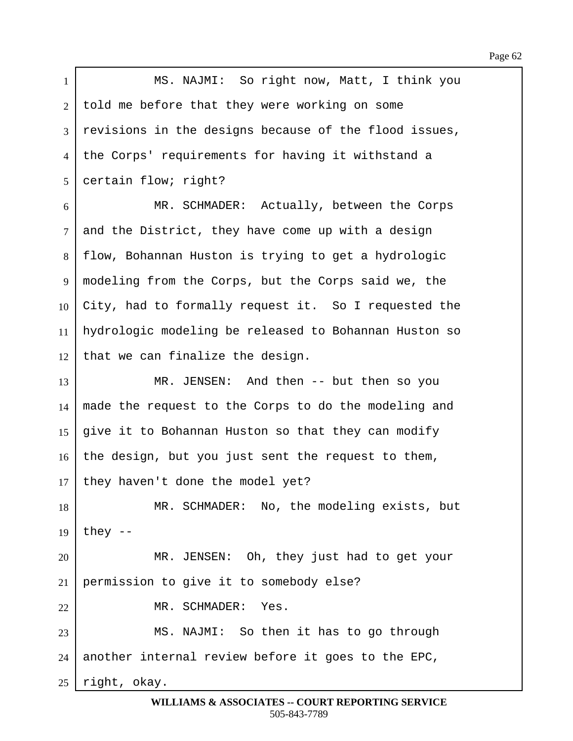MS. NAJMI: So right now, Matt, I think you told me before that they were working on some revisions in the designs because of the flood issues, the Corps' requirements for having it withstand a certain flow; right?

MR. SCHMADER: Actually, between the Corps and the District, they have come up with a design flow, Bohannan Huston is trying to get a hydrologic modeling from the Corps, but the Corps said we, the City, had to formally request it. So I requested the hydrologic modeling be released to Bohannan Huston so that we can finalize the design.

MR. JENSEN: And then -- but then so you made the request to the Corps to do the modeling and give it to Bohannan Huston so that they can modify the design, but you just sent the request to them, they haven't done the model yet?

MR. SCHMADER: No, the modeling exists, but they --

MR. JENSEN: Oh, they just had to get your permission to give it to somebody else?

MR. SCHMADER: Yes.

MS. NAJMI: So then it has to go through another internal review before it goes to the EPC, right, okay.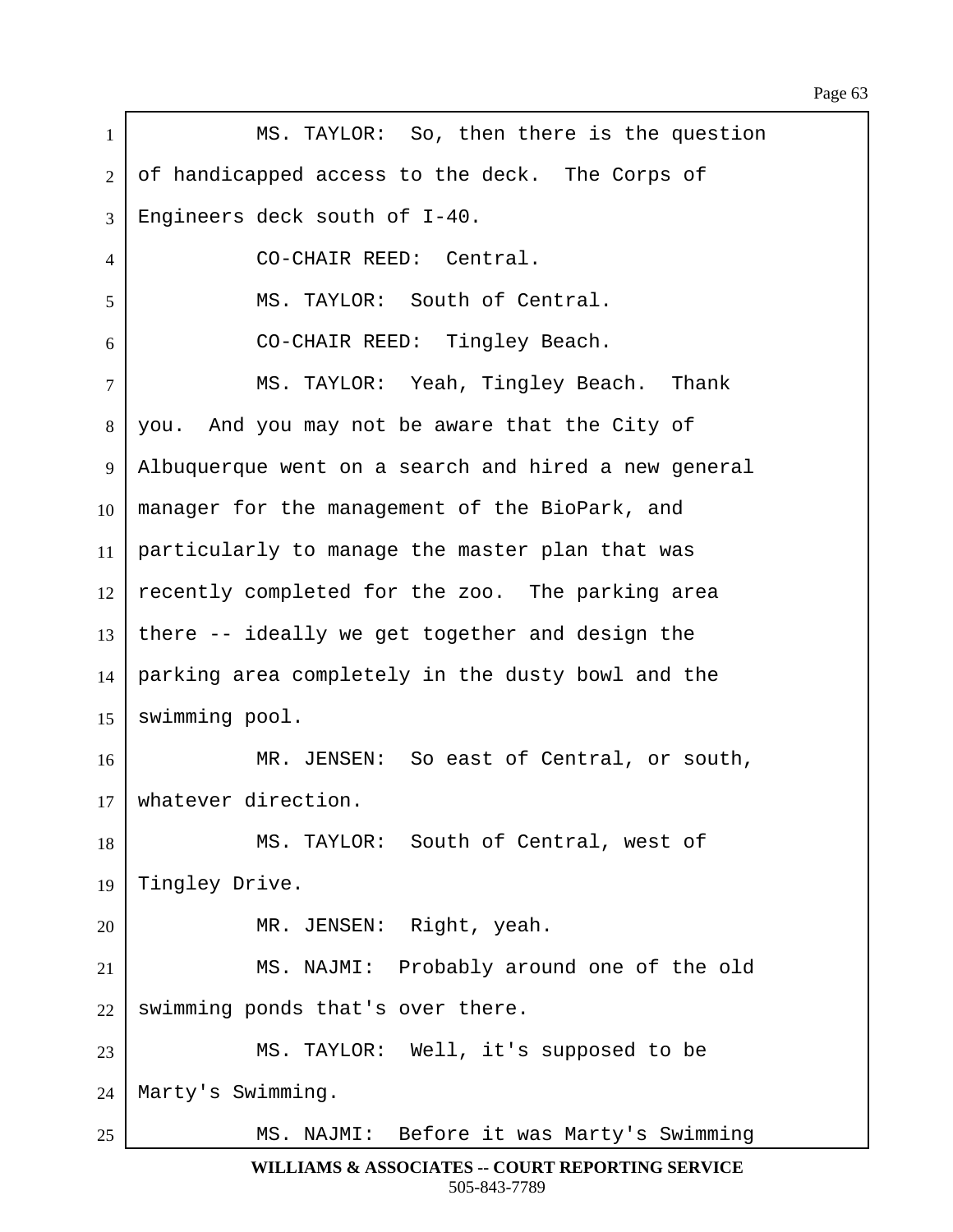MS. TAYLOR: So, then there is the question of handicapped access to the deck. The Corps of Engineers deck south of I-40.

CO-CHAIR REED: Central.

MS. TAYLOR: South of Central.

CO-CHAIR REED: Tingley Beach.

MS. TAYLOR: Yeah, Tingley Beach. Thank you. And you may not be aware that the City of Albuquerque went on a search and hired a new general manager for the management of the BioPark, and particularly to manage the master plan that was recently completed for the zoo. The parking area there -- ideally we get together and design the parking area completely in the dusty bowl and the swimming pool.

MR. JENSEN: So east of Central, or south, whatever direction.

MS. TAYLOR: South of Central, west of Tingley Drive.

MR. JENSEN: Right, yeah.

MS. NAJMI: Probably around one of the old swimming ponds that's over there.

MS. TAYLOR: Well, it's supposed to be Marty's Swimming.

MS. NAJMI: Before it was Marty's Swimming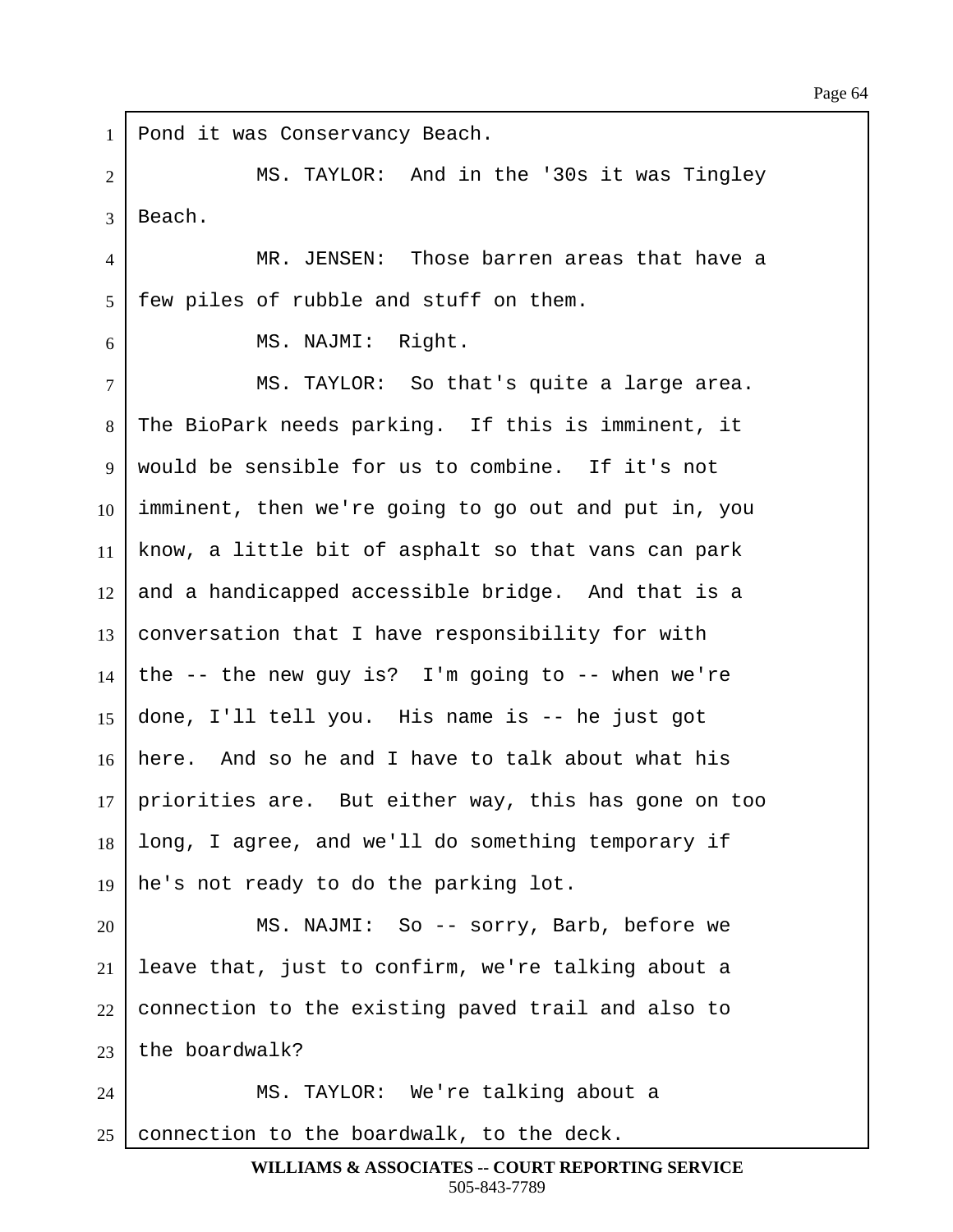1 Pond it was Conservancy Beach.

2 MS. TAYLOR: And in the '30s it was Tingley

3 Beach.

4 MR. JENSEN: Those barren areas that have a

5 few piles of rubble and stuff on them.

6 MS. NAJMI: Right.

7 MS. TAYLOR: So that's quite a large area.

8 The BioPark needs parking. If this is imminent, it

9 would be sensible for us to combine. If it's not

10 imminent, then we're going to go out and put in, you

11 know, a little bit of asphalt so that vans can park

12 and a handicapped accessible bridge. And that is a

13 conversation that I have responsibility for with

14 the -- the new guy is? I'm going to -- when we're

15 done, I'll tell you. His name is -- he just got

16 here. And so he and I have to talk about what his

17 priorities are. But either way, this has gone on too

18 long, I agree, and we'll do something temporary if

19 he's not ready to do the parking lot.

20 MS. NAJMI: So -- sorry, Barb, before we

21 leave that, just to confirm, we're talking about a

22 connection to the existing paved trail and also to

23 the boardwalk?

24 MS. TAYLOR: We're talking about a

25 connection to the boardwalk, to the deck.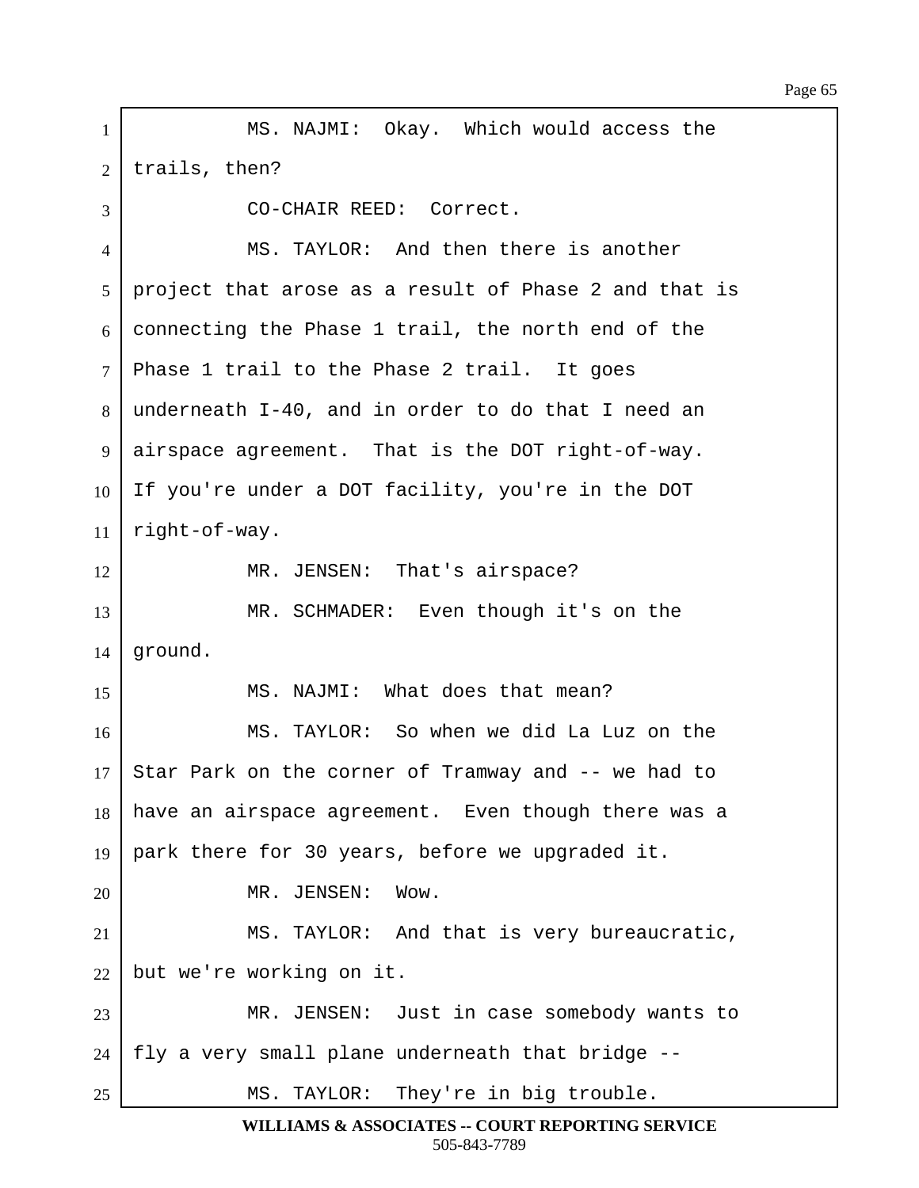MS. NAJMI: Okay. Which would access the trails, then?

CO-CHAIR REED: Correct.

MS. TAYLOR: And then there is another project that arose as a result of Phase 2 and that is connecting the Phase 1 trail, the north end of the Phase 1 trail to the Phase 2 trail. It goes underneath I-40, and in order to do that I need an airspace agreement. That is the DOT right-of-way. If you're under a DOT facility, you're in the DOT right-of-way.

MR. JENSEN: That's airspace?

MR. SCHMADER: Even though it's on the ground.

MS. NAJMI: What does that mean?

MS. TAYLOR: So when we did La Luz on the Star Park on the corner of Tramway and -- we had to have an airspace agreement. Even though there was a park there for 30 years, before we upgraded it.

MR. JENSEN: Wow.

MS. TAYLOR: And that is very bureaucratic, but we're working on it.

MR. JENSEN: Just in case somebody wants to fly a very small plane underneath that bridge --

MS. TAYLOR: They're in big trouble.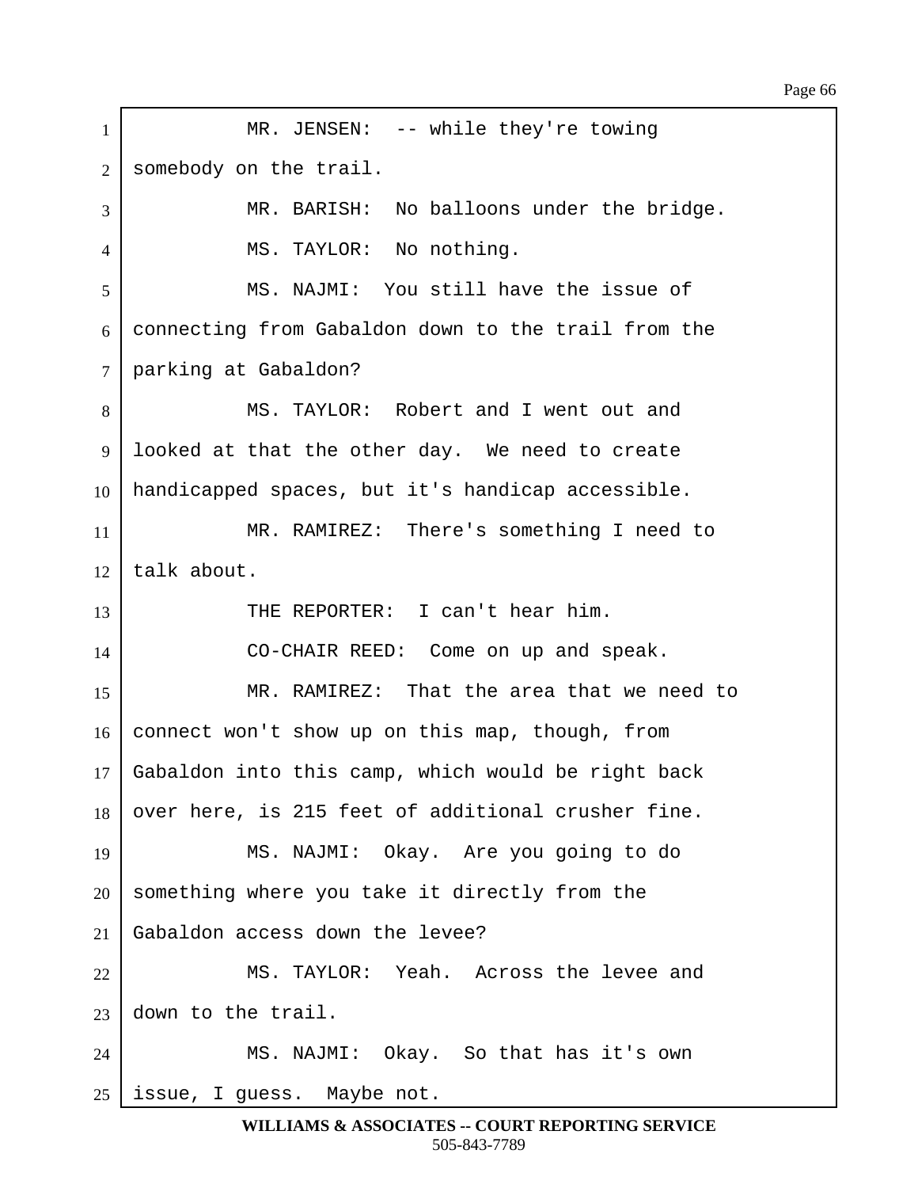MR. JENSEN: -- while they're towing somebody on the trail.

MR. BARISH: No balloons under the bridge.

MS. TAYLOR: No nothing.

MS. NAJMI: You still have the issue of connecting from Gabaldon down to the trail from the parking at Gabaldon?

MS. TAYLOR: Robert and I went out and looked at that the other day. We need to create handicapped spaces, but it's handicap accessible.

MR. RAMIREZ: There's something I need to talk about.

THE REPORTER: I can't hear him.

CO-CHAIR REED: Come on up and speak.

MR. RAMIREZ: That the area that we need to connect won't show up on this map, though, from Gabaldon into this camp, which would be right back over here, is 215 feet of additional crusher fine.

MS. NAJMI: Okay. Are you going to do something where you take it directly from the Gabaldon access down the levee?

MS. TAYLOR: Yeah. Across the levee and down to the trail.

MS. NAJMI: Okay. So that has it's own issue, I guess. Maybe not.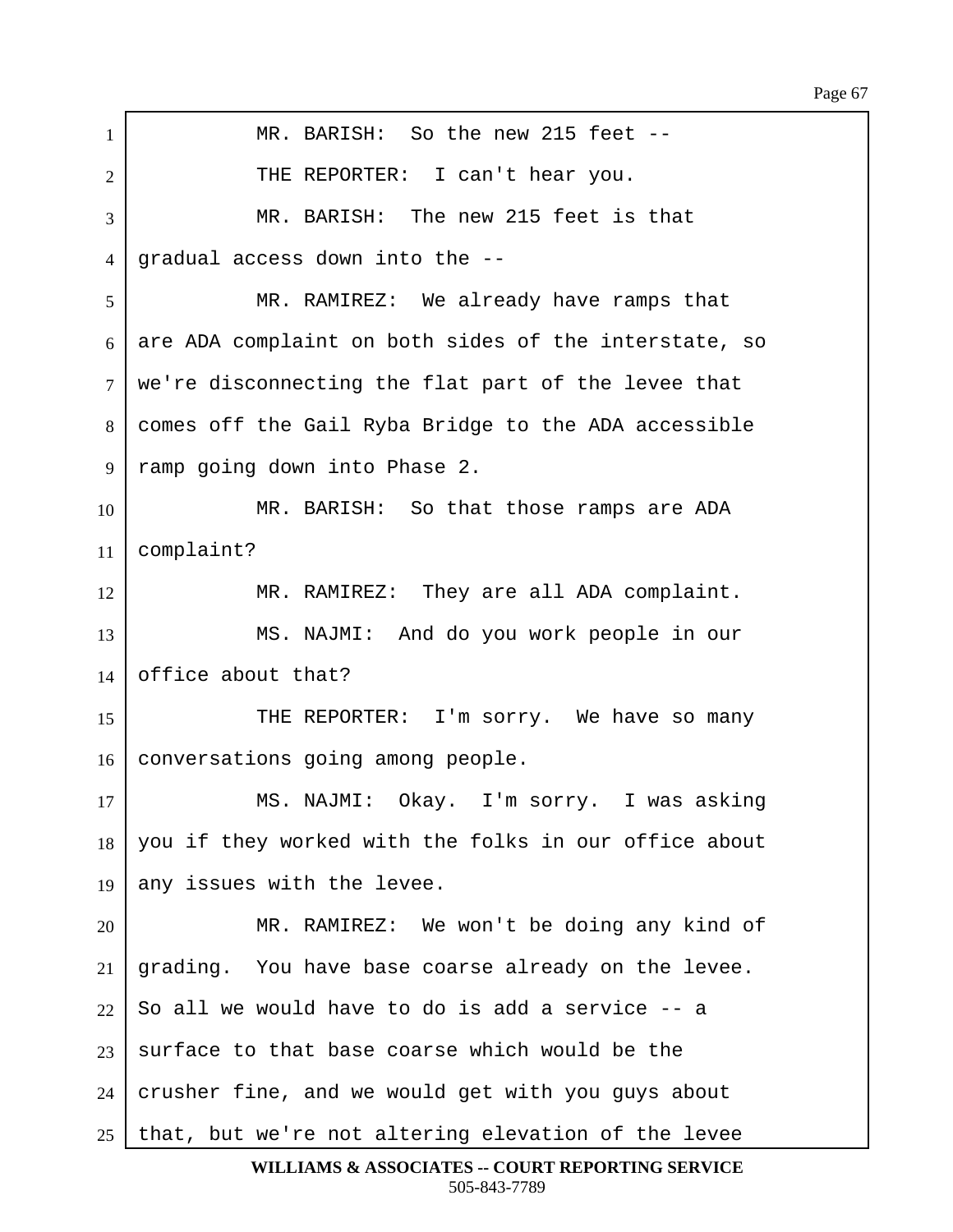MR. BARISH: So the new 215 feet --

THE REPORTER: I can't hear you.

MR. BARISH: The new 215 feet is that gradual access down into the --

MR. RAMIREZ: We already have ramps that are ADA complaint on both sides of the interstate, so we're disconnecting the flat part of the levee that comes off the Gail Ryba Bridge to the ADA accessible ramp going down into Phase 2.

MR. BARISH: So that those ramps are ADA complaint?

MR. RAMIREZ: They are all ADA complaint.

MS. NAJMI: And do you work people in our office about that?

THE REPORTER: I'm sorry. We have so many conversations going among people.

MS. NAJMI: Okay. I'm sorry. I was asking you if they worked with the folks in our office about any issues with the levee.

MR. RAMIREZ: We won't be doing any kind of grading. You have base coarse already on the levee. So all we would have to do is add a service -- a surface to that base coarse which would be the crusher fine, and we would get with you guys about that, but we're not altering elevation of the levee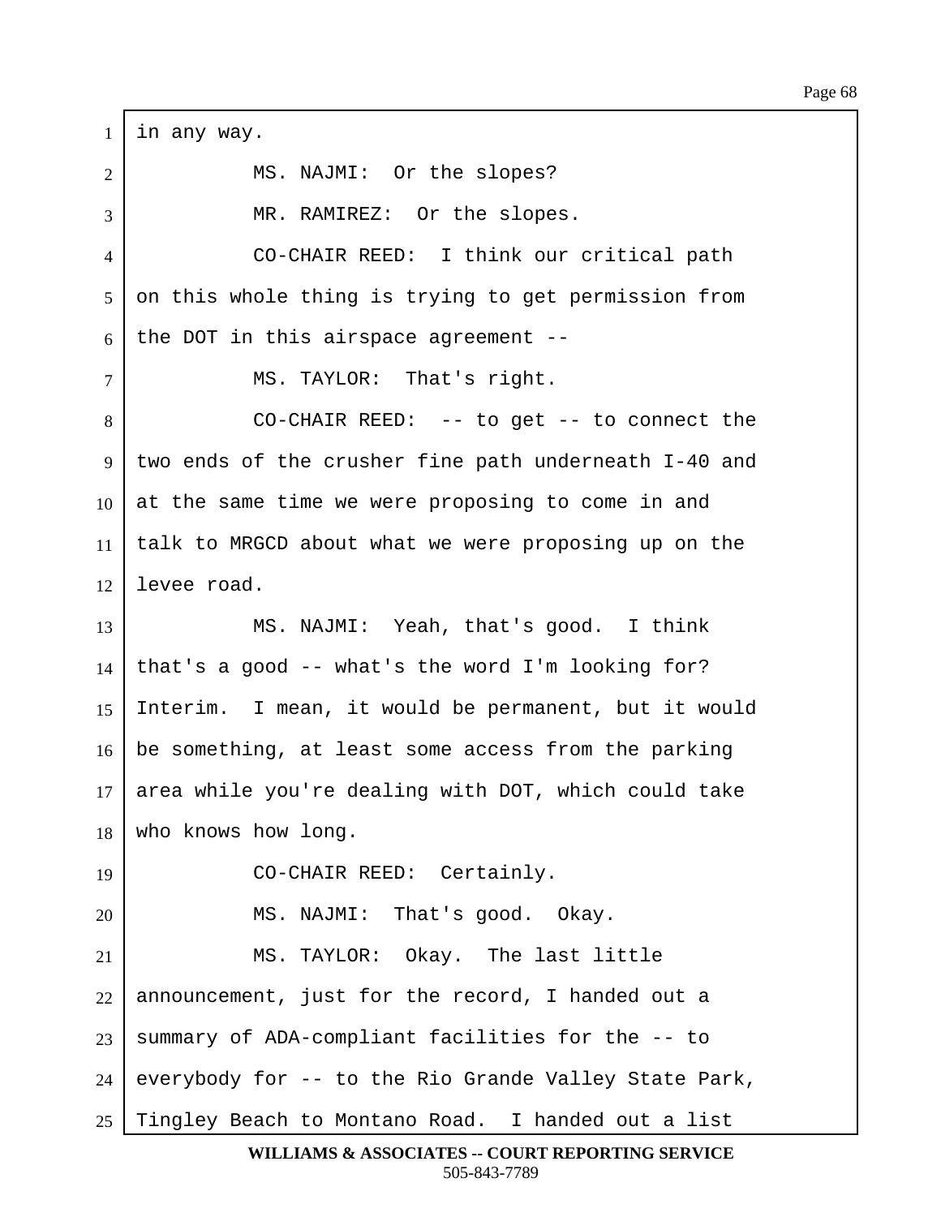in any way.

MS. NAJMI: Or the slopes?

MR. RAMIREZ: Or the slopes.

CO-CHAIR REED: I think our critical path on this whole thing is trying to get permission from the DOT in this airspace agreement --

MS. TAYLOR: That's right.

CO-CHAIR REED: -- to get -- to connect the two ends of the crusher fine path underneath I-40 and at the same time we were proposing to come in and talk to MRGCD about what we were proposing up on the levee road.

MS. NAJMI: Yeah, that's good. I think that's a good -- what's the word I'm looking for? Interim. I mean, it would be permanent, but it would be something, at least some access from the parking area while you're dealing with DOT, which could take who knows how long.

CO-CHAIR REED: Certainly.

MS. NAJMI: That's good. Okay.

MS. TAYLOR: Okay. The last little announcement, just for the record, I handed out a summary of ADA-compliant facilities for the -- to everybody for -- to the Rio Grande Valley State Park, Tingley Beach to Montano Road. I handed out a list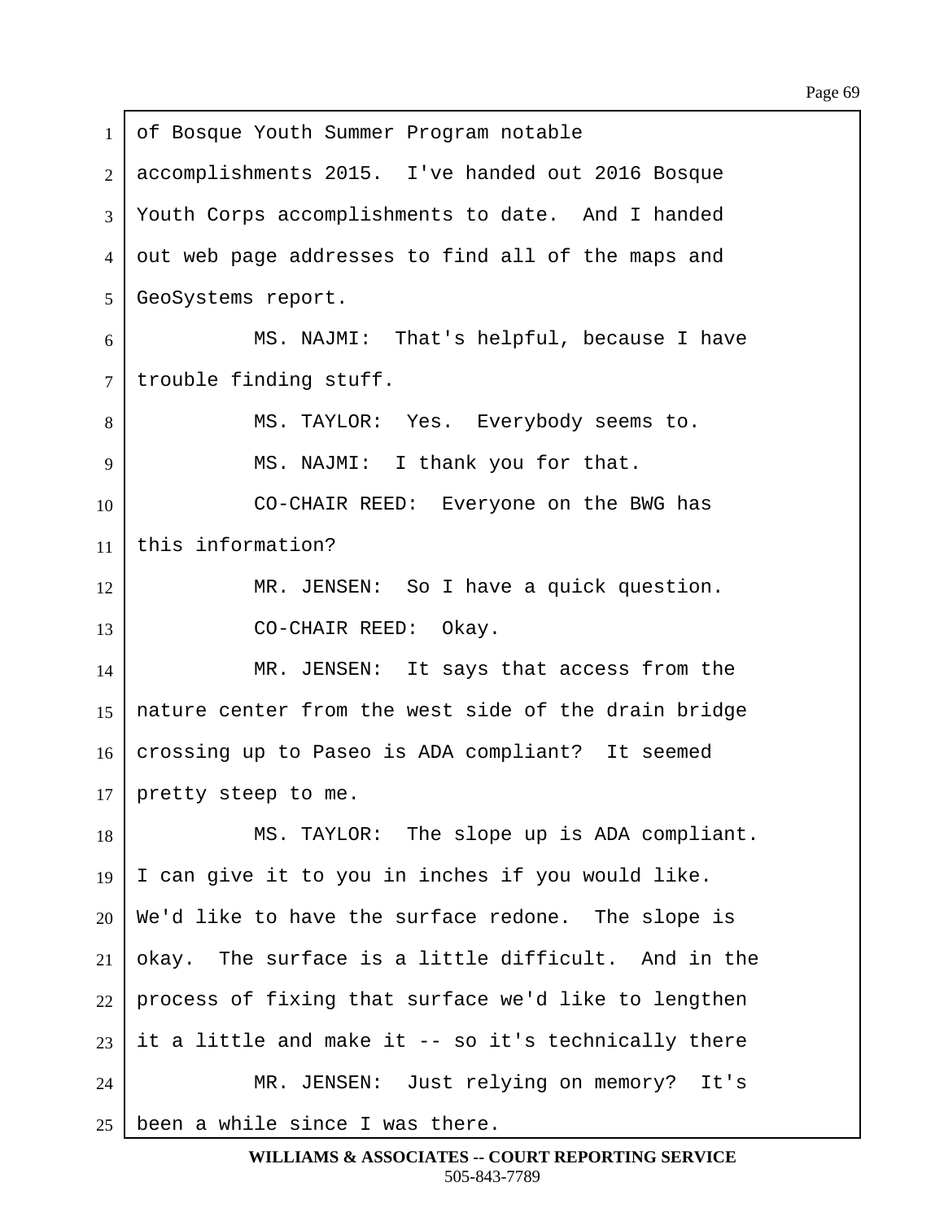of Bosque Youth Summer Program notable accomplishments 2015. I've handed out 2016 Bosque Youth Corps accomplishments to date. And I handed out web page addresses to find all of the maps and GeoSystems report.

MS. NAJMI: That's helpful, because I have trouble finding stuff.

MS. TAYLOR: Yes. Everybody seems to.

MS. NAJMI: I thank you for that.

CO-CHAIR REED: Everyone on the BWG has this information?

MR. JENSEN: So I have a quick question.

CO-CHAIR REED: Okay.

MR. JENSEN: It says that access from the nature center from the west side of the drain bridge crossing up to Paseo is ADA compliant? It seemed pretty steep to me.

MS. TAYLOR: The slope up is ADA compliant. I can give it to you in inches if you would like. We'd like to have the surface redone. The slope is okay. The surface is a little difficult. And in the process of fixing that surface we'd like to lengthen it a little and make it -- so it's technically there

MR. JENSEN: Just relying on memory? It's been a while since I was there.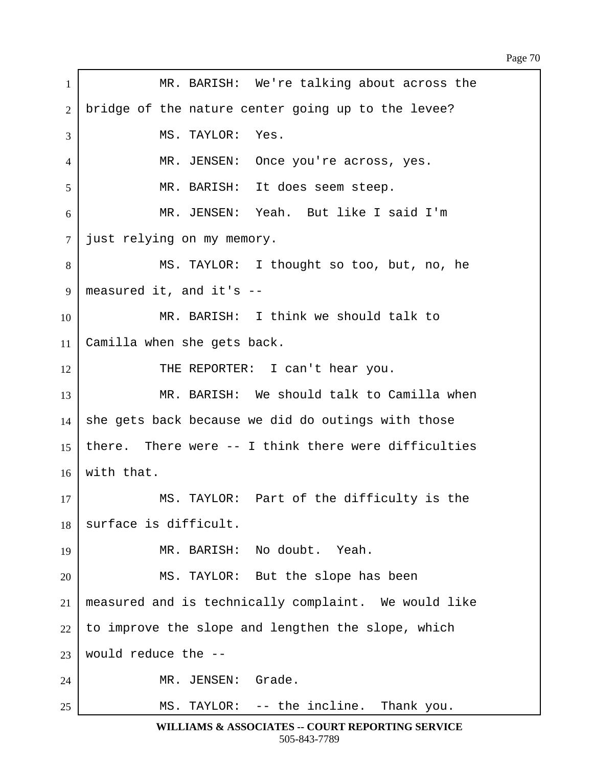MR. BARISH: We're talking about across the bridge of the nature center going up to the levee?

MS. TAYLOR: Yes.

MR. JENSEN: Once you're across, yes.

MR. BARISH: It does seem steep.

MR. JENSEN: Yeah. But like I said I'm just relying on my memory.

MS. TAYLOR: I thought so too, but, no, he measured it, and it's --

MR. BARISH: I think we should talk to Camilla when she gets back.

THE REPORTER: I can't hear you.

MR. BARISH: We should talk to Camilla when she gets back because we did do outings with those there. There were -- I think there were difficulties with that.

MS. TAYLOR: Part of the difficulty is the surface is difficult.

MR. BARISH: No doubt. Yeah.

MS. TAYLOR: But the slope has been measured and is technically complaint. We would like to improve the slope and lengthen the slope, which would reduce the --

MR. JENSEN: Grade.

MS. TAYLOR: -- the incline. Thank you.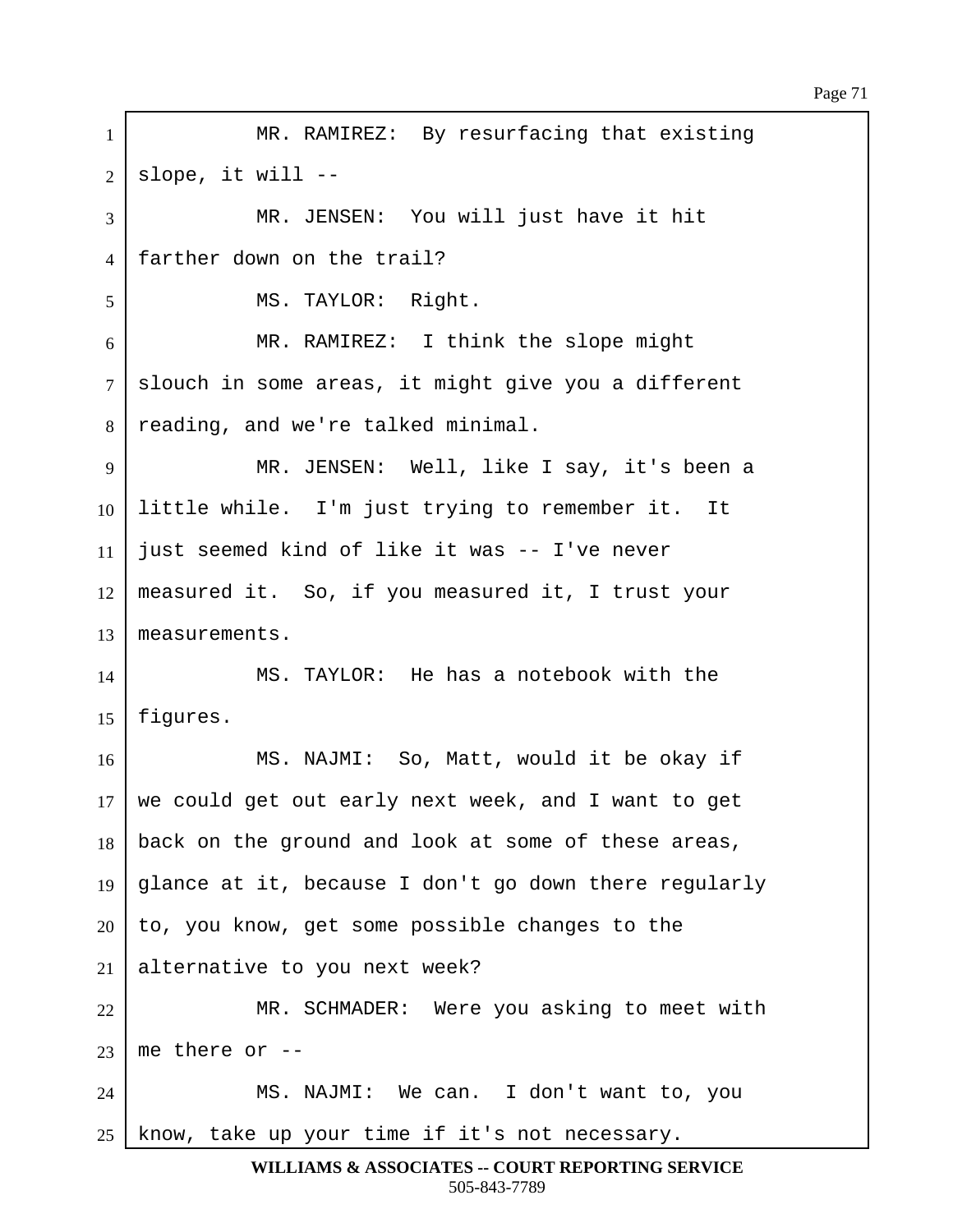MR. RAMIREZ: By resurfacing that existing slope, it will --

MR. JENSEN: You will just have it hit farther down on the trail?

MS. TAYLOR: Right.

MR. RAMIREZ: I think the slope might slouch in some areas, it might give you a different reading, and we're talked minimal.

MR. JENSEN: Well, like I say, it's been a little while. I'm just trying to remember it. It just seemed kind of like it was -- I've never measured it. So, if you measured it, I trust your measurements.

MS. TAYLOR: He has a notebook with the figures.

MS. NAJMI: So, Matt, would it be okay if we could get out early next week, and I want to get back on the ground and look at some of these areas, glance at it, because I don't go down there regularly to, you know, get some possible changes to the alternative to you next week?

MR. SCHMADER: Were you asking to meet with me there or --

MS. NAJMI: We can. I don't want to, you know, take up your time if it's not necessary.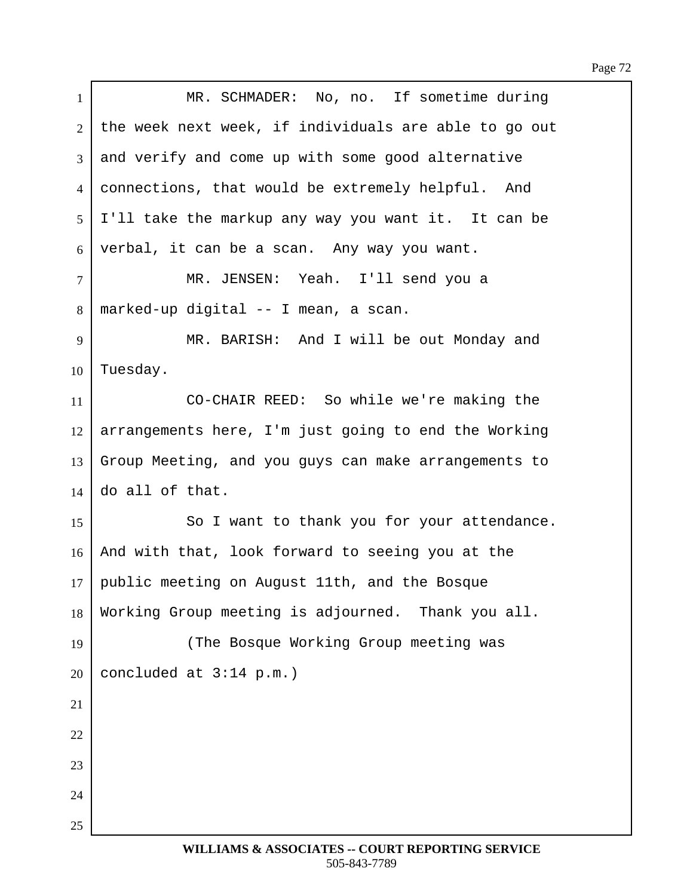MR. SCHMADER: No, no. If sometime during the week next week, if individuals are able to go out and verify and come up with some good alternative connections, that would be extremely helpful. And I'll take the markup any way you want it. It can be verbal, it can be a scan. Any way you want.

MR. JENSEN: Yeah. I'll send you a marked-up digital -- I mean, a scan.

MR. BARISH: And I will be out Monday and Tuesday.

CO-CHAIR REED: So while we're making the arrangements here, I'm just going to end the Working Group Meeting, and you guys can make arrangements to do all of that.

So I want to thank you for your attendance. And with that, look forward to seeing you at the public meeting on August 11th, and the Bosque Working Group meeting is adjourned. Thank you all.

(The Bosque Working Group meeting was concluded at 3:14 p.m.)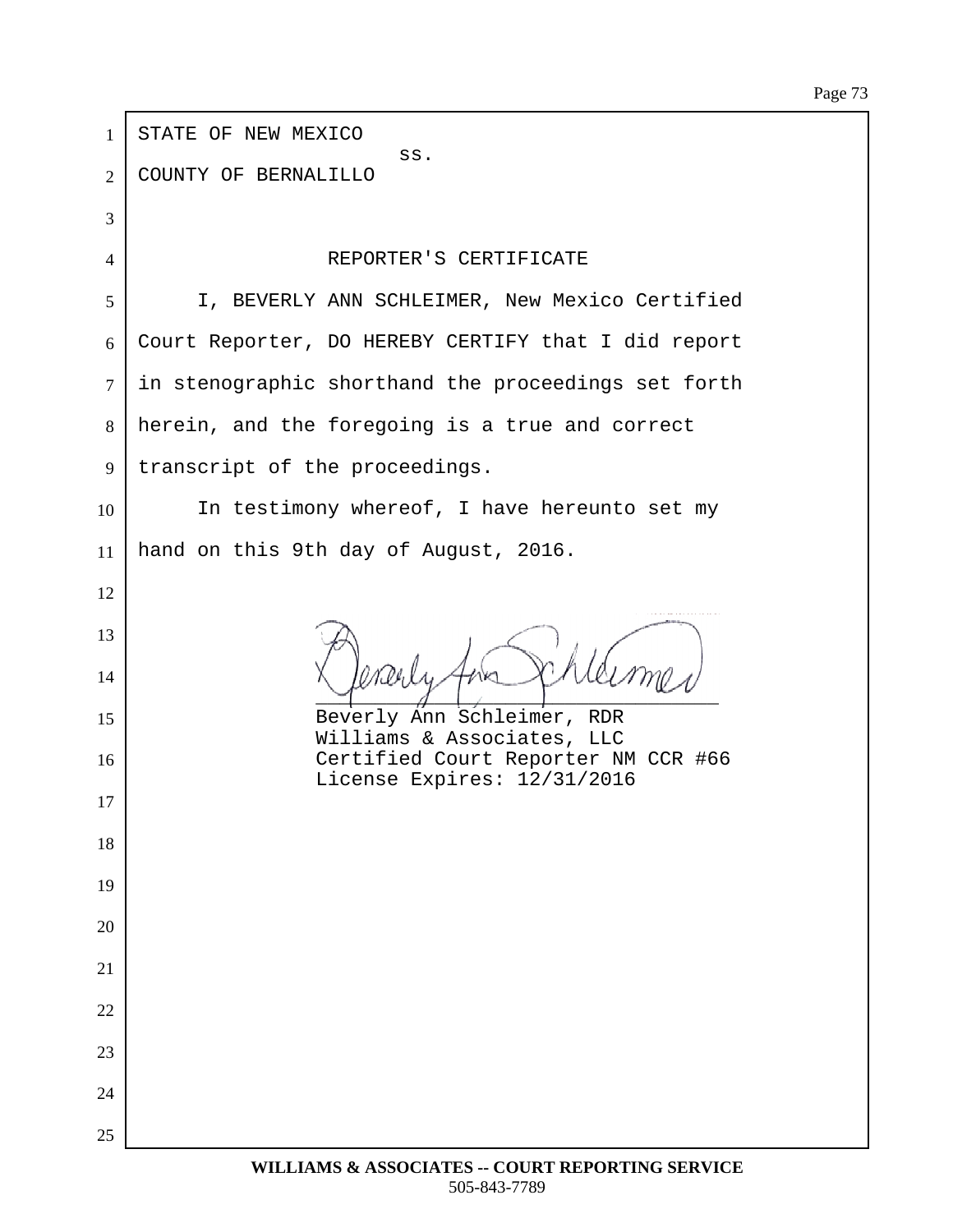STATE OF NEW MEXICO
ss.
COUNTY OF BERNALILLO

REPORTER'S CERTIFICATE

I, BEVERLY ANN SCHLEIMER, New Mexico Certified Court Reporter, DO HEREBY CERTIFY that I did report in stenographic shorthand the proceedings set forth herein, and the foregoing is a true and correct transcript of the proceedings.

In testimony whereof, I have hereunto set my hand on this 9th day of August, 2016.

Beverly Ann Schleimer, RDR
Williams & Associates, LLC
Certified Court Reporter NM CCR #66
License Expires: 12/31/2016

WILLIAMS & ASSOCIATES -- COURT REPORTING SERVICE
505-843-7789